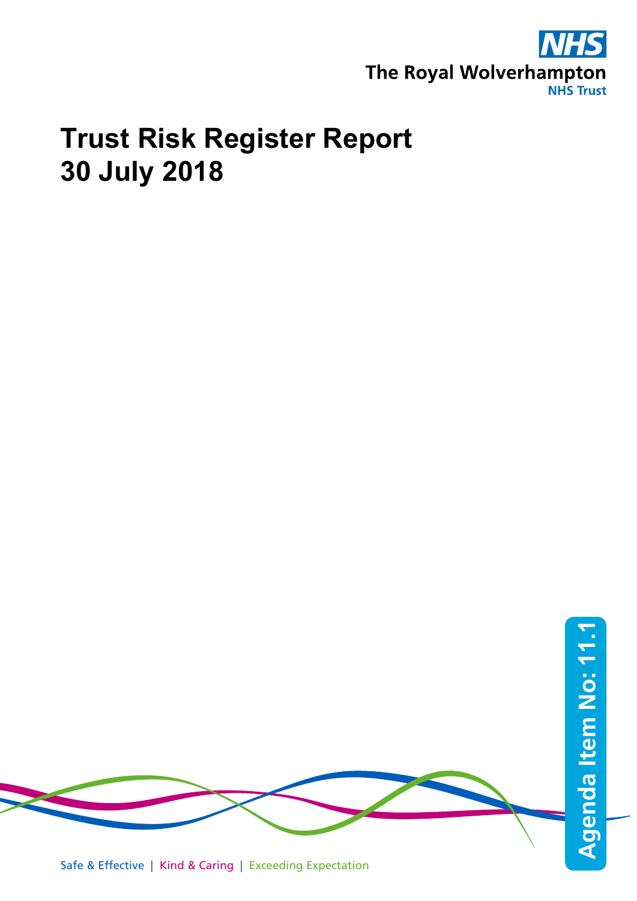The Royal Wolverhampton NHS Trust

# Trust Risk Register Report
# 30 July 2018

Agenda Item No: 11.1

Safe & Effective | Kind & Caring | Exceeding Expectation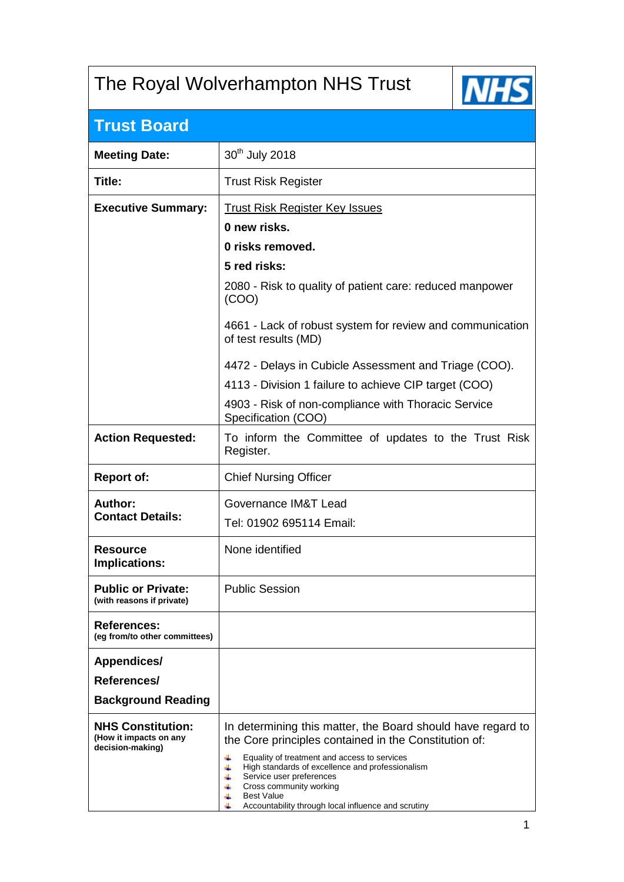| The Royal Wolverhampton NHS Trust | NHS |
|---|---|
| **Trust Board** | |
| **Meeting Date:** | 30th July 2018 |
| **Title:** | Trust Risk Register |
| **Executive Summary:** | Trust Risk Register Key Issues<br>**0 new risks.**<br>**0 risks removed.**<br>**5 red risks:**<br>2080 - Risk to quality of patient care: reduced manpower (COO)<br>4661 - Lack of robust system for review and communication of test results (MD)<br>4472 - Delays in Cubicle Assessment and Triage (COO).<br>4113 - Division 1 failure to achieve CIP target (COO)<br>4903 - Risk of non-compliance with Thoracic Service Specification (COO) |
| **Action Requested:** | To inform the Committee of updates to the Trust Risk Register. |
| **Report of:** | Chief Nursing Officer |
| **Author:**<br>**Contact Details:** | Governance IM&T Lead<br>Tel: 01902 695114 Email: |
| **Resource Implications:** | None identified |
| **Public or Private:** (with reasons if private) | Public Session |
| **References:** (eg from/to other committees) | |
| **Appendices/ References/ Background Reading** | |
| **NHS Constitution:** (How it impacts on any decision-making) | In determining this matter, the Board should have regard to the Core principles contained in the Constitution of:<br>- Equality of treatment and access to services<br>- High standards of excellence and professionalism<br>- Service user preferences<br>- Cross community working<br>- Best Value<br>- Accountability through local influence and scrutiny |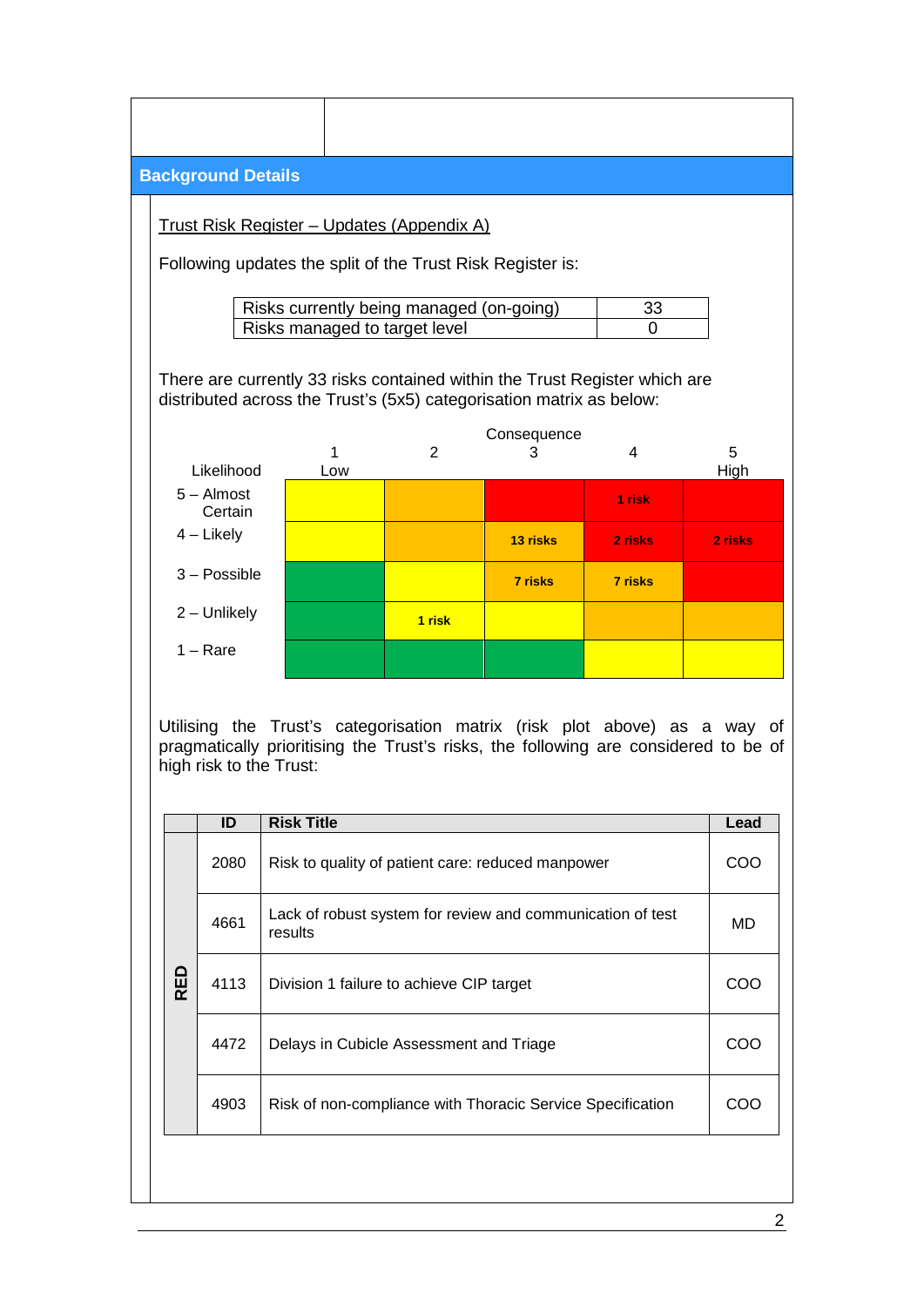## Background Details

<u>Trust Risk Register – Updates (Appendix A)</u>

Following updates the split of the Trust Risk Register is:

| | |
|---|---|
| Risks currently being managed (on-going) | 33 |
| Risks managed to target level | 0 |

There are currently 33 risks contained within the Trust Register which are distributed across the Trust's (5x5) categorisation matrix as below:

| Likelihood \ Consequence | 1 Low | 2 | 3 | 4 | 5 High |
|---|---|---|---|---|---|
| 5 – Almost Certain | | | | 1 risk | |
| 4 – Likely | | | 13 risks | 2 risks | 2 risks |
| 3 – Possible | | | 7 risks | 7 risks | |
| 2 – Unlikely | | 1 risk | | | |
| 1 – Rare | | | | | |

Utilising the Trust's categorisation matrix (risk plot above) as a way of pragmatically prioritising the Trust's risks, the following are considered to be of high risk to the Trust:

| | ID | Risk Title | Lead |
|---|---|---|---|
| RED | 2080 | Risk to quality of patient care: reduced manpower | COO |
| | 4661 | Lack of robust system for review and communication of test results | MD |
| | 4113 | Division 1 failure to achieve CIP target | COO |
| | 4472 | Delays in Cubicle Assessment and Triage | COO |
| | 4903 | Risk of non-compliance with Thoracic Service Specification | COO |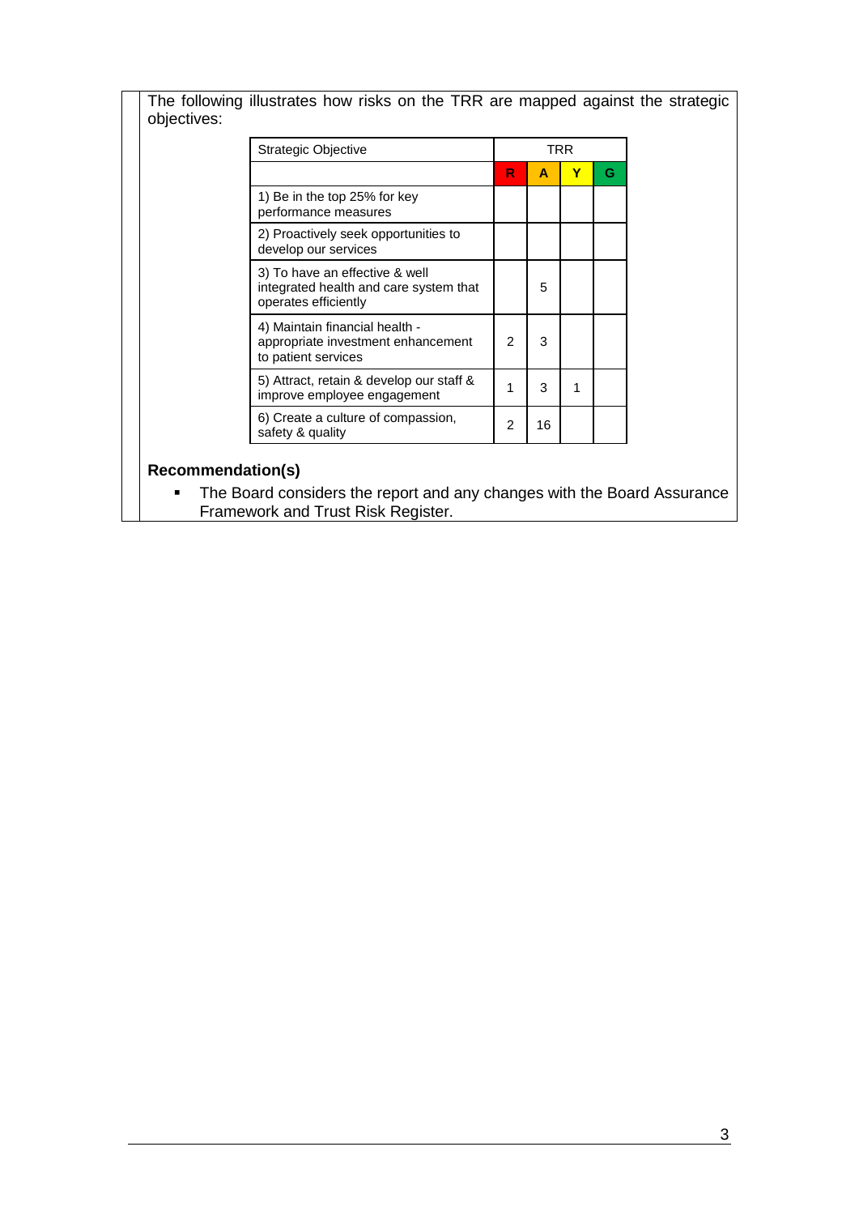The following illustrates how risks on the TRR are mapped against the strategic objectives:

| Strategic Objective | TRR | | | |
|---|---|---|---|---|
| | R | A | Y | G |
| 1) Be in the top 25% for key performance measures | | | | |
| 2) Proactively seek opportunities to develop our services | | | | |
| 3) To have an effective & well integrated health and care system that operates efficiently | | 5 | | |
| 4) Maintain financial health - appropriate investment enhancement to patient services | 2 | 3 | | |
| 5) Attract, retain & develop our staff & improve employee engagement | 1 | 3 | 1 | |
| 6) Create a culture of compassion, safety & quality | 2 | 16 | | |

**Recommendation(s)**

- The Board considers the report and any changes with the Board Assurance Framework and Trust Risk Register.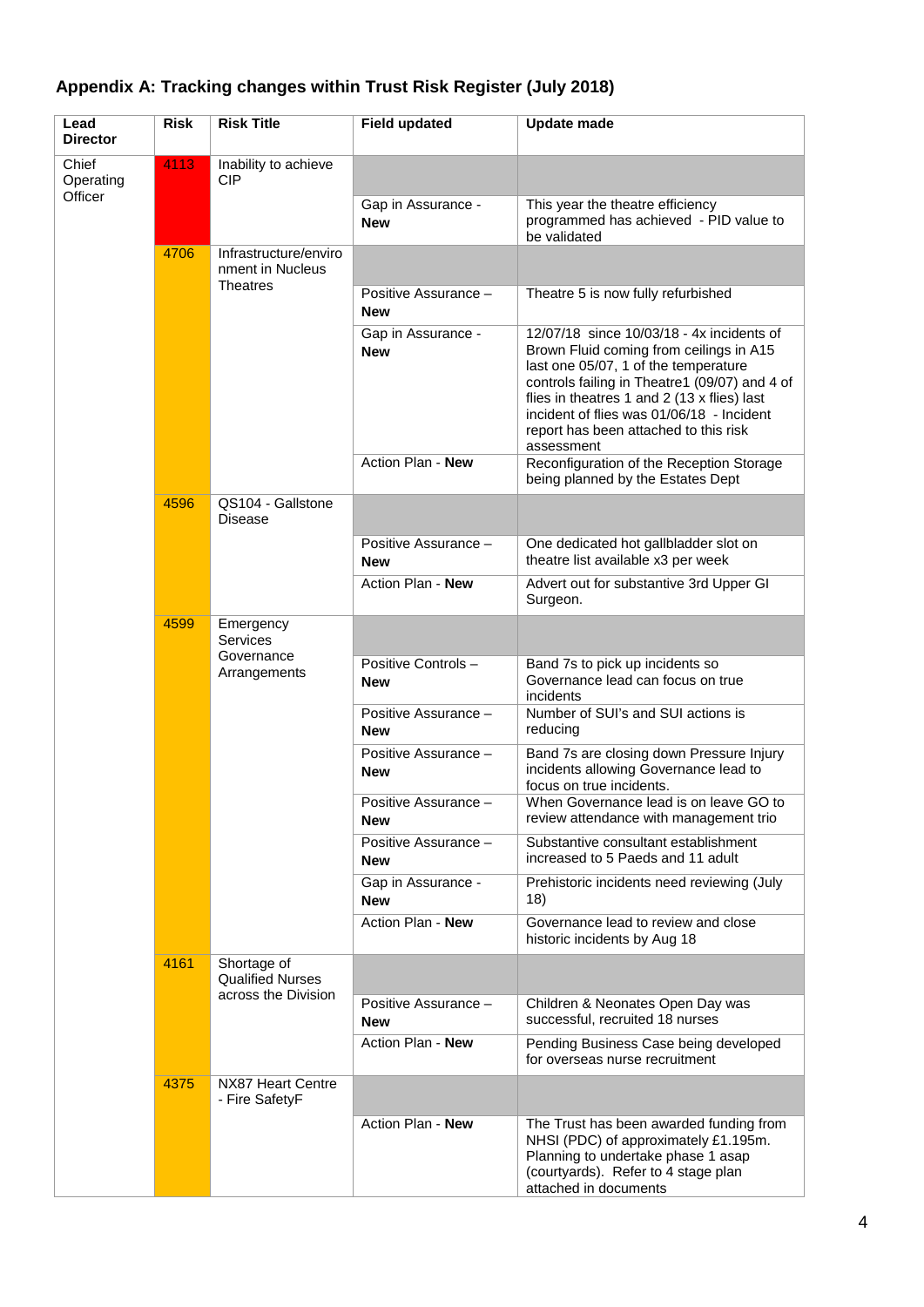## Appendix A: Tracking changes within Trust Risk Register (July 2018)

| Lead Director | Risk | Risk Title | Field updated | Update made |
|---|---|---|---|---|
| Chief Operating Officer | 4113 | Inability to achieve CIP | | |
| | | | Gap in Assurance - **New** | This year the theatre efficiency programmed has achieved - PID value to be validated |
| | 4706 | Infrastructure/environment in Nucleus Theatres | | |
| | | | Positive Assurance – **New** | Theatre 5 is now fully refurbished |
| | | | Gap in Assurance - **New** | 12/07/18 since 10/03/18 - 4x incidents of Brown Fluid coming from ceilings in A15 last one 05/07, 1 of the temperature controls failing in Theatre1 (09/07) and 4 of flies in theatres 1 and 2 (13 x flies) last incident of flies was 01/06/18 - Incident report has been attached to this risk assessment |
| | | | Action Plan - **New** | Reconfiguration of the Reception Storage being planned by the Estates Dept |
| | 4596 | QS104 - Gallstone Disease | | |
| | | | Positive Assurance – **New** | One dedicated hot gallbladder slot on theatre list available x3 per week |
| | | | Action Plan - **New** | Advert out for substantive 3rd Upper GI Surgeon. |
| | 4599 | Emergency Services Governance Arrangements | | |
| | | | Positive Controls – **New** | Band 7s to pick up incidents so Governance lead can focus on true incidents |
| | | | Positive Assurance – **New** | Number of SUI's and SUI actions is reducing |
| | | | Positive Assurance – **New** | Band 7s are closing down Pressure Injury incidents allowing Governance lead to focus on true incidents. |
| | | | Positive Assurance – **New** | When Governance lead is on leave GO to review attendance with management trio |
| | | | Positive Assurance – **New** | Substantive consultant establishment increased to 5 Paeds and 11 adult |
| | | | Gap in Assurance - **New** | Prehistoric incidents need reviewing (July 18) |
| | | | Action Plan - **New** | Governance lead to review and close historic incidents by Aug 18 |
| | 4161 | Shortage of Qualified Nurses across the Division | | |
| | | | Positive Assurance – **New** | Children & Neonates Open Day was successful, recruited 18 nurses |
| | | | Action Plan - **New** | Pending Business Case being developed for overseas nurse recruitment |
| | 4375 | NX87 Heart Centre - Fire SafetyF | | |
| | | | Action Plan - **New** | The Trust has been awarded funding from NHSI (PDC) of approximately £1.195m. Planning to undertake phase 1 asap (courtyards). Refer to 4 stage plan attached in documents |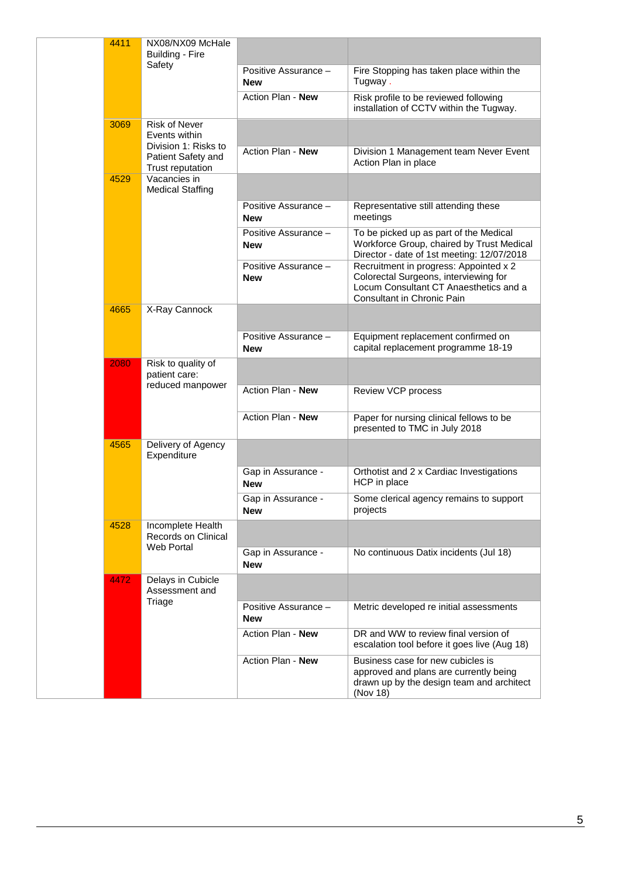| | | | | |
|---|---|---|---|---|
| | 4411 | NX08/NX09 McHale Building - Fire Safety | | |
| | | | Positive Assurance – **New** | Fire Stopping has taken place within the Tugway . |
| | | | Action Plan - **New** | Risk profile to be reviewed following installation of CCTV within the Tugway. |
| | 3069 | Risk of Never Events within Division 1: Risks to Patient Safety and Trust reputation | | |
| | | | Action Plan - **New** | Division 1 Management team Never Event Action Plan in place |
| | 4529 | Vacancies in Medical Staffing | | |
| | | | Positive Assurance – **New** | Representative still attending these meetings |
| | | | Positive Assurance – **New** | To be picked up as part of the Medical Workforce Group, chaired by Trust Medical Director - date of 1st meeting: 12/07/2018 |
| | | | Positive Assurance – **New** | Recruitment in progress: Appointed x 2 Colorectal Surgeons, interviewing for Locum Consultant CT Anaesthetics and a Consultant in Chronic Pain |
| | 4665 | X-Ray Cannock | | |
| | | | Positive Assurance – **New** | Equipment replacement confirmed on capital replacement programme 18-19 |
| | 2080 | Risk to quality of patient care: reduced manpower | | |
| | | | Action Plan - **New** | Review VCP process |
| | | | Action Plan - **New** | Paper for nursing clinical fellows to be presented to TMC in July 2018 |
| | 4565 | Delivery of Agency Expenditure | | |
| | | | Gap in Assurance - **New** | Orthotist and 2 x Cardiac Investigations HCP in place |
| | | | Gap in Assurance - **New** | Some clerical agency remains to support projects |
| | 4528 | Incomplete Health Records on Clinical Web Portal | | |
| | | | Gap in Assurance - **New** | No continuous Datix incidents (Jul 18) |
| | 4472 | Delays in Cubicle Assessment and Triage | | |
| | | | Positive Assurance – **New** | Metric developed re initial assessments |
| | | | Action Plan - **New** | DR and WW to review final version of escalation tool before it goes live (Aug 18) |
| | | | Action Plan - **New** | Business case for new cubicles is approved and plans are currently being drawn up by the design team and architect (Nov 18) |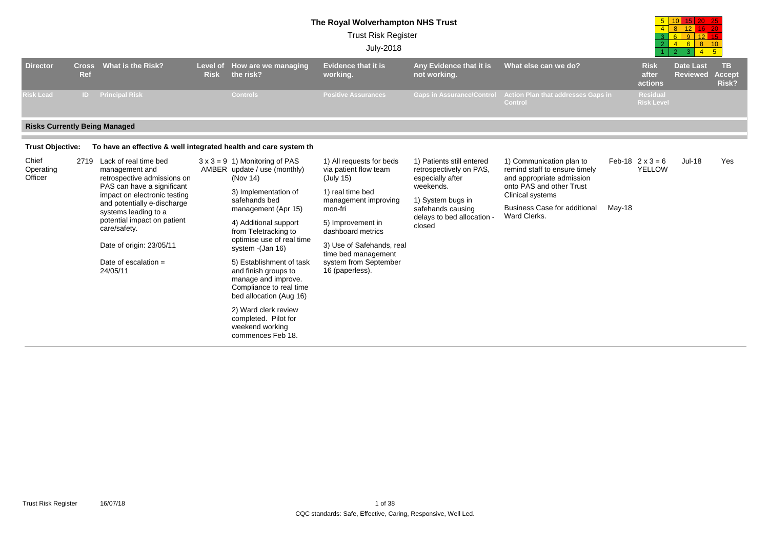# The Royal Wolverhampton NHS Trust

Trust Risk Register

July-2018

| 5 | 10 | 15 | 20 | 25 |
|---|---|---|---|---|
| 4 | 8 | 12 | 16 | 20 |
| 3 | 6 | 9 | 12 | 15 |
| 2 | 4 | 6 | 8 | 10 |
| 1 | 2 | 3 | 4 | 5 |

| Director | Cross Ref | What is the Risk? | Level of Risk | How are we managing the risk? | Evidence that it is working. | Any Evidence that it is not working. | What else can we do? | | Risk after actions | Date Last Reviewed | TB Accept Risk? |
|---|---|---|---|---|---|---|---|---|---|---|---|
| Risk Lead | ID | Principal Risk | | Controls | Positive Assurances | Gaps in Assurance/Control | Action Plan that addresses Gaps in Control | | Residual Risk Level | | |

## Risks Currently Being Managed

**Trust Objective:** To have an effective & well integrated health and care system th

| Director | Cross Ref | What is the Risk? | Level of Risk | How are we managing the risk? | Evidence that it is working. | Any Evidence that it is not working. | What else can we do? | | Risk after actions | Date Last Reviewed | TB Accept Risk? |
|---|---|---|---|---|---|---|---|---|---|---|---|
| Chief Operating Officer | 2719 | Lack of real time bed management and retrospective admissions on PAS can have a significant impact on electronic testing and potentially e-discharge systems leading to a potential impact on patient care/safety.<br><br>Date of origin: 23/05/11<br><br>Date of escalation = 24/05/11 | 3 x 3 = 9 AMBER | 1) Monitoring of PAS update / use (monthly) (Nov 14)<br><br>3) Implementation of safehands bed management (Apr 15)<br><br>4) Additional support from Teletracking to optimise use of real time system -(Jan 16)<br><br>5) Establishment of task and finish groups to manage and improve. Compliance to real time bed allocation (Aug 16)<br><br>2) Ward clerk review completed. Pilot for weekend working commences Feb 18. | 1) All requests for beds via patient flow team (July 15)<br><br>1) real time bed management improving mon-fri<br><br>5) Improvement in dashboard metrics<br><br>3) Use of Safehands, real time bed management system from September 16 (paperless). | 1) Patients still entered retrospectively on PAS, especially after weekends.<br><br>1) System bugs in safehands causing delays to bed allocation - closed | 1) Communication plan to remind staff to ensure timely and appropriate admission onto PAS and other Trust Clinical systems<br><br>Business Case for additional Ward Clerks. | Feb-18<br><br><br><br><br>May-18 | 2 x 3 = 6 YELLOW | Jul-18 | Yes |

CQC standards: Safe, Effective, Caring, Responsive, Well Led.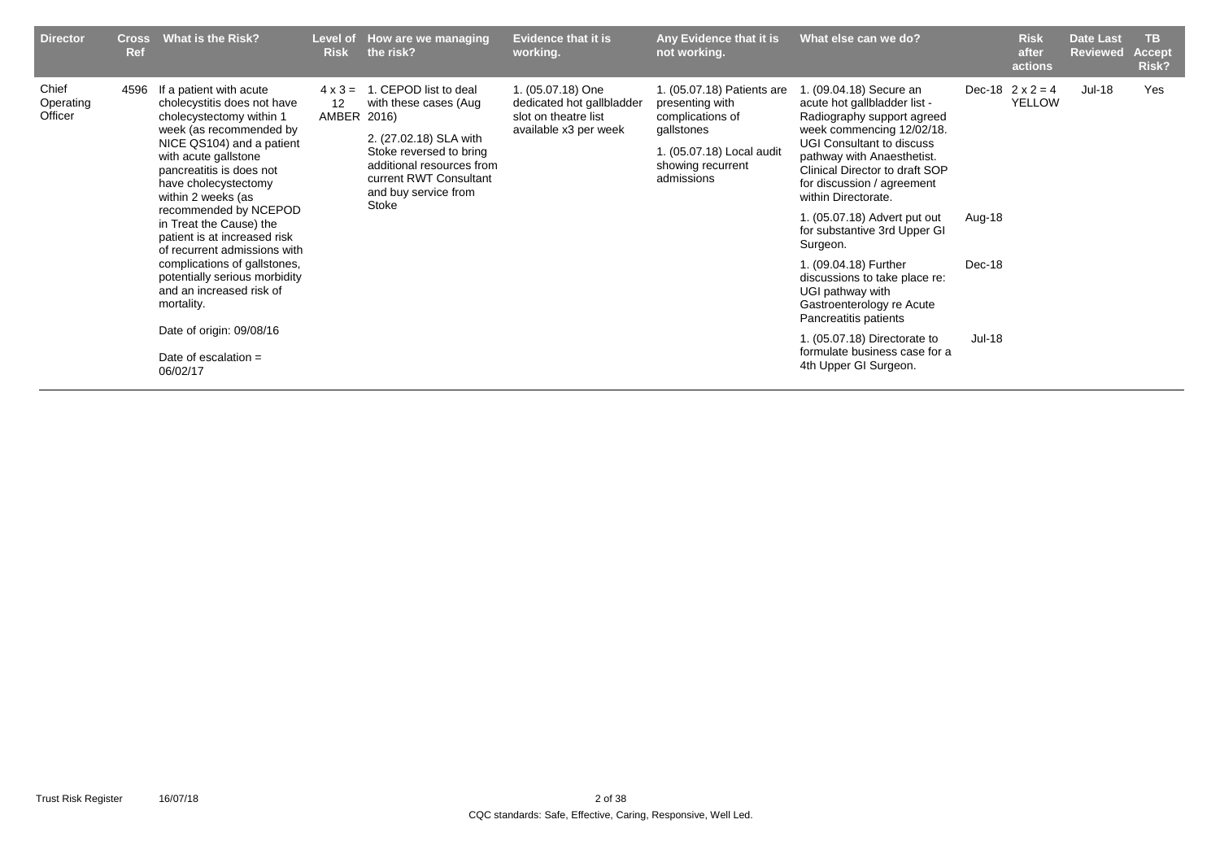| Director | Cross Ref | What is the Risk? | Level of Risk | How are we managing the risk? | Evidence that it is working. | Any Evidence that it is not working. | What else can we do? | | Risk after actions | Date Last Reviewed | TB Accept Risk? |
|---|---|---|---|---|---|---|---|---|---|---|---|
| Chief Operating Officer | 4596 | If a patient with acute cholecystitis does not have cholecystectomy within 1 week (as recommended by NICE QS104) and a patient with acute gallstone pancreatitis is does not have cholecystectomy within 2 weeks (as recommended by NCEPOD in Treat the Cause) the patient is at increased risk of recurrent admissions with complications of gallstones, potentially serious morbidity and an increased risk of mortality.<br><br>Date of origin: 09/08/16<br><br>Date of escalation = 06/02/17 | 4 x 3 = 12 AMBER | 1. CEPOD list to deal with these cases (Aug 2016)<br><br>2. (27.02.18) SLA with Stoke reversed to bring additional resources from current RWT Consultant and buy service from Stoke | 1. (05.07.18) One dedicated hot gallbladder slot on theatre list available x3 per week | 1. (05.07.18) Patients are presenting with complications of gallstones<br><br>1. (05.07.18) Local audit showing recurrent admissions | 1. (09.04.18) Secure an acute hot gallbladder list - Radiography support agreed week commencing 12/02/18. UGI Consultant to discuss pathway with Anaesthetist. Clinical Director to draft SOP for discussion / agreement within Directorate. | Dec-18 | 2 x 2 = 4 YELLOW | Jul-18 | Yes |
| | | | | | | | 1. (05.07.18) Advert put out for substantive 3rd Upper GI Surgeon. | Aug-18 | | | |
| | | | | | | | 1. (09.04.18) Further discussions to take place re: UGI pathway with Gastroenterology re Acute Pancreatitis patients | Dec-18 | | | |
| | | | | | | | 1. (05.07.18) Directorate to formulate business case for a 4th Upper GI Surgeon. | Jul-18 | | | |

CQC standards: Safe, Effective, Caring, Responsive, Well Led.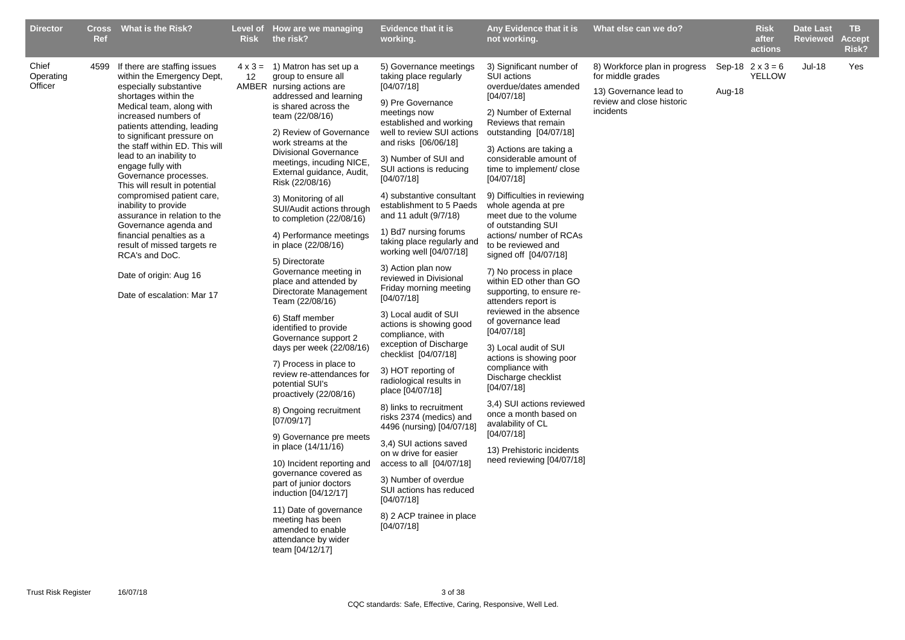| Director | Cross Ref | What is the Risk? | Level of Risk | How are we managing the risk? | Evidence that it is working. | Any Evidence that it is not working. | What else can we do? | | Risk after actions | Date Last Reviewed | TB Accept Risk? |
|---|---|---|---|---|---|---|---|---|---|---|---|
| Chief Operating Officer | 4599 | If there are staffing issues within the Emergency Dept, especially substantive shortages within the Medical team, along with increased numbers of patients attending, leading to significant pressure on the staff within ED. This will lead to an inability to engage fully with Governance processes. This will result in potential compromised patient care, inability to provide assurance in relation to the Governance agenda and financial penalties as a result of missed targets re RCA's and DoC.<br><br>Date of origin: Aug 16<br><br>Date of escalation: Mar 17 | 4 x 3 = 12 AMBER | 1) Matron has set up a group to ensure all nursing actions are addressed and learning is shared across the team (22/08/16)<br><br>2) Review of Governance work streams at the Divisional Governance meetings, incuding NICE, External guidance, Audit, Risk (22/08/16)<br><br>3) Monitoring of all SUI/Audit actions through to completion (22/08/16)<br><br>4) Performance meetings in place (22/08/16)<br><br>5) Directorate Governance meeting in place and attended by Directorate Management Team (22/08/16)<br><br>6) Staff member identified to provide Governance support 2 days per week (22/08/16)<br><br>7) Process in place to review re-attendances for potential SUI's proactively (22/08/16)<br><br>8) Ongoing recruitment [07/09/17]<br><br>9) Governance pre meets in place (14/11/16)<br><br>10) Incident reporting and governance covered as part of junior doctors induction [04/12/17]<br><br>11) Date of governance meeting has been amended to enable attendance by wider team [04/12/17] | 5) Governance meetings taking place regularly [04/07/18]<br><br>9) Pre Governance meetings now established and working well to review SUI actions and risks [06/06/18]<br><br>3) Number of SUI and SUI actions is reducing [04/07/18]<br><br>4) substantive consultant establishment to 5 Paeds and 11 adult (9/7/18)<br><br>1) Bd7 nursing forums taking place regularly and working well [04/07/18]<br><br>3) Action plan now reviewed in Divisional Friday morning meeting [04/07/18]<br><br>3) Local audit of SUI actions is showing good compliance, with exception of Discharge checklist [04/07/18]<br><br>3) HOT reporting of radiological results in place [04/07/18]<br><br>8) links to recruitment risks 2374 (medics) and 4496 (nursing) [04/07/18]<br><br>3,4) SUI actions saved on w drive for easier access to all [04/07/18]<br><br>3) Number of overdue SUI actions has reduced [04/07/18]<br><br>8) 2 ACP trainee in place [04/07/18] | 3) Significant number of SUI actions overdue/dates amended [04/07/18]<br><br>2) Number of External Reviews that remain outstanding [04/07/18]<br><br>3) Actions are taking a considerable amount of time to implement/ close [04/07/18]<br><br>9) Difficulties in reviewing whole agenda at pre meet due to the volume of outstanding SUI actions/ number of RCAs to be reviewed and signed off [04/07/18]<br><br>7) No process in place within ED other than GO supporting, to ensure re-attenders report is reviewed in the absence of governance lead [04/07/18]<br><br>3) Local audit of SUI actions is showing poor compliance with Discharge checklist [04/07/18]<br><br>3,4) SUI actions reviewed once a month based on avalability of CL [04/07/18]<br><br>13) Prehistoric incidents need reviewing [04/07/18] | 8) Workforce plan in progress for middle grades<br><br>13) Governance lead to review and close historic incidents | Sep-18<br><br>Aug-18 | 2 x 3 = 6 YELLOW | Jul-18 | Yes |

Trust Risk Register 16/07/18

CQC standards: Safe, Effective, Caring, Responsive, Well Led.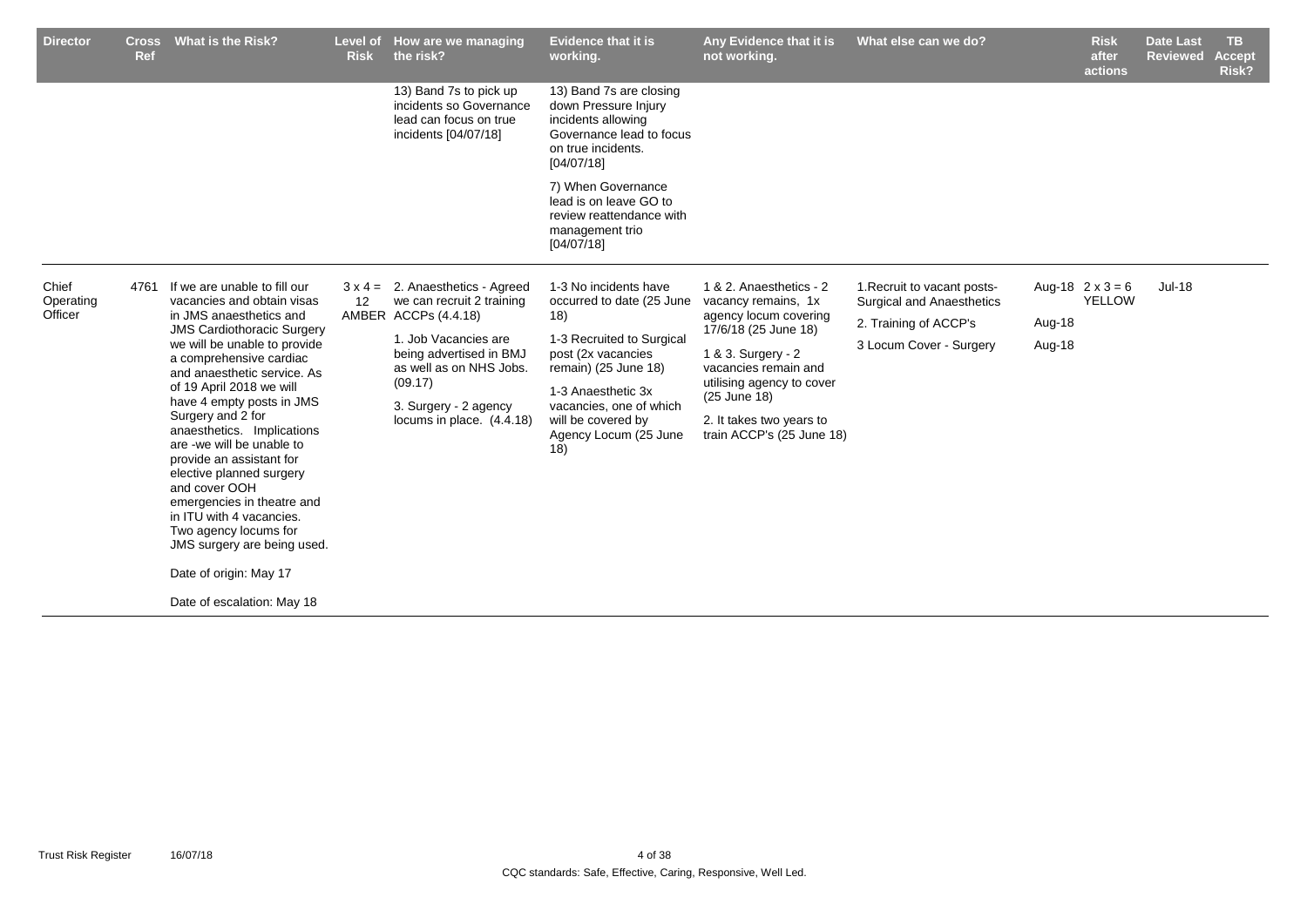| Director | Cross Ref | What is the Risk? | Level of Risk | How are we managing the risk? | Evidence that it is working. | Any Evidence that it is not working. | What else can we do? | | Risk after actions | Date Last Reviewed | TB Accept Risk? |
|---|---|---|---|---|---|---|---|---|---|---|---|
| | | | | 13) Band 7s to pick up incidents so Governance lead can focus on true incidents [04/07/18] | 13) Band 7s are closing down Pressure Injury incidents allowing Governance lead to focus on true incidents. [04/07/18]<br><br>7) When Governance lead is on leave GO to review reattendance with management trio [04/07/18] | | | | | | |
| Chief Operating Officer | 4761 | If we are unable to fill our vacancies and obtain visas in JMS anaesthetics and JMS Cardiothoracic Surgery we will be unable to provide a comprehensive cardiac and anaesthetic service. As of 19 April 2018 we will have 4 empty posts in JMS Surgery and 2 for anaesthetics. Implications are -we will be unable to provide an assistant for elective planned surgery and cover OOH emergencies in theatre and in ITU with 4 vacancies. Two agency locums for JMS surgery are being used.<br><br>Date of origin: May 17<br><br>Date of escalation: May 18 | 3 x 4 = 12 AMBER | 2. Anaesthetics - Agreed we can recruit 2 training ACCPs (4.4.18)<br><br>1. Job Vacancies are being advertised in BMJ as well as on NHS Jobs. (09.17)<br><br>3. Surgery - 2 agency locums in place. (4.4.18) | 1-3 No incidents have occurred to date (25 June 18)<br><br>1-3 Recruited to Surgical post (2x vacancies remain) (25 June 18)<br><br>1-3 Anaesthetic 3x vacancies, one of which will be covered by Agency Locum (25 June 18) | 1 & 2. Anaesthetics - 2 vacancy remains, 1x agency locum covering 17/6/18 (25 June 18)<br><br>1 & 3. Surgery - 2 vacancies remain and utilising agency to cover (25 June 18)<br><br>2. It takes two years to train ACCP's (25 June 18) | 1.Recruit to vacant posts- Surgical and Anaesthetics<br><br>2. Training of ACCP's<br><br>3 Locum Cover - Surgery | Aug-18<br><br>Aug-18<br><br>Aug-18 | 2 x 3 = 6 YELLOW | Jul-18 | |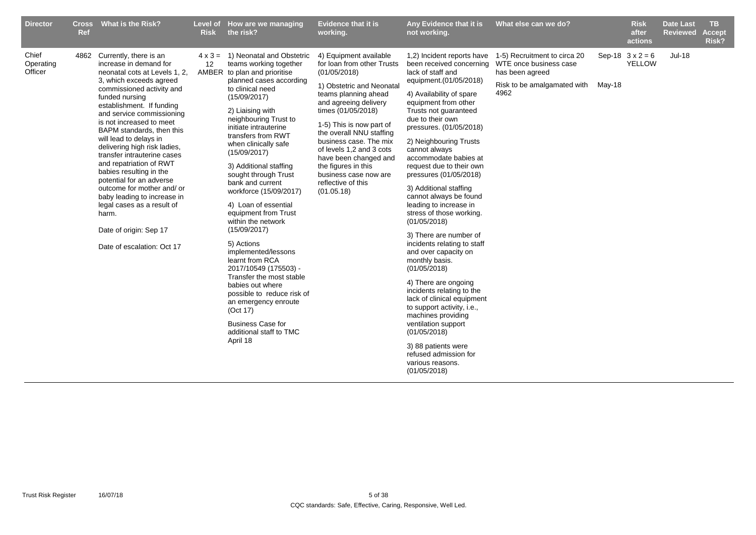| Director | Cross Ref | What is the Risk? | Level of Risk | How are we managing the risk? | Evidence that it is working. | Any Evidence that it is not working. | What else can we do? | | Risk after actions | Date Last Reviewed | TB Accept Risk? |
|---|---|---|---|---|---|---|---|---|---|---|---|
| Chief Operating Officer | 4862 | Currently, there is an increase in demand for neonatal cots at Levels 1, 2, 3, which exceeds agreed commissioned activity and funded nursing establishment. If funding and service commissioning is not increased to meet BAPM standards, then this will lead to delays in delivering high risk ladies, transfer intrauterine cases and repatriation of RWT babies resulting in the potential for an adverse outcome for mother and/ or baby leading to increase in legal cases as a result of harm.<br><br>Date of origin: Sep 17<br><br>Date of escalation: Oct 17 | 4 x 3 = 12 AMBER | 1) Neonatal and Obstetric teams working together to plan and prioritise planned cases according to clinical need (15/09/2017)<br><br>2) Liaising with neighbouring Trust to initiate intrauterine transfers from RWT when clinically safe (15/09/2017)<br><br>3) Additional staffing sought through Trust bank and current workforce (15/09/2017)<br><br>4) Loan of essential equipment from Trust within the network (15/09/2017)<br><br>5) Actions implemented/lessons learnt from RCA 2017/10549 (175503) - Transfer the most stable babies out where possible to reduce risk of an emergency enroute (Oct 17)<br><br>Business Case for additional staff to TMC April 18 | 4) Equipment available for loan from other Trusts (01/05/2018)<br><br>1) Obstetric and Neonatal teams planning ahead and agreeing delivery times (01/05/2018)<br><br>1-5) This is now part of the overall NNU staffing business case. The mix of levels 1,2 and 3 cots have been changed and the figures in this business case now are reflective of this (01.05.18) | 1,2) Incident reports have been received concerning lack of staff and equipment.(01/05/2018)<br><br>4) Availability of spare equipment from other Trusts not guaranteed due to their own pressures. (01/05/2018)<br><br>2) Neighbouring Trusts cannot always accommodate babies at request due to their own pressures (01/05/2018)<br><br>3) Additional staffing cannot always be found leading to increase in stress of those working. (01/05/2018)<br><br>3) There are number of incidents relating to staff and over capacity on monthly basis. (01/05/2018)<br><br>4) There are ongoing incidents relating to the lack of clinical equipment to support activity, i.e., machines providing ventilation support (01/05/2018)<br><br>3) 88 patients were refused admission for various reasons. (01/05/2018) | 1-5) Recruitment to circa 20 WTE once business case has been agreed<br><br>Risk to be amalgamated with 4962 | Sep-18<br><br>May-18 | 3 x 2 = 6 YELLOW | Jul-18 | |

CQC standards: Safe, Effective, Caring, Responsive, Well Led.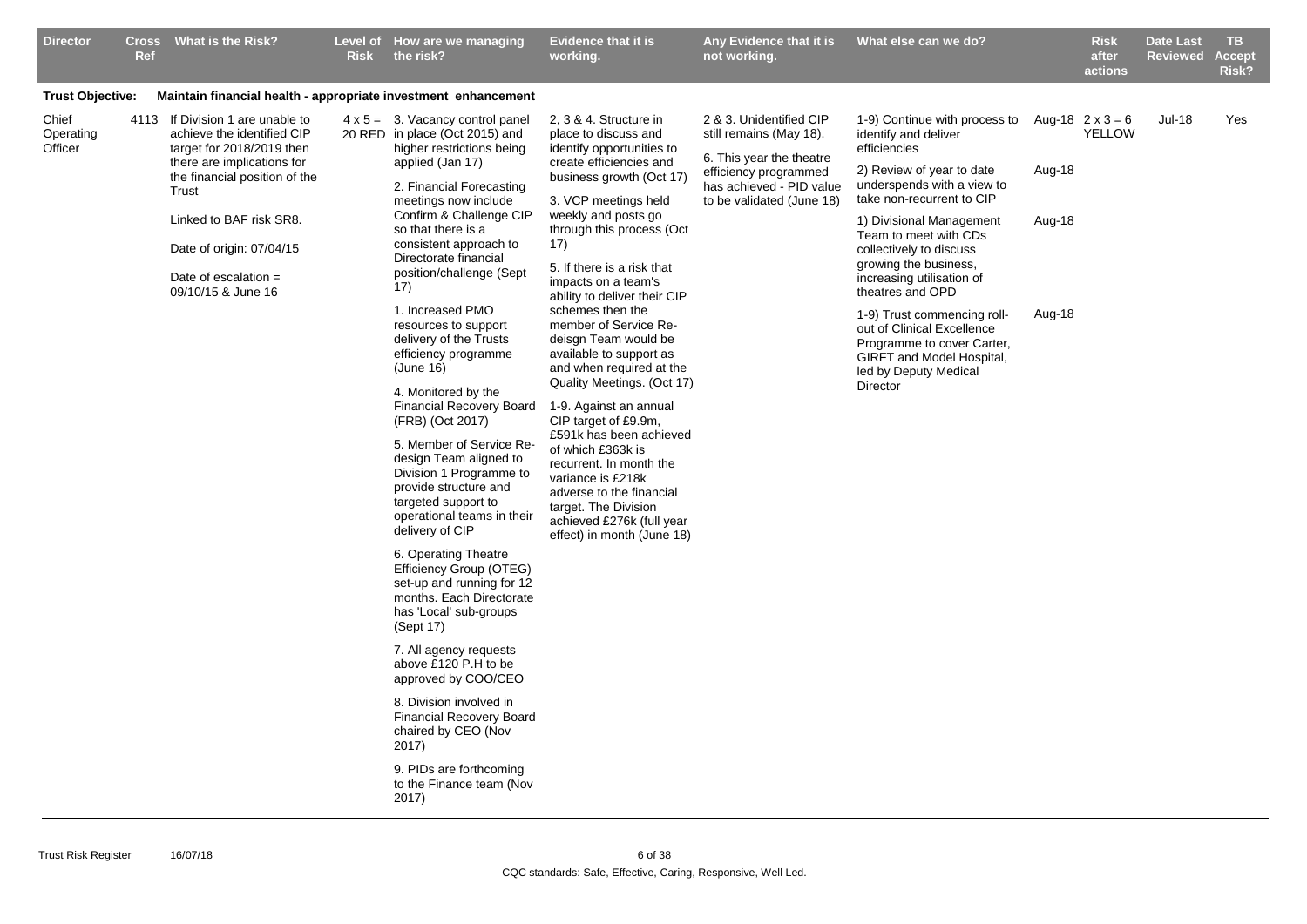| Director | Cross Ref | What is the Risk? | Level of Risk | How are we managing the risk? | Evidence that it is working. | Any Evidence that it is not working. | What else can we do? | | Risk after actions | Date Last Reviewed | TB Accept Risk? |
|---|---|---|---|---|---|---|---|---|---|---|---|
| **Trust Objective:** | | **Maintain financial health - appropriate investment enhancement** | | | | | | | | | |
| Chief Operating Officer | 4113 | If Division 1 are unable to achieve the identified CIP target for 2018/2019 then there are implications for the financial position of the Trust<br><br>Linked to BAF risk SR8.<br><br>Date of origin: 07/04/15<br><br>Date of escalation = 09/10/15 & June 16 | 4 x 5 = 20 RED | 3. Vacancy control panel in place (Oct 2015) and higher restrictions being applied (Jan 17)<br><br>2. Financial Forecasting meetings now include Confirm & Challenge CIP so that there is a consistent approach to Directorate financial position/challenge (Sept 17)<br><br>1. Increased PMO resources to support delivery of the Trusts efficiency programme (June 16)<br><br>4. Monitored by the Financial Recovery Board (FRB) (Oct 2017)<br><br>5. Member of Service Re-design Team aligned to Division 1 Programme to provide structure and targeted support to operational teams in their delivery of CIP<br><br>6. Operating Theatre Efficiency Group (OTEG) set-up and running for 12 months. Each Directorate has 'Local' sub-groups (Sept 17)<br><br>7. All agency requests above £120 P.H to be approved by COO/CEO<br><br>8. Division involved in Financial Recovery Board chaired by CEO (Nov 2017)<br><br>9. PIDs are forthcoming to the Finance team (Nov 2017) | 2, 3 & 4. Structure in place to discuss and identify opportunities to create efficiencies and business growth (Oct 17)<br><br>3. VCP meetings held weekly and posts go through this process (Oct 17)<br><br>5. If there is a risk that impacts on a team's ability to deliver their CIP schemes then the member of Service Re-deisgn Team would be available to support as and when required at the Quality Meetings. (Oct 17)<br><br>1-9. Against an annual CIP target of £9.9m, £591k has been achieved of which £363k is recurrent. In month the variance is £218k adverse to the financial target. The Division achieved £276k (full year effect) in month (June 18) | 2 & 3. Unidentified CIP still remains (May 18).<br><br>6. This year the theatre efficiency programmed has achieved - PID value to be validated (June 18) | 1-9) Continue with process to identify and deliver efficiencies<br><br>2) Review of year to date underspends with a view to take non-recurrent to CIP<br><br>1) Divisional Management Team to meet with CDs collectively to discuss growing the business, increasing utilisation of theatres and OPD<br><br>1-9) Trust commencing roll-out of Clinical Excellence Programme to cover Carter, GIRFT and Model Hospital, led by Deputy Medical Director | Aug-18<br><br>Aug-18<br><br>Aug-18<br><br>Aug-18 | 2 x 3 = 6 YELLOW | Jul-18 | Yes |

CQC standards: Safe, Effective, Caring, Responsive, Well Led.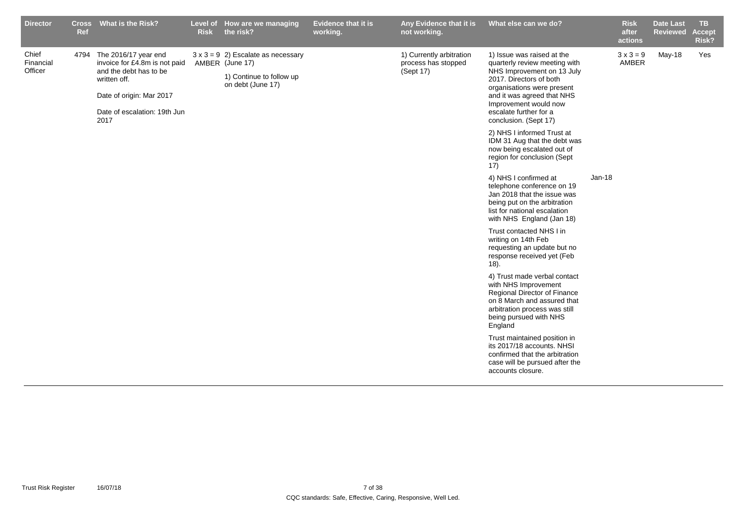| Director | Cross Ref | What is the Risk? | Level of Risk | How are we managing the risk? | Evidence that it is working. | Any Evidence that it is not working. | What else can we do? | | Risk after actions | Date Last Reviewed | TB Accept Risk? |
|---|---|---|---|---|---|---|---|---|---|---|---|
| Chief Financial Officer | 4794 | The 2016/17 year end invoice for £4.8m is not paid and the debt has to be written off.<br><br>Date of origin: Mar 2017<br><br>Date of escalation: 19th Jun 2017 | 3 x 3 = 9 AMBER | 2) Escalate as necessary (June 17)<br><br>1) Continue to follow up on debt (June 17) | | 1) Currently arbitration process has stopped (Sept 17) | 1) Issue was raised at the quarterly review meeting with NHS Improvement on 13 July 2017. Directors of both organisations were present and it was agreed that NHS Improvement would now escalate further for a conclusion. (Sept 17)<br><br>2) NHS I informed Trust at IDM 31 Aug that the debt was now being escalated out of region for conclusion (Sept 17)<br><br>4) NHS I confirmed at telephone conference on 19 Jan 2018 that the issue was being put on the arbitration list for national escalation with NHS England (Jan 18)<br><br>Trust contacted NHS I in writing on 14th Feb requesting an update but no response received yet (Feb 18).<br><br>4) Trust made verbal contact with NHS Improvement Regional Director of Finance on 8 March and assured that arbitration process was still being pursued with NHS England<br><br>Trust maintained position in its 2017/18 accounts. NHSI confirmed that the arbitration case will be pursued after the accounts closure. | Jan-18 | 3 x 3 = 9 AMBER | May-18 | Yes |

CQC standards: Safe, Effective, Caring, Responsive, Well Led.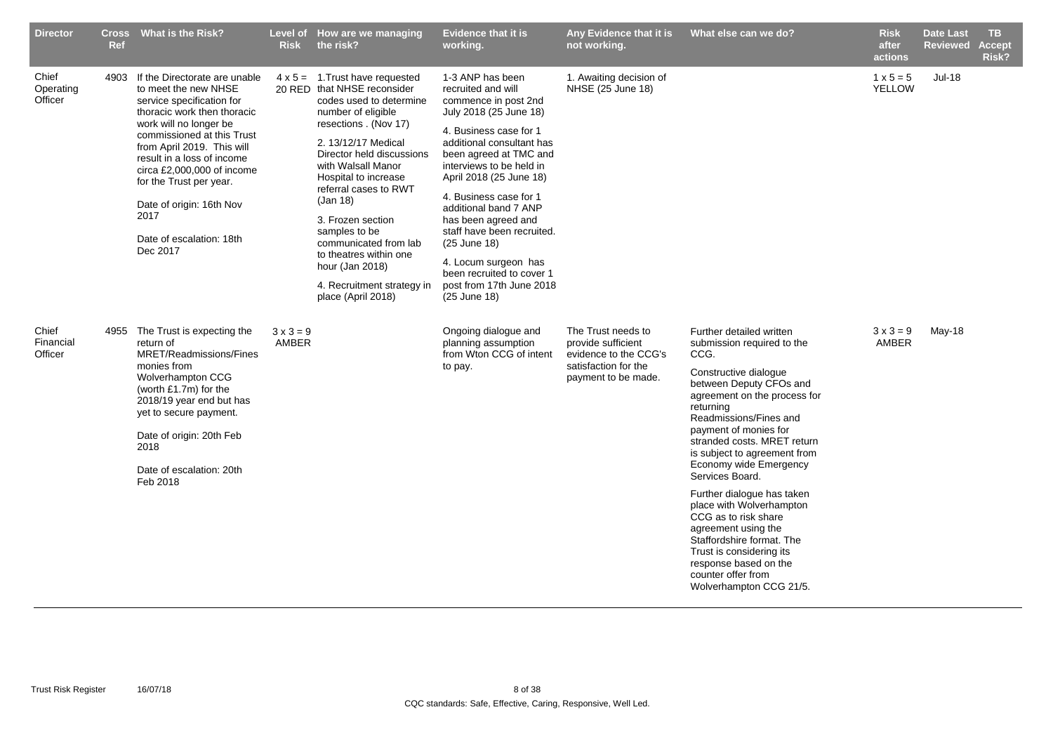| Director | Cross Ref | What is the Risk? | Level of Risk | How are we managing the risk? | Evidence that it is working. | Any Evidence that it is not working. | What else can we do? | Risk after actions | Date Last Reviewed | TB Accept Risk? |
|---|---|---|---|---|---|---|---|---|---|---|
| Chief Operating Officer | 4903 | If the Directorate are unable to meet the new NHSE service specification for thoracic work then thoracic work will no longer be commissioned at this Trust from April 2019. This will result in a loss of income circa £2,000,000 of income for the Trust per year.<br><br>Date of origin: 16th Nov 2017<br><br>Date of escalation: 18th Dec 2017 | 4 x 5 = 20 RED | 1.Trust have requested that NHSE reconsider codes used to determine number of eligible resections . (Nov 17)<br><br>2. 13/12/17 Medical Director held discussions with Walsall Manor Hospital to increase referral cases to RWT (Jan 18)<br><br>3. Frozen section samples to be communicated from lab to theatres within one hour (Jan 2018)<br><br>4. Recruitment strategy in place (April 2018) | 1-3 ANP has been recruited and will commence in post 2nd July 2018 (25 June 18)<br><br>4. Business case for 1 additional consultant has been agreed at TMC and interviews to be held in April 2018 (25 June 18)<br><br>4. Business case for 1 additional band 7 ANP has been agreed and staff have been recruited. (25 June 18)<br><br>4. Locum surgeon has been recruited to cover 1 post from 17th June 2018 (25 June 18) | 1. Awaiting decision of NHSE (25 June 18) | | 1 x 5 = 5 YELLOW | Jul-18 | |
| Chief Financial Officer | 4955 | The Trust is expecting the return of MRET/Readmissions/Fines monies from Wolverhampton CCG (worth £1.7m) for the 2018/19 year end but has yet to secure payment.<br><br>Date of origin: 20th Feb 2018<br><br>Date of escalation: 20th Feb 2018 | 3 x 3 = 9 AMBER | | Ongoing dialogue and planning assumption from Wton CCG of intent to pay. | The Trust needs to provide sufficient evidence to the CCG's satisfaction for the payment to be made. | Further detailed written submission required to the CCG.<br><br>Constructive dialogue between Deputy CFOs and agreement on the process for returning Readmissions/Fines and payment of monies for stranded costs. MRET return is subject to agreement from Economy wide Emergency Services Board.<br><br>Further dialogue has taken place with Wolverhampton CCG as to risk share agreement using the Staffordshire format. The Trust is considering its response based on the counter offer from Wolverhampton CCG 21/5. | 3 x 3 = 9 AMBER | May-18 | |

CQC standards: Safe, Effective, Caring, Responsive, Well Led.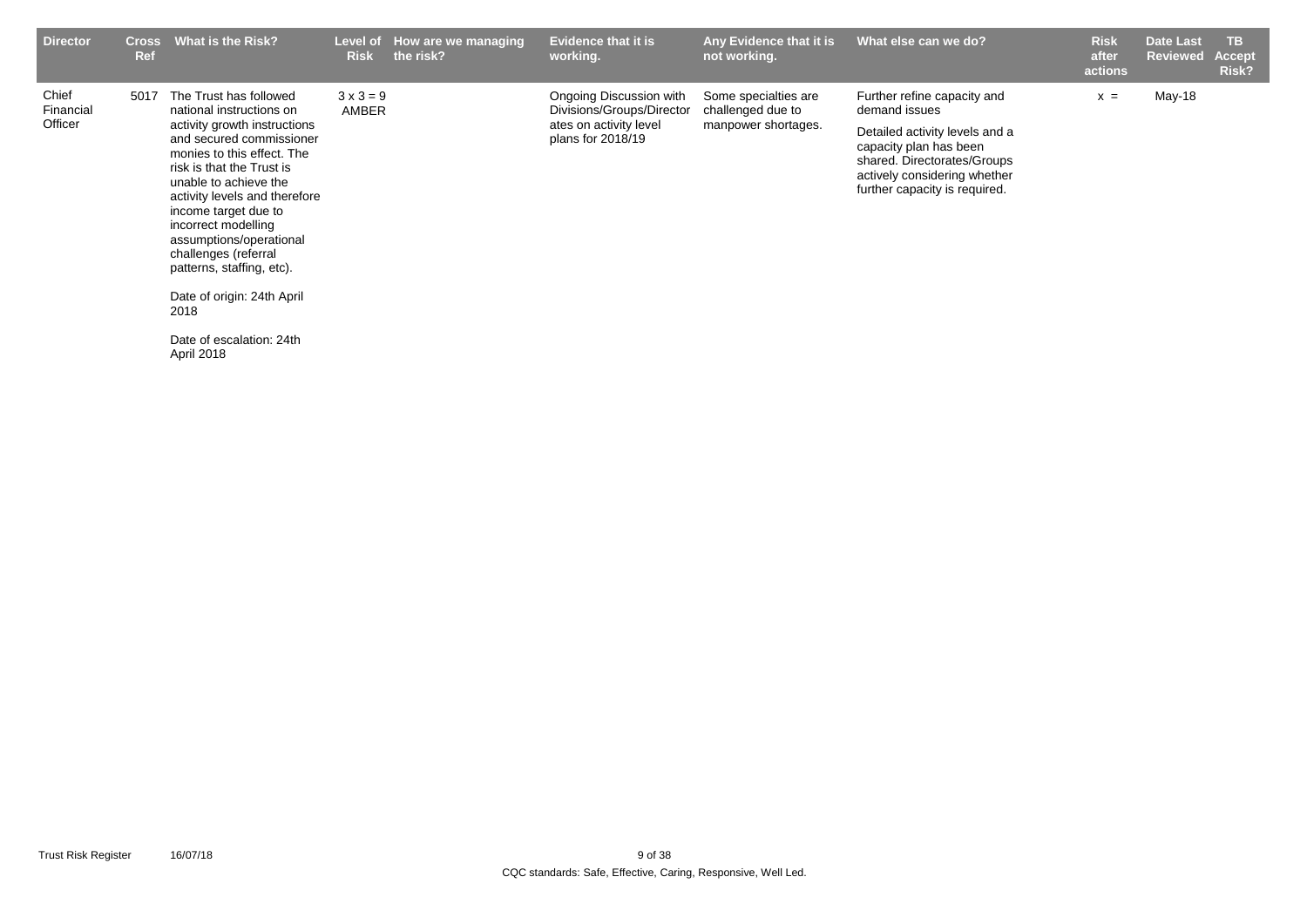| Director | Cross Ref | What is the Risk? | Level of Risk | How are we managing the risk? | Evidence that it is working. | Any Evidence that it is not working. | What else can we do? | Risk after actions | Date Last Reviewed | TB Accept Risk? |
|---|---|---|---|---|---|---|---|---|---|---|
| Chief Financial Officer | 5017 | The Trust has followed national instructions on activity growth instructions and secured commissioner monies to this effect. The risk is that the Trust is unable to achieve the activity levels and therefore income target due to incorrect modelling assumptions/operational challenges (referral patterns, staffing, etc).<br><br>Date of origin: 24th April 2018<br><br>Date of escalation: 24th April 2018 | 3 x 3 = 9 AMBER | | Ongoing Discussion with Divisions/Groups/Directorates on activity level plans for 2018/19 | Some specialties are challenged due to manpower shortages. | Further refine capacity and demand issues<br><br>Detailed activity levels and a capacity plan has been shared. Directorates/Groups actively considering whether further capacity is required. | x = | May-18 | |

CQC standards: Safe, Effective, Caring, Responsive, Well Led.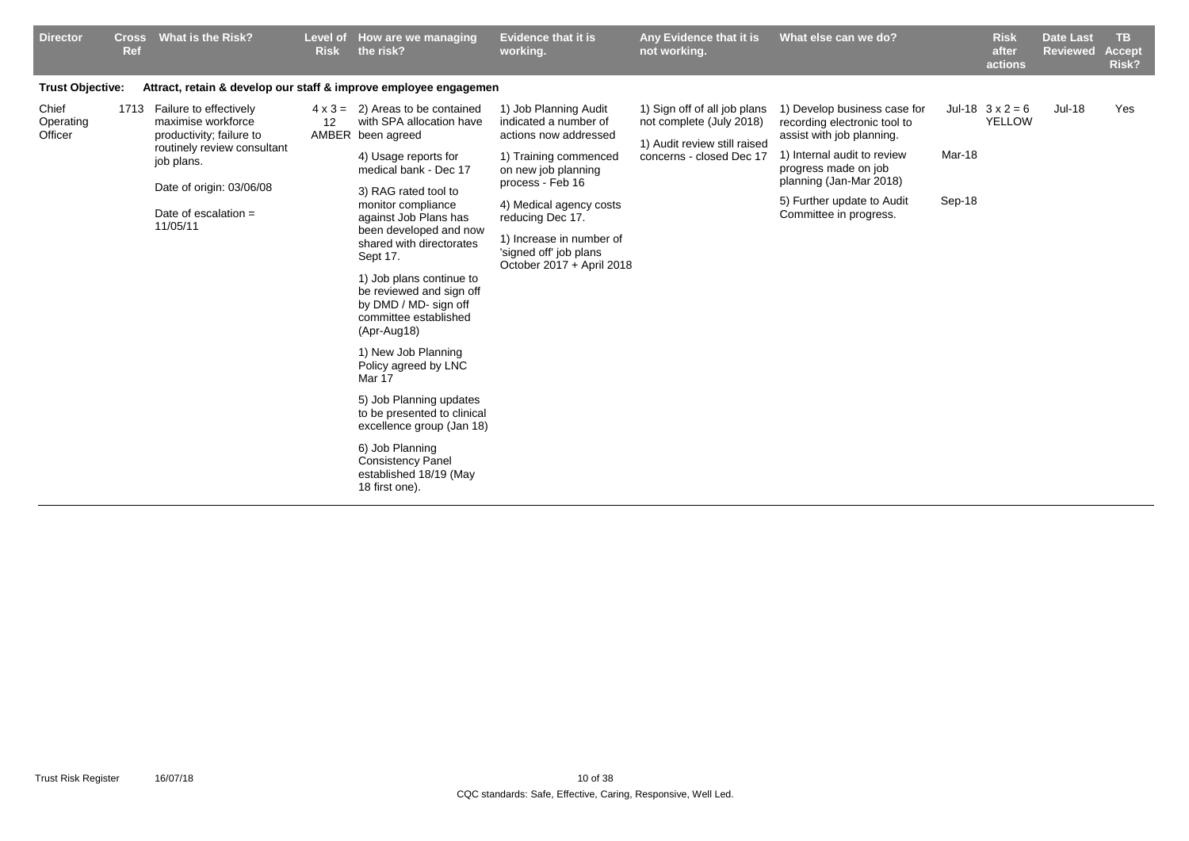| Director | Cross Ref | What is the Risk? | Level of Risk | How are we managing the risk? | Evidence that it is working. | Any Evidence that it is not working. | What else can we do? | | Risk after actions | Date Last Reviewed | TB Accept Risk? |
|---|---|---|---|---|---|---|---|---|---|---|---|
| **Trust Objective:** | | **Attract, retain & develop our staff & improve employee engagemen** | | | | | | | | | |
| Chief Operating Officer | 1713 | Failure to effectively maximise workforce productivity; failure to routinely review consultant job plans.<br><br>Date of origin: 03/06/08<br><br>Date of escalation = 11/05/11 | 4 x 3 = 12 AMBER | 2) Areas to be contained with SPA allocation have been agreed<br><br>4) Usage reports for medical bank - Dec 17<br><br>3) RAG rated tool to monitor compliance against Job Plans has been developed and now shared with directorates Sept 17.<br><br>1) Job plans continue to be reviewed and sign off by DMD / MD- sign off committee established (Apr-Aug18)<br><br>1) New Job Planning Policy agreed by LNC Mar 17<br><br>5) Job Planning updates to be presented to clinical excellence group (Jan 18)<br><br>6) Job Planning Consistency Panel established 18/19 (May 18 first one). | 1) Job Planning Audit indicated a number of actions now addressed<br><br>1) Training commenced on new job planning process - Feb 16<br><br>4) Medical agency costs reducing Dec 17.<br><br>1) Increase in number of 'signed off' job plans October 2017 + April 2018 | 1) Sign off of all job plans not complete (July 2018)<br><br>1) Audit review still raised concerns - closed Dec 17 | 1) Develop business case for recording electronic tool to assist with job planning.<br><br>1) Internal audit to review progress made on job planning (Jan-Mar 2018)<br><br>5) Further update to Audit Committee in progress. | Jul-18<br><br>Mar-18<br><br>Sep-18 | 3 x 2 = 6 YELLOW | Jul-18 | Yes |

Trust Risk Register 16/07/18

CQC standards: Safe, Effective, Caring, Responsive, Well Led.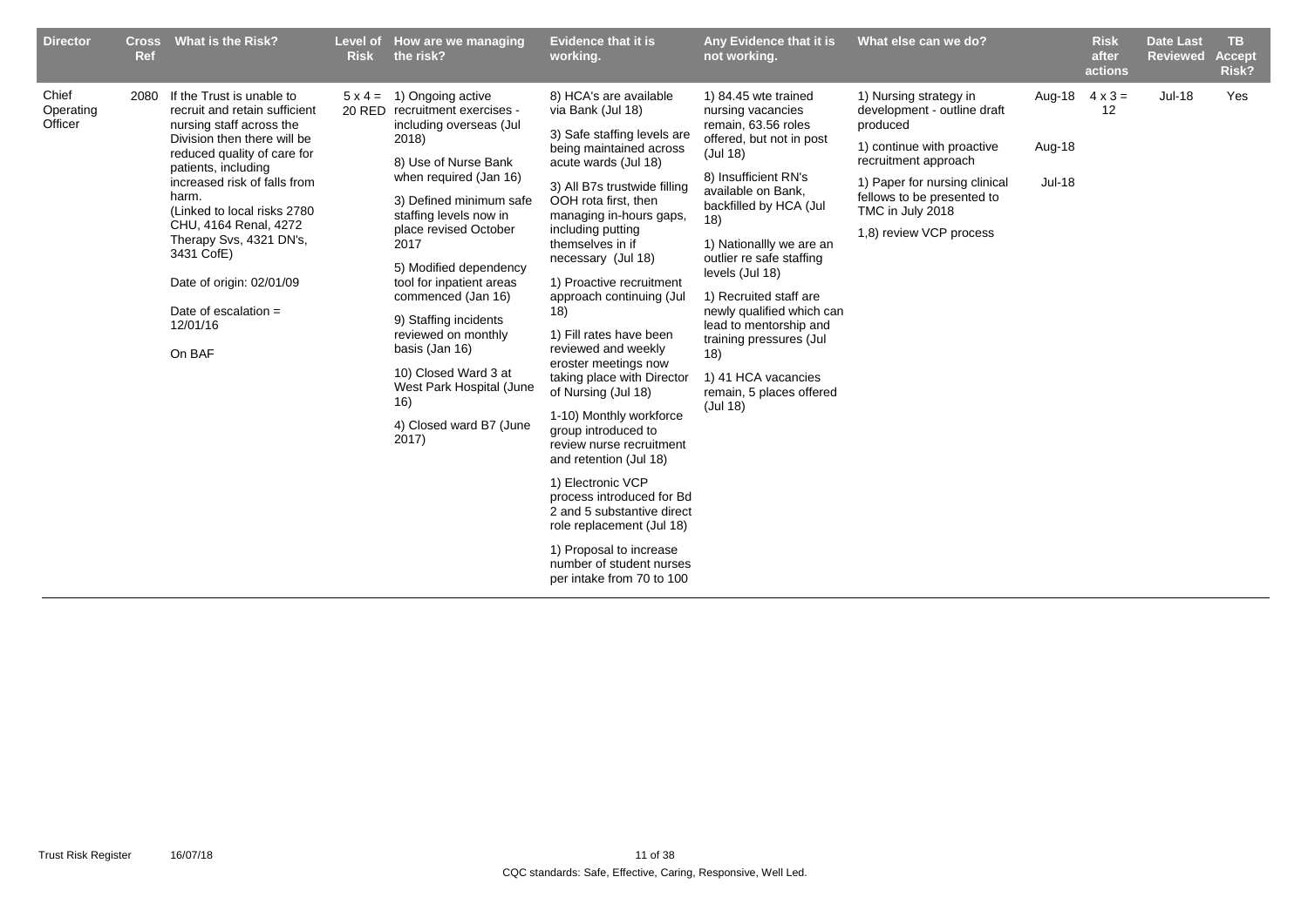| Director | Cross Ref | What is the Risk? | Level of Risk | How are we managing the risk? | Evidence that it is working. | Any Evidence that it is not working. | What else can we do? | | Risk after actions | Date Last Reviewed | TB Accept Risk? |
|---|---|---|---|---|---|---|---|---|---|---|---|
| Chief Operating Officer | 2080 | If the Trust is unable to recruit and retain sufficient nursing staff across the Division then there will be reduced quality of care for patients, including increased risk of falls from harm.<br>(Linked to local risks 2780 CHU, 4164 Renal, 4272 Therapy Svs, 4321 DN's, 3431 CofE)<br><br>Date of origin: 02/01/09<br><br>Date of escalation = 12/01/16<br><br>On BAF | 5 x 4 = 20 RED | 1) Ongoing active recruitment exercises - including overseas (Jul 2018)<br><br>8) Use of Nurse Bank when required (Jan 16)<br><br>3) Defined minimum safe staffing levels now in place revised October 2017<br><br>5) Modified dependency tool for inpatient areas commenced (Jan 16)<br><br>9) Staffing incidents reviewed on monthly basis (Jan 16)<br><br>10) Closed Ward 3 at West Park Hospital (June 16)<br><br>4) Closed ward B7 (June 2017) | 8) HCA's are available via Bank (Jul 18)<br><br>3) Safe staffing levels are being maintained across acute wards (Jul 18)<br><br>3) All B7s trustwide filling OOH rota first, then managing in-hours gaps, including putting themselves in if necessary (Jul 18)<br><br>1) Proactive recruitment approach continuing (Jul 18)<br><br>1) Fill rates have been reviewed and weekly eroster meetings now taking place with Director of Nursing (Jul 18)<br><br>1-10) Monthly workforce group introduced to review nurse recruitment and retention (Jul 18)<br><br>1) Electronic VCP process introduced for Bd 2 and 5 substantive direct role replacement (Jul 18)<br><br>1) Proposal to increase number of student nurses per intake from 70 to 100 | 1) 84.45 wte trained nursing vacancies remain, 63.56 roles offered, but not in post (Jul 18)<br><br>8) Insufficient RN's available on Bank, backfilled by HCA (Jul 18)<br><br>1) Nationallly we are an outlier re safe staffing levels (Jul 18)<br><br>1) Recruited staff are newly qualified which can lead to mentorship and training pressures (Jul 18)<br><br>1) 41 HCA vacancies remain, 5 places offered (Jul 18) | 1) Nursing strategy in development - outline draft produced<br><br>1) continue with proactive recruitment approach<br><br>1) Paper for nursing clinical fellows to be presented to TMC in July 2018<br><br>1,8) review VCP process | Aug-18<br><br>Aug-18<br><br>Jul-18 | 4 x 3 = 12 | Jul-18 | Yes |

CQC standards: Safe, Effective, Caring, Responsive, Well Led.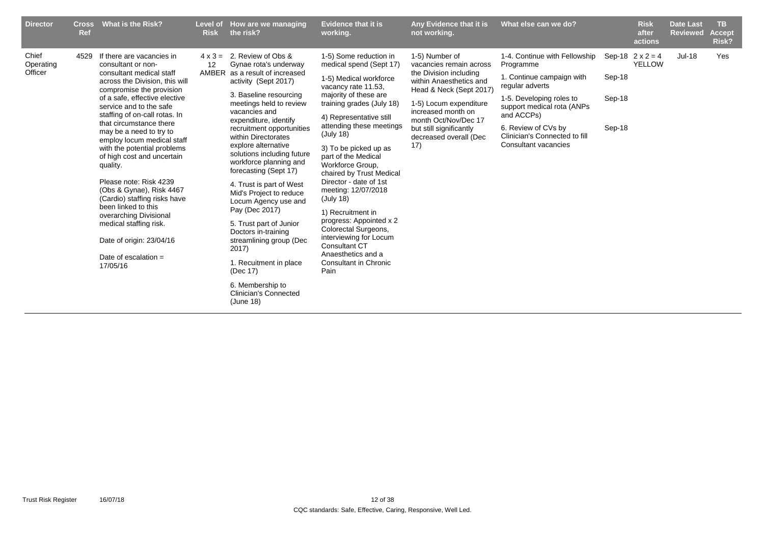| Director | Cross Ref | What is the Risk? | Level of Risk | How are we managing the risk? | Evidence that it is working. | Any Evidence that it is not working. | What else can we do? | | Risk after actions | Date Last Reviewed | TB Accept Risk? |
|---|---|---|---|---|---|---|---|---|---|---|---|
| Chief Operating Officer | 4529 | If there are vacancies in consultant or non-consultant medical staff across the Division, this will compromise the provision of a safe, effective elective service and to the safe staffing of on-call rotas. In that circumstance there may be a need to try to employ locum medical staff with the potential problems of high cost and uncertain quality.<br><br>Please note: Risk 4239 (Obs & Gynae), Risk 4467 (Cardio) staffing risks have been linked to this overarching Divisional medical staffing risk.<br><br>Date of origin: 23/04/16<br><br>Date of escalation = 17/05/16 | 4 x 3 = 12 AMBER | 2. Review of Obs & Gynae rota's underway as a result of increased activity (Sept 2017)<br><br>3. Baseline resourcing meetings held to review vacancies and expenditure, identify recruitment opportunities within Directorates explore alternative solutions including future workforce planning and forecasting (Sept 17)<br><br>4. Trust is part of West Mid's Project to reduce Locum Agency use and Pay (Dec 2017)<br><br>5. Trust part of Junior Doctors in-training streamlining group (Dec 2017)<br><br>1. Recuitment in place (Dec 17)<br><br>6. Membership to Clinician's Connected (June 18) | 1-5) Some reduction in medical spend (Sept 17)<br><br>1-5) Medical workforce vacancy rate 11.53, majority of these are training grades (July 18)<br><br>4) Representative still attending these meetings (July 18)<br><br>3) To be picked up as part of the Medical Workforce Group, chaired by Trust Medical Director - date of 1st meeting: 12/07/2018 (July 18)<br><br>1) Recruitment in progress: Appointed x 2 Colorectal Surgeons, interviewing for Locum Consultant CT Anaesthetics and a Consultant in Chronic Pain | 1-5) Number of vacancies remain across the Division including within Anaesthetics and Head & Neck (Sept 2017)<br><br>1-5) Locum expenditure increased month on month Oct/Nov/Dec 17 but still significantly decreased overall (Dec 17) | 1-4. Continue with Fellowship Programme<br><br>1. Continue campaign with regular adverts<br><br>1-5. Developing roles to support medical rota (ANPs and ACCPs)<br><br>6. Review of CVs by Clinician's Connected to fill Consultant vacancies | Sep-18<br><br>Sep-18<br><br>Sep-18<br><br>Sep-18 | 2 x 2 = 4 YELLOW | Jul-18 | Yes |

CQC standards: Safe, Effective, Caring, Responsive, Well Led.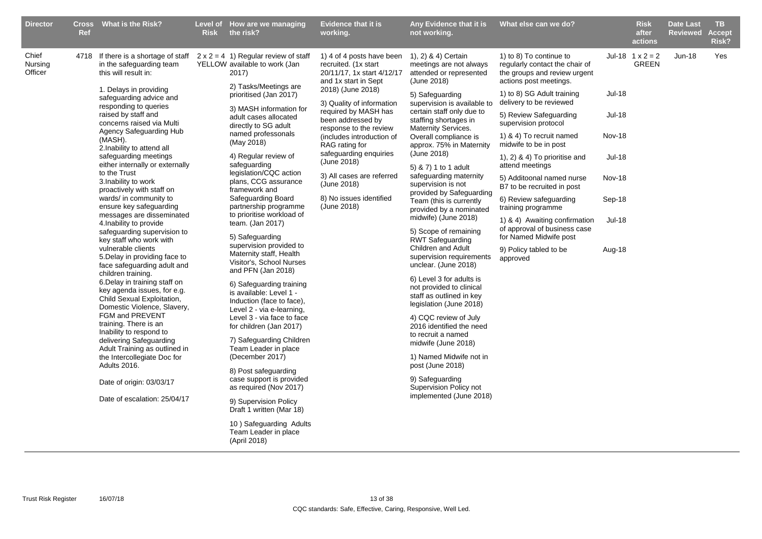| Director | Cross Ref | What is the Risk? | Level of Risk | How are we managing the risk? | Evidence that it is working. | Any Evidence that it is not working. | What else can we do? | | Risk after actions | Date Last Reviewed | TB Accept Risk? |
|---|---|---|---|---|---|---|---|---|---|---|---|
| Chief Nursing Officer | 4718 | If there is a shortage of staff in the safeguarding team this will result in:<br><br>1. Delays in providing safeguarding advice and responding to queries raised by staff and concerns raised via Multi Agency Safeguarding Hub (MASH).<br>2.Inability to attend all safeguarding meetings either internally or externally to the Trust<br>3.Inability to work proactively with staff on wards/ in community to ensure key safeguarding messages are disseminated<br>4.Inability to provide safeguarding supervision to key staff who work with vulnerable clients<br>5.Delay in providing face to face safeguarding adult and children training.<br>6.Delay in training staff on key agenda issues, for e.g. Child Sexual Exploitation, Domestic Violence, Slavery, FGM and PREVENT training. There is an Inability to respond to delivering Safeguarding Adult Training as outlined in the Intercollegiate Doc for Adults 2016.<br><br>Date of origin: 03/03/17<br><br>Date of escalation: 25/04/17 | 2 x 2 = 4 YELLOW | 1) Regular review of staff available to work (Jan 2017)<br><br>2) Tasks/Meetings are prioritised (Jan 2017)<br><br>3) MASH information for adult cases allocated directly to SG adult named professonals (May 2018)<br><br>4) Regular review of safeguarding legislation/CQC action plans, CCG assurance framework and Safeguarding Board partnership programme to prioritise workload of team. (Jan 2017)<br><br>5) Safeguarding supervision provided to Maternity staff, Health Visitor's, School Nurses and PFN (Jan 2018)<br><br>6) Safeguarding training is available: Level 1 - Induction (face to face), Level 2 - via e-learning, Level 3 - via face to face for children (Jan 2017)<br><br>7) Safeguarding Children Team Leader in place (December 2017)<br><br>8) Post safeguarding case support is provided as required (Nov 2017)<br><br>9) Supervision Policy Draft 1 written (Mar 18)<br><br>10 ) Safeguarding Adults Team Leader in place (April 2018) | 1) 4 of 4 posts have been recruited. (1x start 20/11/17, 1x start 4/12/17 and 1x start in Sept 2018) (June 2018)<br><br>3) Quality of information required by MASH has been addressed by response to the review (includes introduction of RAG rating for safeguarding enquiries (June 2018)<br><br>3) All cases are referred (June 2018)<br><br>8) No issues identified (June 2018) | 1), 2) & 4) Certain meetings are not always attended or represented (June 2018)<br><br>5) Safeguarding supervision is available to certain staff only due to staffing shortages in Maternity Services. Overall compliance is approx. 75% in Maternity (June 2018)<br><br>5) & 7) 1 to 1 adult safeguarding maternity supervision is not provided by Safeguarding Team (this is currently provided by a nominated midwife) (June 2018)<br><br>5) Scope of remaining RWT Safeguarding Children and Adult supervision requirements unclear. (June 2018)<br><br>6) Level 3 for adults is not provided to clinical staff as outlined in key legislation (June 2018)<br><br>4) CQC review of July 2016 identified the need to recruit a named midwife (June 2018)<br><br>1) Named Midwife not in post (June 2018)<br><br>9) Safeguarding Supervision Policy not implemented (June 2018) | 1) to 8) To continue to regularly contact the chair of the groups and review urgent actions post meetings.<br><br>1) to 8) SG Adult training delivery to be reviewed<br><br>5) Review Safeguarding supervision protocol<br><br>1) & 4) To recruit named midwife to be in post<br><br>1), 2) & 4) To prioritise and attend meetings<br><br>5) Additoonal named nurse B7 to be recruited in post<br><br>6) Review safeguarding training programme<br><br>1) & 4) Awaiting confirmation of approval of business case for Named Midwife post<br><br>9) Policy tabled to be approved | Jul-18<br><br>Jul-18<br><br>Jul-18<br><br>Nov-18<br><br>Jul-18<br><br>Nov-18<br><br>Sep-18<br><br>Jul-18<br><br>Aug-18 | 1 x 2 = 2 GREEN | Jun-18 | Yes |

CQC standards: Safe, Effective, Caring, Responsive, Well Led.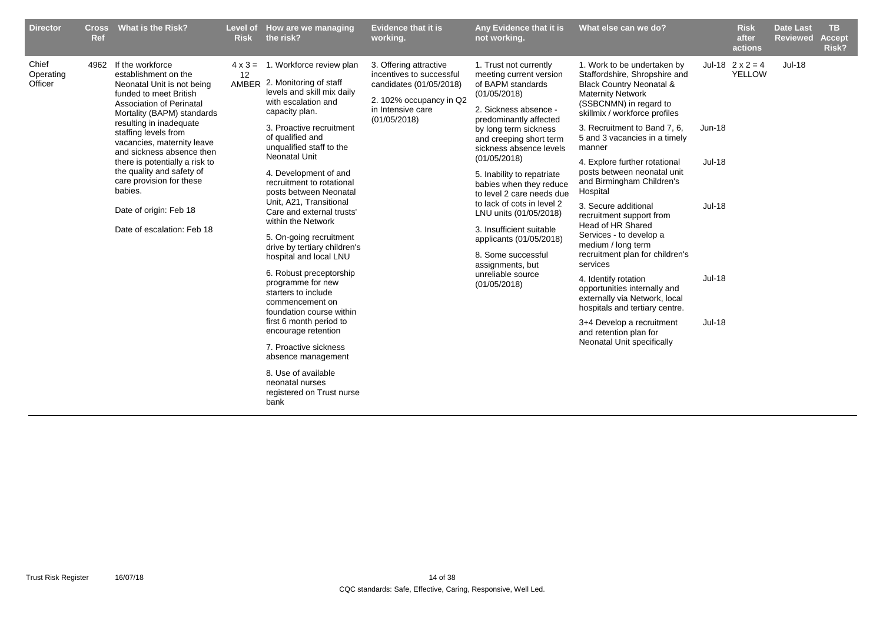| Director | Cross Ref | What is the Risk? | Level of Risk | How are we managing the risk? | Evidence that it is working. | Any Evidence that it is not working. | What else can we do? | | Risk after actions | Date Last Reviewed | TB Accept Risk? |
|---|---|---|---|---|---|---|---|---|---|---|---|
| Chief Operating Officer | 4962 | If the workforce establishment on the Neonatal Unit is not being funded to meet British Association of Perinatal Mortality (BAPM) standards resulting in inadequate staffing levels from vacancies, maternity leave and sickness absence then there is potentially a risk to the quality and safety of care provision for these babies.<br><br>Date of origin: Feb 18<br><br>Date of escalation: Feb 18 | 4 x 3 = 12 AMBER | 1. Workforce review plan<br><br>2. Monitoring of staff levels and skill mix daily with escalation and capacity plan.<br><br>3. Proactive recruitment of qualified and unqualified staff to the Neonatal Unit<br><br>4. Development of and recruitment to rotational posts between Neonatal Unit, A21, Transitional Care and external trusts' within the Network<br><br>5. On-going recruitment drive by tertiary children's hospital and local LNU<br><br>6. Robust preceptorship programme for new starters to include commencement on foundation course within first 6 month period to encourage retention<br><br>7. Proactive sickness absence management<br><br>8. Use of available neonatal nurses registered on Trust nurse bank | 3. Offering attractive incentives to successful candidates (01/05/2018)<br><br>2. 102% occupancy in Q2 in Intensive care (01/05/2018) | 1. Trust not currently meeting current version of BAPM standards (01/05/2018)<br><br>2. Sickness absence - predominantly affected by long term sickness and creeping short term sickness absence levels (01/05/2018)<br><br>5. Inability to repatriate babies when they reduce to level 2 care needs due to lack of cots in level 2 LNU units (01/05/2018)<br><br>3. Insufficient suitable applicants (01/05/2018)<br><br>8. Some successful assignments, but unreliable source (01/05/2018) | 1. Work to be undertaken by Staffordshire, Shropshire and Black Country Neonatal & Maternity Network (SSBCNMN) in regard to skillmix / workforce profiles<br><br>3. Recruitment to Band 7, 6, 5 and 3 vacancies in a timely manner<br><br>4. Explore further rotational posts between neonatal unit and Birmingham Children's Hospital<br><br>3. Secure additional recruitment support from Head of HR Shared Services - to develop a medium / long term recruitment plan for children's services<br><br>4. Identify rotation opportunities internally and externally via Network, local hospitals and tertiary centre.<br><br>3+4 Develop a recruitment and retention plan for Neonatal Unit specifically | Jul-18<br><br>Jun-18<br><br>Jul-18<br><br>Jul-18<br><br>Jul-18<br><br>Jul-18 | 2 x 2 = 4 YELLOW | Jul-18 | |

CQC standards: Safe, Effective, Caring, Responsive, Well Led.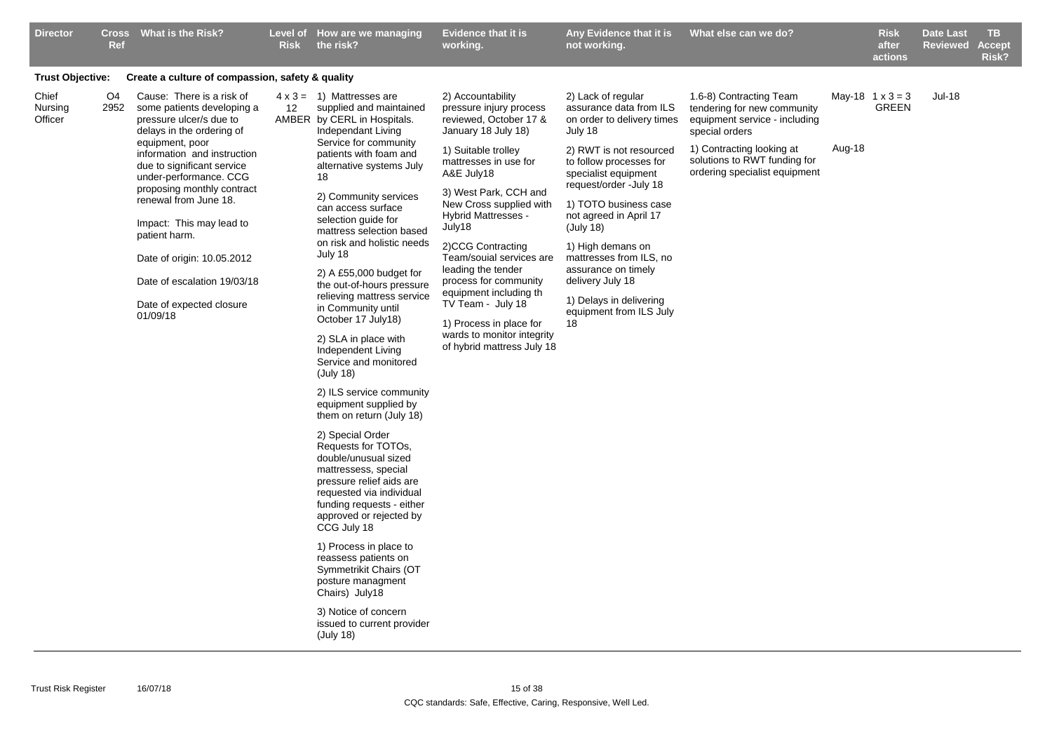| Director | Cross Ref | What is the Risk? | Level of Risk | How are we managing the risk? | Evidence that it is working. | Any Evidence that it is not working. | What else can we do? | | Risk after actions | Date Last Reviewed | TB Accept Risk? |
|---|---|---|---|---|---|---|---|---|---|---|---|
| **Trust Objective:** | | **Create a culture of compassion, safety & quality** | | | | | | | | | |
| Chief Nursing Officer | O4 2952 | Cause: There is a risk of some patients developing a pressure ulcer/s due to delays in the ordering of equipment, poor information and instruction due to significant service under-performance. CCG proposing monthly contract renewal from June 18.<br><br>Impact: This may lead to patient harm.<br><br>Date of origin: 10.05.2012<br><br>Date of escalation 19/03/18<br><br>Date of expected closure 01/09/18 | 4 x 3 = 12 AMBER | 1) Mattresses are supplied and maintained by CERL in Hospitals. Independant Living Service for community patients with foam and alternative systems July 18<br><br>2) Community services can access surface selection guide for mattress selection based on risk and holistic needs July 18<br><br>2) A £55,000 budget for the out-of-hours pressure relieving mattress service in Community until October 17 July18)<br><br>2) SLA in place with Independent Living Service and monitored (July 18)<br><br>2) ILS service community equipment supplied by them on return (July 18)<br><br>2) Special Order Requests for TOTOs, double/unusual sized mattressess, special pressure relief aids are requested via individual funding requests - either approved or rejected by CCG July 18<br><br>1) Process in place to reassess patients on Symmetrikit Chairs (OT posture managment Chairs) July18<br><br>3) Notice of concern issued to current provider (July 18) | 2) Accountability pressure injury process reviewed, October 17 & January 18 July 18)<br><br>1) Suitable trolley mattresses in use for A&E July18<br><br>3) West Park, CCH and New Cross supplied with Hybrid Mattresses - July18<br><br>2)CCG Contracting Team/souial services are leading the tender process for community equipment including th TV Team - July 18<br><br>1) Process in place for wards to monitor integrity of hybrid mattress July 18 | 2) Lack of regular assurance data from ILS on order to delivery times July 18<br><br>2) RWT is not resourced to follow processes for specialist equipment request/order -July 18<br><br>1) TOTO business case not agreed in April 17 (July 18)<br><br>1) High demans on mattresses from ILS, no assurance on timely delivery July 18<br><br>1) Delays in delivering equipment from ILS July 18 | 1.6-8) Contracting Team tendering for new community equipment service - including special orders<br><br>1) Contracting looking at solutions to RWT funding for ordering specialist equipment | May-18<br><br>Aug-18 | 1 x 3 = 3 GREEN | Jul-18 | |

CQC standards: Safe, Effective, Caring, Responsive, Well Led.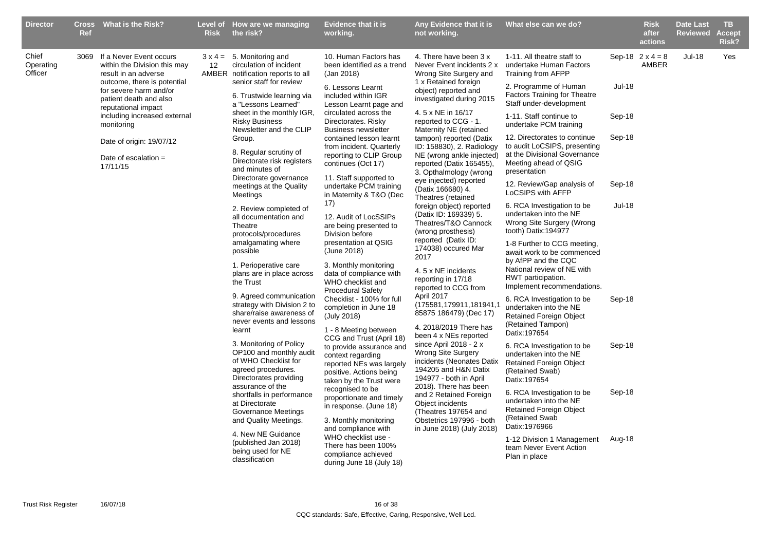| Director | Cross Ref | What is the Risk? | Level of Risk | How are we managing the risk? | Evidence that it is working. | Any Evidence that it is not working. | What else can we do? | | Risk after actions | Date Last Reviewed | TB Accept Risk? |
|---|---|---|---|---|---|---|---|---|---|---|---|
| Chief Operating Officer | 3069 | If a Never Event occurs within the Division this may result in an adverse outcome, there is potential for severe harm and/or patient death and also reputational impact including increased external monitoring<br><br>Date of origin: 19/07/12<br><br>Date of escalation = 17/11/15 | 3 x 4 = 12 AMBER | 5. Monitoring and circulation of incident notification reports to all senior staff for review<br><br>6. Trustwide learning via a "Lessons Learned" sheet in the monthly IGR, Risky Business Newsletter and the CLIP Group.<br><br>8. Regular scrutiny of Directorate risk registers and minutes of Directorate governance meetings at the Quality Meetings<br><br>2. Review completed of all documentation and Theatre protocols/procedures amalgamating where possible<br><br>1. Perioperative care plans are in place across the Trust<br><br>9. Agreed communication strategy with Division 2 to share/raise awareness of never events and lessons learnt<br><br>3. Monitoring of Policy OP100 and monthly audit of WHO Checklist for agreed procedures. Directorates providing assurance of the shortfalls in performance at Directorate Governance Meetings and Quality Meetings.<br><br>4. New NE Guidance (published Jan 2018) being used for NE classification | 10. Human Factors has been identified as a trend (Jan 2018)<br><br>6. Lessons Learnt included within IGR Lesson Learnt page and circulated across the Directorates. Risky Business newsletter contained lesson learnt from incident. Quarterly reporting to CLIP Group continues (Oct 17)<br><br>11. Staff supported to undertake PCM training in Maternity & T&O (Dec 17)<br><br>12. Audit of LocSSIPs are being presented to Division before presentation at QSIG (June 2018)<br><br>3. Monthly monitoring data of compliance with WHO checklist and Procedural Safety Checklist - 100% for full completion in June 18 (July 2018)<br><br>1 - 8 Meeting between CCG and Trust (April 18) to provide assurance and context regarding reported NEs was largely positive. Actions being taken by the Trust were recognised to be proportionate and timely in response. (June 18)<br><br>3. Monthly monitoring and compliance with WHO checklist use - There has been 100% compliance achieved during June 18 (July 18) | 4. There have been 3 x Never Event incidents 2 x Wrong Site Surgery and 1 x Retained foreign object) reported and investigated during 2015<br><br>4. 5 x NE in 16/17 reported to CCG - 1. Maternity NE (retained tampon) reported (Datix ID: 158830), 2. Radiology NE (wrong ankle injected) reported (Datix 165455), 3. Opthalmology (wrong eye injected) reported (Datix 166680) 4. Theatres (retained foreign object) reported (Datix ID: 169339) 5. Theatres/T&O Cannock (wrong prosthesis) reported (Datix ID: 174038) occured Mar 2017<br><br>4. 5 x NE incidents reporting in 17/18 reported to CCG from April 2017 (175581,179911,181941,185875 186479) (Dec 17)<br><br>4. 2018/2019 There has been 4 x NEs reported since April 2018 - 2 x Wrong Site Surgery incidents (Neonates Datix 194205 and H&N Datix 194977 - both in April 2018). There has been and 2 Retained Foreign Object incidents (Theatres 197654 and Obstetrics 197996 - both in June 2018) (July 2018) | 1-11. All theatre staff to undertake Human Factors Training from AFPP<br><br>2. Programme of Human Factors Training for Theatre Staff under-development<br><br>1-11. Staff continue to undertake PCM training<br><br>12. Directorates to continue to audit LoCSIPS, presenting at the Divisional Governance Meeting ahead of QSIG presentation<br><br>12. Review/Gap analysis of LoCSIPS with AFPP<br><br>6. RCA Investigation to be undertaken into the NE Wrong Site Surgery (Wrong tooth) Datix:194977<br><br>1-8 Further to CCG meeting, await work to be commenced by AfPP and the CQC National review of NE with RWT participation. Implement recommendations.<br><br>6. RCA Investigation to be undertaken into the NE Retained Foreign Object (Retained Tampon) Datix:197654<br><br>6. RCA Investigation to be undertaken into the NE Retained Foreign Object (Retained Swab) Datix:197654<br><br>6. RCA Investigation to be undertaken into the NE Retained Foreign Object (Retained Swab Datix:1976966<br><br>1-12 Division 1 Management team Never Event Action Plan in place | Sep-18<br><br>Jul-18<br><br>Sep-18<br><br>Sep-18<br><br>Sep-18<br><br>Jul-18<br><br><br><br>Sep-18<br><br>Sep-18<br><br>Sep-18<br><br>Aug-18 | 2 x 4 = 8 AMBER | Jul-18 | Yes |

CQC standards: Safe, Effective, Caring, Responsive, Well Led.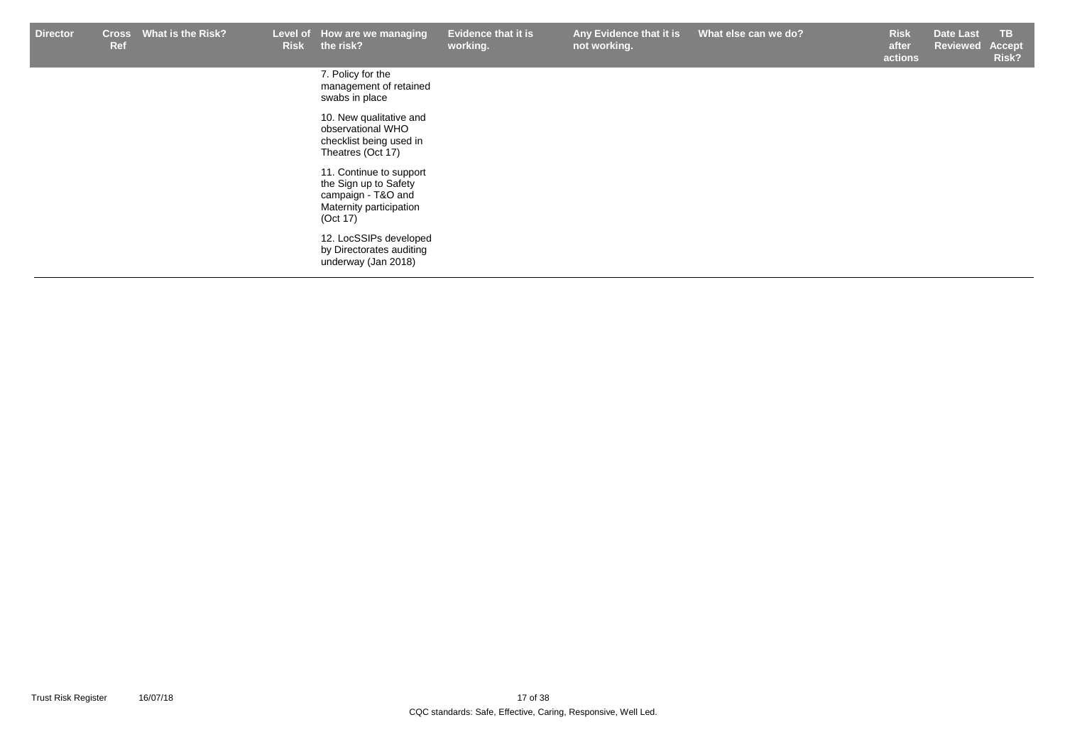| Director | Cross Ref | What is the Risk? | Level of Risk | How are we managing the risk? | Evidence that it is working. | Any Evidence that it is not working. | What else can we do? | Risk after actions | Date Last Reviewed | TB Accept Risk? |
|---|---|---|---|---|---|---|---|---|---|---|
| | | | | 7. Policy for the management of retained swabs in place<br><br>10. New qualitative and observational WHO checklist being used in Theatres (Oct 17)<br><br>11. Continue to support the Sign up to Safety campaign - T&O and Maternity participation (Oct 17)<br><br>12. LocSSIPs developed by Directorates auditing underway (Jan 2018) | | | | | | |

CQC standards: Safe, Effective, Caring, Responsive, Well Led.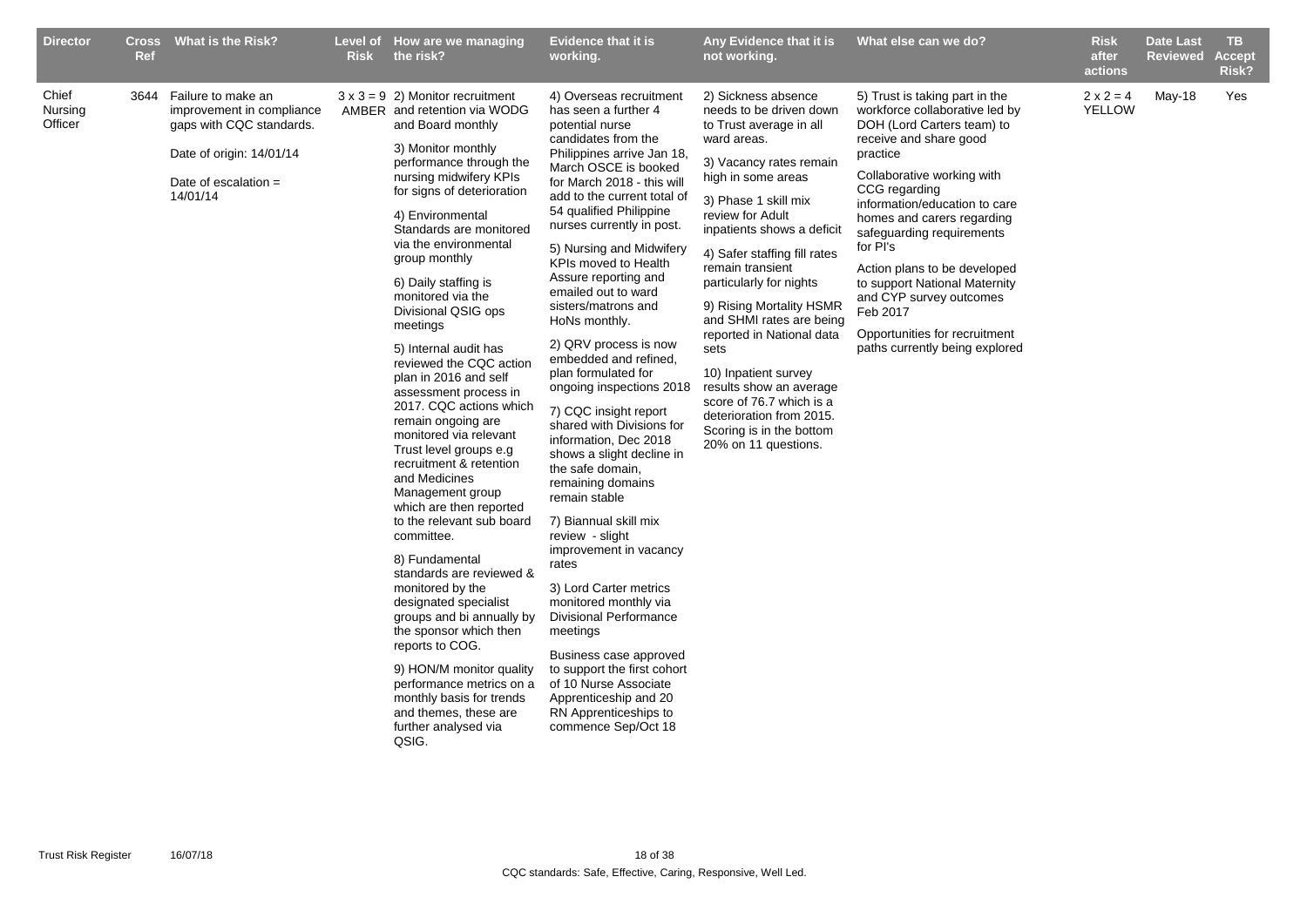| Director | Cross Ref | What is the Risk? | Level of Risk | How are we managing the risk? | Evidence that it is working. | Any Evidence that it is not working. | What else can we do? | Risk after actions | Date Last Reviewed | TB Accept Risk? |
|---|---|---|---|---|---|---|---|---|---|---|
| Chief Nursing Officer | 3644 | Failure to make an improvement in compliance gaps with CQC standards.<br><br>Date of origin: 14/01/14<br><br>Date of escalation = 14/01/14 | 3 x 3 = 9 AMBER | 2) Monitor recruitment and retention via WODG and Board monthly<br><br>3) Monitor monthly performance through the nursing midwifery KPIs for signs of deterioration<br><br>4) Environmental Standards are monitored via the environmental group monthly<br><br>6) Daily staffing is monitored via the Divisional QSIG ops meetings<br><br>5) Internal audit has reviewed the CQC action plan in 2016 and self assessment process in 2017. CQC actions which remain ongoing are monitored via relevant Trust level groups e.g recruitment & retention and Medicines Management group which are then reported to the relevant sub board committee.<br><br>8) Fundamental standards are reviewed & monitored by the designated specialist groups and bi annually by the sponsor which then reports to COG.<br><br>9) HON/M monitor quality performance metrics on a monthly basis for trends and themes, these are further analysed via QSIG. | 4) Overseas recruitment has seen a further 4 potential nurse candidates from the Philippines arrive Jan 18, March OSCE is booked for March 2018 - this will add to the current total of 54 qualified Philippine nurses currently in post.<br><br>5) Nursing and Midwifery KPIs moved to Health Assure reporting and emailed out to ward sisters/matrons and HoNs monthly.<br><br>2) QRV process is now embedded and refined, plan formulated for ongoing inspections 2018<br><br>7) CQC insight report shared with Divisions for information, Dec 2018 shows a slight decline in the safe domain, remaining domains remain stable<br><br>7) Biannual skill mix review - slight improvement in vacancy rates<br><br>3) Lord Carter metrics monitored monthly via Divisional Performance meetings<br><br>Business case approved to support the first cohort of 10 Nurse Associate Apprenticeship and 20 RN Apprenticeships to commence Sep/Oct 18 | 2) Sickness absence needs to be driven down to Trust average in all ward areas.<br><br>3) Vacancy rates remain high in some areas<br><br>3) Phase 1 skill mix review for Adult inpatients shows a deficit<br><br>4) Safer staffing fill rates remain transient particularly for nights<br><br>9) Rising Mortality HSMR and SHMI rates are being reported in National data sets<br><br>10) Inpatient survey results show an average score of 76.7 which is a deterioration from 2015. Scoring is in the bottom 20% on 11 questions. | 5) Trust is taking part in the workforce collaborative led by DOH (Lord Carters team) to receive and share good practice<br><br>Collaborative working with CCG regarding information/education to care homes and carers regarding safeguarding requirements for PI's<br><br>Action plans to be developed to support National Maternity and CYP survey outcomes Feb 2017<br><br>Opportunities for recruitment paths currently being explored | 2 x 2 = 4 YELLOW | May-18 | Yes |

CQC standards: Safe, Effective, Caring, Responsive, Well Led.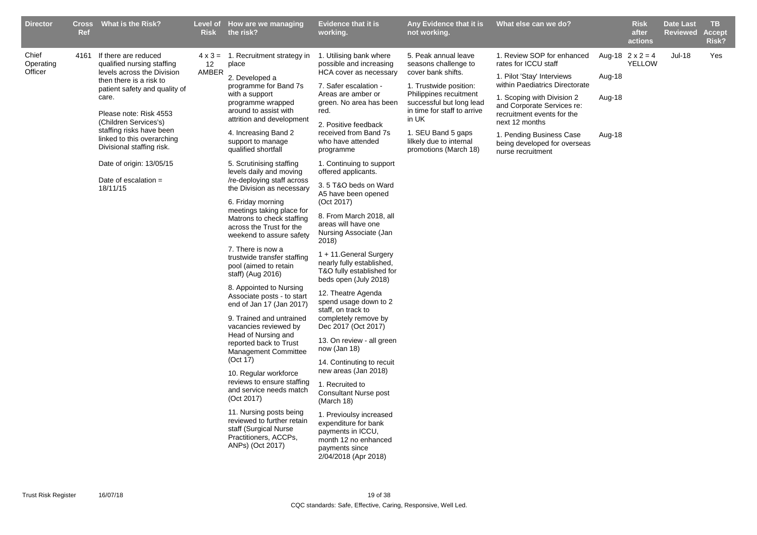| Director | Cross Ref | What is the Risk? | Level of Risk | How are we managing the risk? | Evidence that it is working. | Any Evidence that it is not working. | What else can we do? | | Risk after actions | Date Last Reviewed | TB Accept Risk? |
|---|---|---|---|---|---|---|---|---|---|---|---|
| Chief Operating Officer | 4161 | If there are reduced qualified nursing staffing levels across the Division then there is a risk to patient safety and quality of care.<br><br>Please note: Risk 4553 (Children Services's) staffing risks have been linked to this overarching Divisional staffing risk.<br><br>Date of origin: 13/05/15<br><br>Date of escalation = 18/11/15 | 4 x 3 = 12 AMBER | 1. Recruitment strategy in place<br><br>2. Developed a programme for Band 7s with a support programme wrapped around to assist with attrition and development<br><br>4. Increasing Band 2 support to manage qualified shortfall<br><br>5. Scrutinising staffing levels daily and moving /re-deploying staff across the Division as necessary<br><br>6. Friday morning meetings taking place for Matrons to check staffing across the Trust for the weekend to assure safety<br><br>7. There is now a trustwide transfer staffing pool (aimed to retain staff) (Aug 2016)<br><br>8. Appointed to Nursing Associate posts - to start end of Jan 17 (Jan 2017)<br><br>9. Trained and untrained vacancies reviewed by Head of Nursing and reported back to Trust Management Committee (Oct 17)<br><br>10. Regular workforce reviews to ensure staffing and service needs match (Oct 2017)<br><br>11. Nursing posts being reviewed to further retain staff (Surgical Nurse Practitioners, ACCPs, ANPs) (Oct 2017) | 1. Utilising bank where possible and increasing HCA cover as necessary<br><br>7. Safer escalation - Areas are amber or green. No area has been red.<br><br>2. Positive feedback received from Band 7s who have attended programme<br><br>1. Continuing to support offered applicants.<br><br>3. 5 T&O beds on Ward A5 have been opened (Oct 2017)<br><br>8. From March 2018, all areas will have one Nursing Associate (Jan 2018)<br><br>1 + 11.General Surgery nearly fully established, T&O fully established for beds open (July 2018)<br><br>12. Theatre Agenda spend usage down to 2 staff, on track to completely remove by Dec 2017 (Oct 2017)<br><br>13. On review - all green now (Jan 18)<br><br>14. Continuting to recuit new areas (Jan 2018)<br><br>1. Recruited to Consultant Nurse post (March 18)<br><br>1. Previoulsy increased expenditure for bank payments in ICCU, month 12 no enhanced payments since 2/04/2018 (Apr 2018) | 5. Peak annual leave seasons challenge to cover bank shifts.<br><br>1. Trustwide position: Philippines recuitment successful but long lead in time for staff to arrive in UK<br><br>1. SEU Band 5 gaps lilkely due to internal promotions (March 18) | 1. Review SOP for enhanced rates for ICCU staff<br><br>1. Pilot 'Stay' Interviews within Paediatrics Directorate<br><br>1. Scoping with Division 2 and Corporate Services re: recruitment events for the next 12 months<br><br>1. Pending Business Case being developed for overseas nurse recruitment | Aug-18<br><br>Aug-18<br><br>Aug-18<br><br>Aug-18 | 2 x 2 = 4 YELLOW | Jul-18 | Yes |

CQC standards: Safe, Effective, Caring, Responsive, Well Led.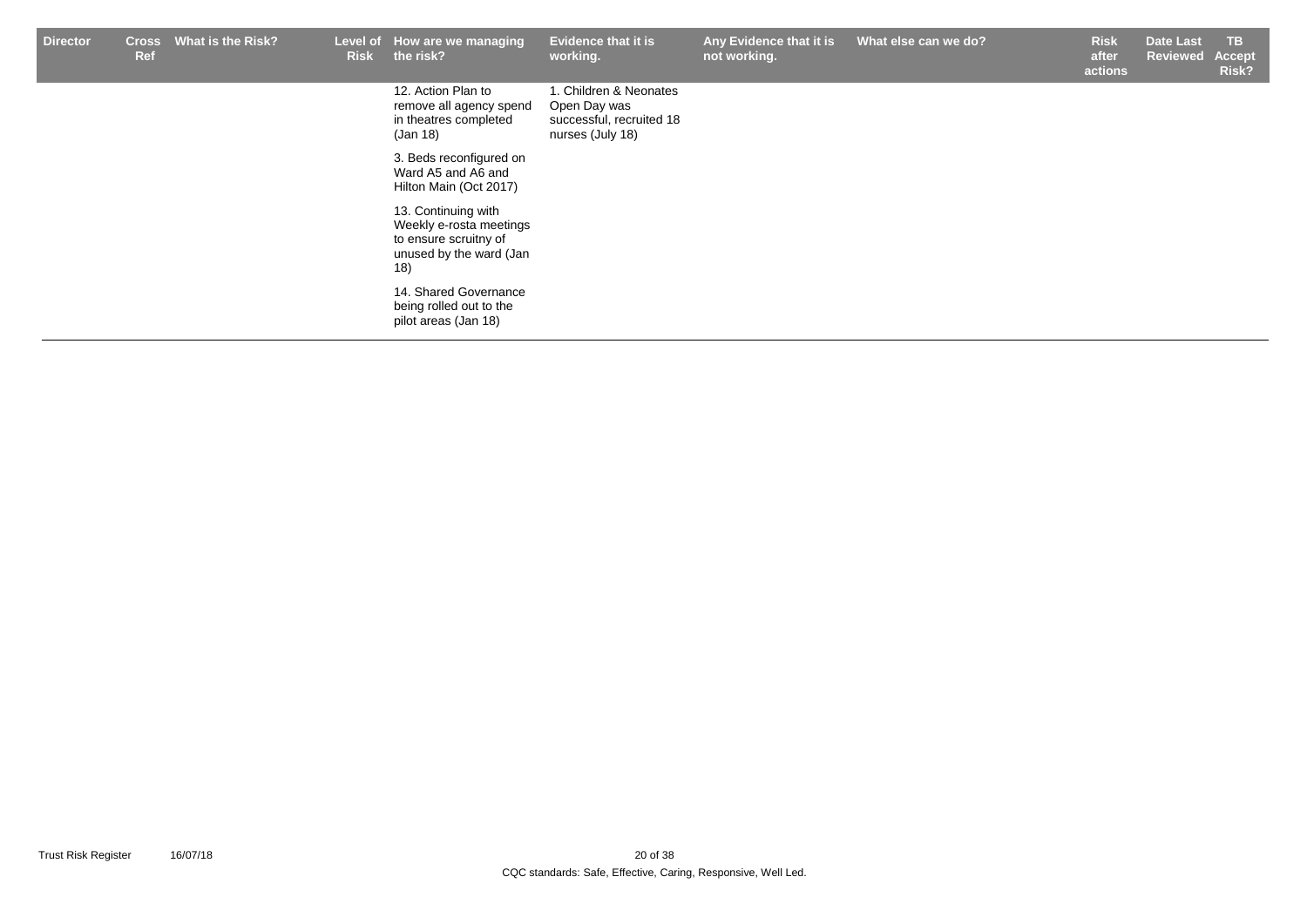| Director | Cross Ref | What is the Risk? | Level of Risk | How are we managing the risk? | Evidence that it is working. | Any Evidence that it is not working. | What else can we do? | Risk after actions | Date Last Reviewed | TB Accept Risk? |
|---|---|---|---|---|---|---|---|---|---|---|
| | | | | 12. Action Plan to remove all agency spend in theatres completed (Jan 18) | 1. Children & Neonates Open Day was successful, recruited 18 nurses (July 18) | | | | | |
| | | | | 3. Beds reconfigured on Ward A5 and A6 and Hilton Main (Oct 2017) | | | | | | |
| | | | | 13. Continuing with Weekly e-rosta meetings to ensure scruitny of unused by the ward (Jan 18) | | | | | | |
| | | | | 14. Shared Governance being rolled out to the pilot areas (Jan 18) | | | | | | |

CQC standards: Safe, Effective, Caring, Responsive, Well Led.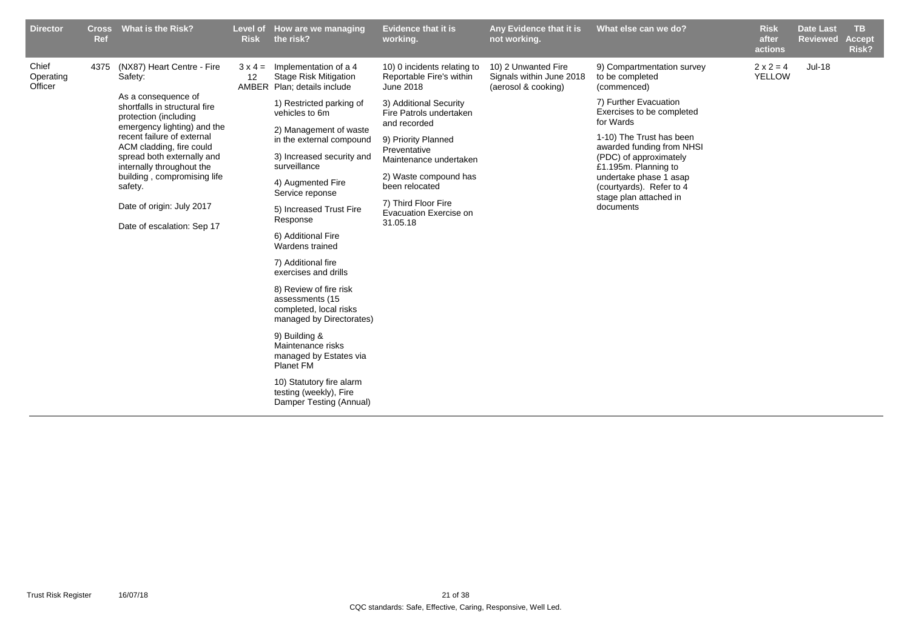| Director | Cross Ref | What is the Risk? | Level of Risk | How are we managing the risk? | Evidence that it is working. | Any Evidence that it is not working. | What else can we do? | Risk after actions | Date Last Reviewed | TB Accept Risk? |
|---|---|---|---|---|---|---|---|---|---|---|
| Chief Operating Officer | 4375 | (NX87) Heart Centre - Fire Safety:<br><br>As a consequence of shortfalls in structural fire protection (including emergency lighting) and the recent failure of external ACM cladding, fire could spread both externally and internally throughout the building , compromising life safety.<br><br>Date of origin: July 2017<br><br>Date of escalation: Sep 17 | 3 x 4 = 12 AMBER | Implementation of a 4 Stage Risk Mitigation Plan; details include<br><br>1) Restricted parking of vehicles to 6m<br><br>2) Management of waste in the external compound<br><br>3) Increased security and surveillance<br><br>4) Augmented Fire Service reponse<br><br>5) Increased Trust Fire Response<br><br>6) Additional Fire Wardens trained<br><br>7) Additional fire exercises and drills<br><br>8) Review of fire risk assessments (15 completed, local risks managed by Directorates)<br><br>9) Building & Maintenance risks managed by Estates via Planet FM<br><br>10) Statutory fire alarm testing (weekly), Fire Damper Testing (Annual) | 10) 0 incidents relating to Reportable Fire's within June 2018<br><br>3) Additional Security Fire Patrols undertaken and recorded<br><br>9) Priority Planned Preventative Maintenance undertaken<br><br>2) Waste compound has been relocated<br><br>7) Third Floor Fire Evacuation Exercise on 31.05.18 | 10) 2 Unwanted Fire Signals within June 2018 (aerosol & cooking) | 9) Compartmentation survey to be completed (commenced)<br><br>7) Further Evacuation Exercises to be completed for Wards<br><br>1-10) The Trust has been awarded funding from NHSI (PDC) of approximately £1.195m. Planning to undertake phase 1 asap (courtyards). Refer to 4 stage plan attached in documents | 2 x 2 = 4 YELLOW | Jul-18 | |

CQC standards: Safe, Effective, Caring, Responsive, Well Led.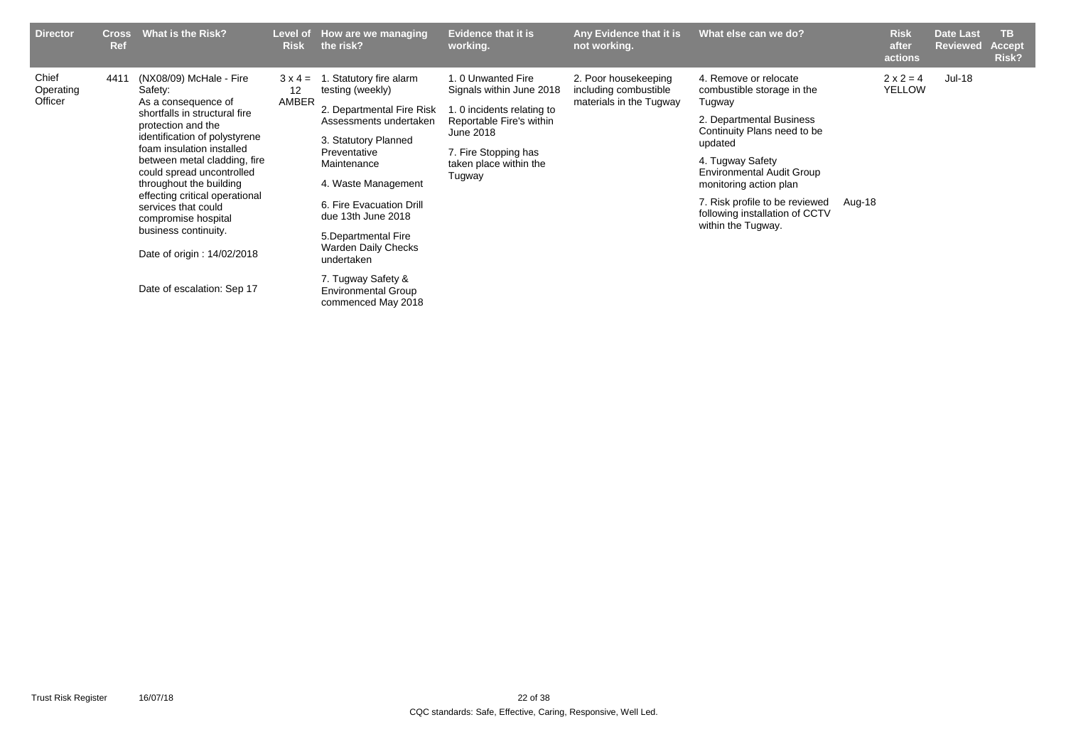| Director | Cross Ref | What is the Risk? | Level of Risk | How are we managing the risk? | Evidence that it is working. | Any Evidence that it is not working. | What else can we do? | | Risk after actions | Date Last Reviewed | TB Accept Risk? |
|---|---|---|---|---|---|---|---|---|---|---|---|
| Chief Operating Officer | 4411 | (NX08/09) McHale - Fire Safety:<br>As a consequence of shortfalls in structural fire protection and the identification of polystyrene foam insulation installed between metal cladding, fire could spread uncontrolled throughout the building effecting critical operational services that could compromise hospital business continuity.<br><br>Date of origin : 14/02/2018<br><br>Date of escalation: Sep 17 | 3 x 4 = 12 AMBER | 1. Statutory fire alarm testing (weekly)<br>2. Departmental Fire Risk Assessments undertaken<br>3. Statutory Planned Preventative Maintenance<br>4. Waste Management<br>6. Fire Evacuation Drill due 13th June 2018<br>5.Departmental Fire Warden Daily Checks undertaken<br>7. Tugway Safety & Environmental Group commenced May 2018 | 1. 0 Unwanted Fire Signals within June 2018<br>1. 0 incidents relating to Reportable Fire's within June 2018<br>7. Fire Stopping has taken place within the Tugway | 2. Poor housekeeping including combustible materials in the Tugway | 4. Remove or relocate combustible storage in the Tugway<br>2. Departmental Business Continuity Plans need to be updated<br>4. Tugway Safety Environmental Audit Group monitoring action plan<br>7. Risk profile to be reviewed following installation of CCTV within the Tugway. | Aug-18 | 2 x 2 = 4 YELLOW | Jul-18 | |

CQC standards: Safe, Effective, Caring, Responsive, Well Led.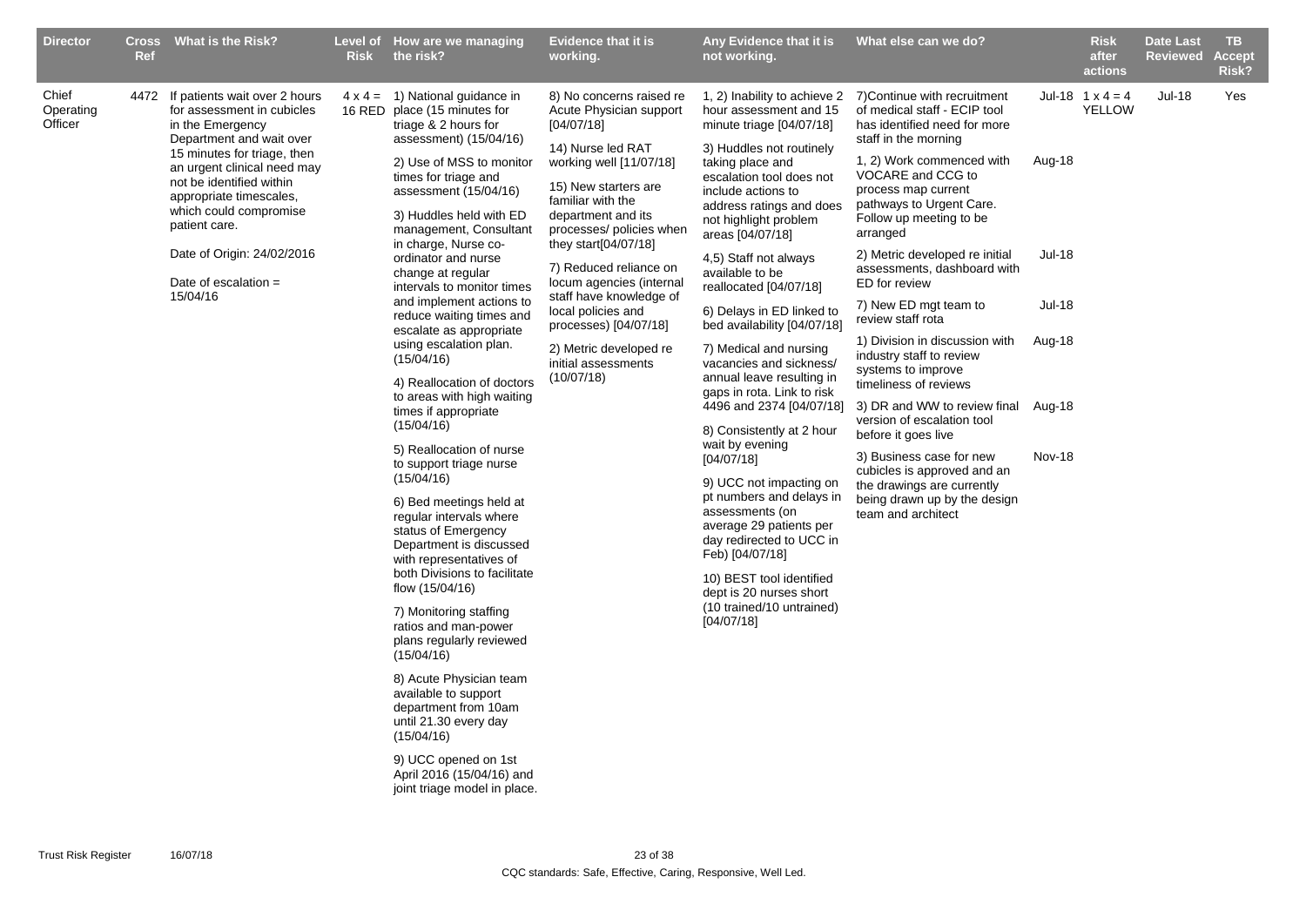| Director | Cross Ref | What is the Risk? | Level of Risk | How are we managing the risk? | Evidence that it is working. | Any Evidence that it is not working. | What else can we do? | | Risk after actions | Date Last Reviewed | TB Accept Risk? |
|---|---|---|---|---|---|---|---|---|---|---|---|
| Chief Operating Officer | 4472 | If patients wait over 2 hours for assessment in cubicles in the Emergency Department and wait over 15 minutes for triage, then an urgent clinical need may not be identified within appropriate timescales, which could compromise patient care.<br><br>Date of Origin: 24/02/2016<br><br>Date of escalation = 15/04/16 | 4 x 4 = 16 RED | 1) National guidance in place (15 minutes for triage & 2 hours for assessment) (15/04/16)<br><br>2) Use of MSS to monitor times for triage and assessment (15/04/16)<br><br>3) Huddles held with ED management, Consultant in charge, Nurse co-ordinator and nurse change at regular intervals to monitor times and implement actions to reduce waiting times and escalate as appropriate using escalation plan. (15/04/16)<br><br>4) Reallocation of doctors to areas with high waiting times if appropriate (15/04/16)<br><br>5) Reallocation of nurse to support triage nurse (15/04/16)<br><br>6) Bed meetings held at regular intervals where status of Emergency Department is discussed with representatives of both Divisions to facilitate flow (15/04/16)<br><br>7) Monitoring staffing ratios and man-power plans regularly reviewed (15/04/16)<br><br>8) Acute Physician team available to support department from 10am until 21.30 every day (15/04/16)<br><br>9) UCC opened on 1st April 2016 (15/04/16) and joint triage model in place. | 8) No concerns raised re Acute Physician support [04/07/18]<br><br>14) Nurse led RAT working well [11/07/18]<br><br>15) New starters are familiar with the department and its processes/ policies when they start[04/07/18]<br><br>7) Reduced reliance on locum agencies (internal staff have knowledge of local policies and processes) [04/07/18]<br><br>2) Metric developed re initial assessments (10/07/18) | 1, 2) Inability to achieve 2 hour assessment and 15 minute triage [04/07/18]<br><br>3) Huddles not routinely taking place and escalation tool does not include actions to address ratings and does not highlight problem areas [04/07/18]<br><br>4,5) Staff not always available to be reallocated [04/07/18]<br><br>6) Delays in ED linked to bed availability [04/07/18]<br><br>7) Medical and nursing vacancies and sickness/ annual leave resulting in gaps in rota. Link to risk 4496 and 2374 [04/07/18]<br><br>8) Consistently at 2 hour wait by evening [04/07/18]<br><br>9) UCC not impacting on pt numbers and delays in assessments (on average 29 patients per day redirected to UCC in Feb) [04/07/18]<br><br>10) BEST tool identified dept is 20 nurses short (10 trained/10 untrained) [04/07/18] | 7)Continue with recruitment of medical staff - ECIP tool has identified need for more staff in the morning<br><br>1, 2) Work commenced with VOCARE and CCG to process map current pathways to Urgent Care. Follow up meeting to be arranged<br><br>2) Metric developed re initial assessments, dashboard with ED for review<br><br>7) New ED mgt team to review staff rota<br><br>1) Division in discussion with industry staff to review systems to improve timeliness of reviews<br><br>3) DR and WW to review final version of escalation tool before it goes live<br><br>3) Business case for new cubicles is approved and an the drawings are currently being drawn up by the design team and architect | Jul-18<br><br>Aug-18<br><br>Jul-18<br><br>Jul-18<br><br>Aug-18<br><br>Aug-18<br><br>Nov-18 | 1 x 4 = 4 YELLOW | Jul-18 | Yes |

CQC standards: Safe, Effective, Caring, Responsive, Well Led.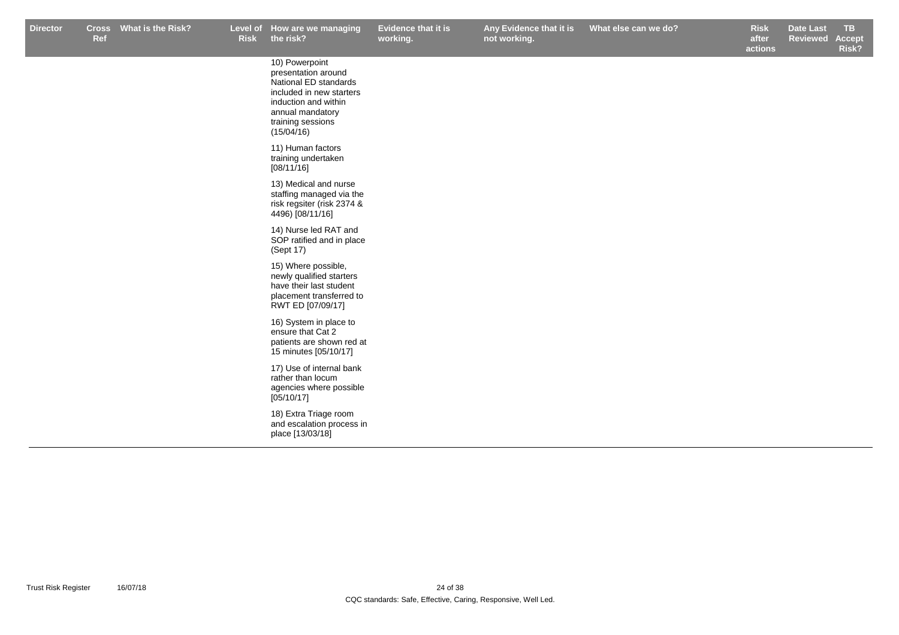| Director | Cross Ref | What is the Risk? | Level of Risk | How are we managing the risk? | Evidence that it is working. | Any Evidence that it is not working. | What else can we do? | Risk after actions | Date Last Reviewed | TB Accept Risk? |
|---|---|---|---|---|---|---|---|---|---|---|
| | | | | 10) Powerpoint presentation around National ED standards included in new starters induction and within annual mandatory training sessions (15/04/16)<br><br>11) Human factors training undertaken [08/11/16]<br><br>13) Medical and nurse staffing managed via the risk regsiter (risk 2374 & 4496) [08/11/16]<br><br>14) Nurse led RAT and SOP ratified and in place (Sept 17)<br><br>15) Where possible, newly qualified starters have their last student placement transferred to RWT ED [07/09/17]<br><br>16) System in place to ensure that Cat 2 patients are shown red at 15 minutes [05/10/17]<br><br>17) Use of internal bank rather than locum agencies where possible [05/10/17]<br><br>18) Extra Triage room and escalation process in place [13/03/18] | | | | | | |

CQC standards: Safe, Effective, Caring, Responsive, Well Led.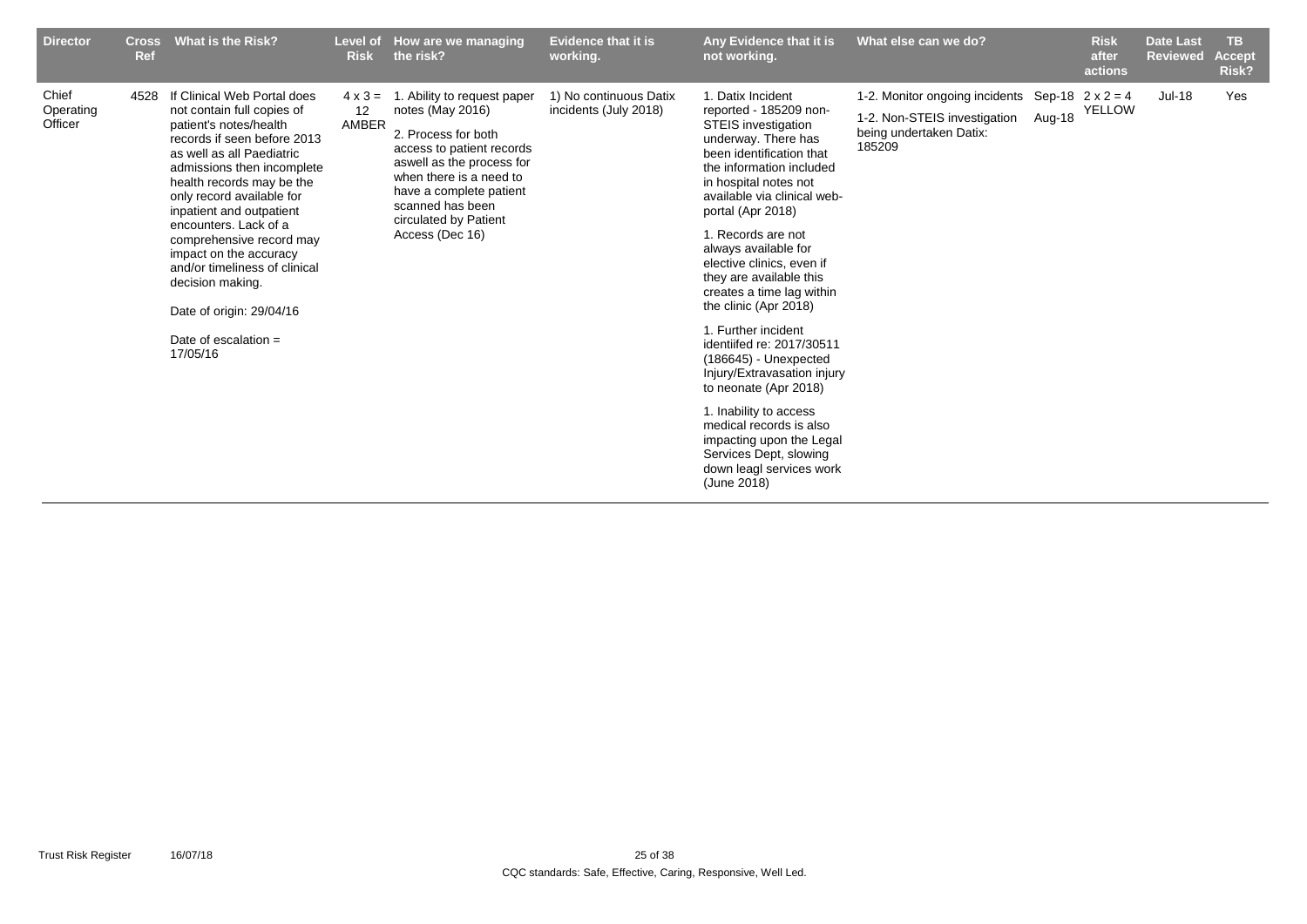| Director | Cross Ref | What is the Risk? | Level of Risk | How are we managing the risk? | Evidence that it is working. | Any Evidence that it is not working. | What else can we do? | | Risk after actions | Date Last Reviewed | TB Accept Risk? |
|---|---|---|---|---|---|---|---|---|---|---|---|
| Chief Operating Officer | 4528 | If Clinical Web Portal does not contain full copies of patient's notes/health records if seen before 2013 as well as all Paediatric admissions then incomplete health records may be the only record available for inpatient and outpatient encounters. Lack of a comprehensive record may impact on the accuracy and/or timeliness of clinical decision making.<br><br>Date of origin: 29/04/16<br><br>Date of escalation = 17/05/16 | 4 x 3 = 12 AMBER | 1. Ability to request paper notes (May 2016)<br><br>2. Process for both access to patient records aswell as the process for when there is a need to have a complete patient scanned has been circulated by Patient Access (Dec 16) | 1) No continuous Datix incidents (July 2018) | 1. Datix Incident reported - 185209 non-STEIS investigation underway. There has been identification that the information included in hospital notes not available via clinical web-portal (Apr 2018)<br><br>1. Records are not always available for elective clinics, even if they are available this creates a time lag within the clinic (Apr 2018)<br><br>1. Further incident identiifed re: 2017/30511 (186645) - Unexpected Injury/Extravasation injury to neonate (Apr 2018)<br><br>1. Inability to access medical records is also impacting upon the Legal Services Dept, slowing down leagl services work (June 2018) | 1-2. Monitor ongoing incidents<br><br>1-2. Non-STEIS investigation being undertaken Datix: 185209 | Sep-18<br><br>Aug-18 | 2 x 2 = 4 YELLOW | Jul-18 | Yes |

Trust Risk Register 16/07/18

CQC standards: Safe, Effective, Caring, Responsive, Well Led.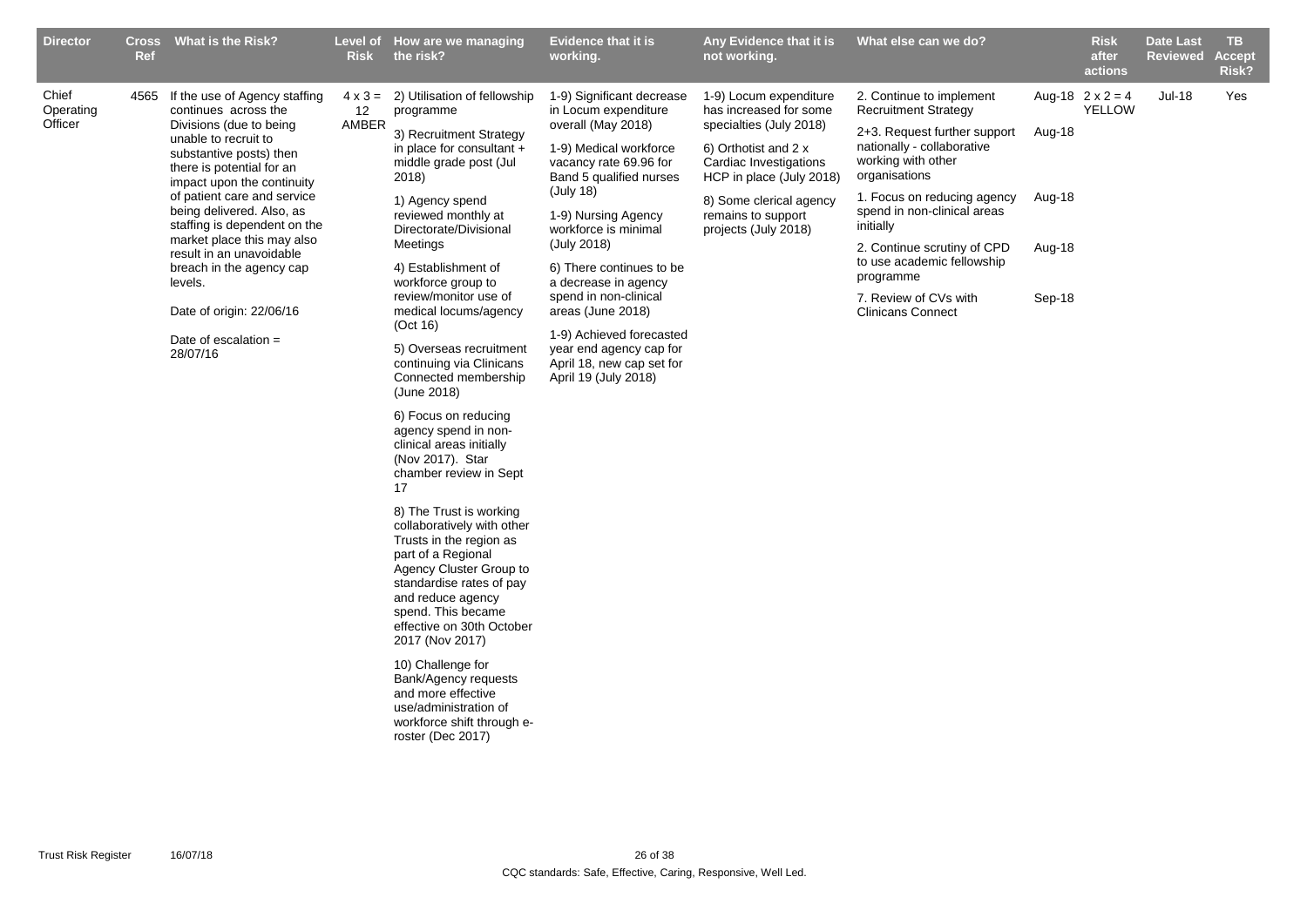| Director | Cross Ref | What is the Risk? | Level of Risk | How are we managing the risk? | Evidence that it is working. | Any Evidence that it is not working. | What else can we do? | | Risk after actions | Date Last Reviewed | TB Accept Risk? |
|---|---|---|---|---|---|---|---|---|---|---|---|
| Chief Operating Officer | 4565 | If the use of Agency staffing continues across the Divisions (due to being unable to recruit to substantive posts) then there is potential for an impact upon the continuity of patient care and service being delivered. Also, as staffing is dependent on the market place this may also result in an unavoidable breach in the agency cap levels.<br><br>Date of origin: 22/06/16<br><br>Date of escalation = 28/07/16 | 4 x 3 = 12 AMBER | 2) Utilisation of fellowship programme<br><br>3) Recruitment Strategy in place for consultant + middle grade post (Jul 2018)<br><br>1) Agency spend reviewed monthly at Directorate/Divisional Meetings<br><br>4) Establishment of workforce group to review/monitor use of medical locums/agency (Oct 16)<br><br>5) Overseas recruitment continuing via Clinicans Connected membership (June 2018)<br><br>6) Focus on reducing agency spend in non-clinical areas initially (Nov 2017). Star chamber review in Sept 17<br><br>8) The Trust is working collaboratively with other Trusts in the region as part of a Regional Agency Cluster Group to standardise rates of pay and reduce agency spend. This became effective on 30th October 2017 (Nov 2017)<br><br>10) Challenge for Bank/Agency requests and more effective use/administration of workforce shift through e-roster (Dec 2017) | 1-9) Significant decrease in Locum expenditure overall (May 2018)<br><br>1-9) Medical workforce vacancy rate 69.96 for Band 5 qualified nurses (July 18)<br><br>1-9) Nursing Agency workforce is minimal (July 2018)<br><br>6) There continues to be a decrease in agency spend in non-clinical areas (June 2018)<br><br>1-9) Achieved forecasted year end agency cap for April 18, new cap set for April 19 (July 2018) | 1-9) Locum expenditure has increased for some specialties (July 2018)<br><br>6) Orthotist and 2 x Cardiac Investigations HCP in place (July 2018)<br><br>8) Some clerical agency remains to support projects (July 2018) | 2. Continue to implement Recruitment Strategy<br><br>2+3. Request further support nationally - collaborative working with other organisations<br><br>1. Focus on reducing agency spend in non-clinical areas initially<br><br>2. Continue scrutiny of CPD to use academic fellowship programme<br><br>7. Review of CVs with Clinicans Connect | Aug-18<br><br>Aug-18<br><br>Aug-18<br><br>Aug-18<br><br>Sep-18 | 2 x 2 = 4 YELLOW | Jul-18 | Yes |

CQC standards: Safe, Effective, Caring, Responsive, Well Led.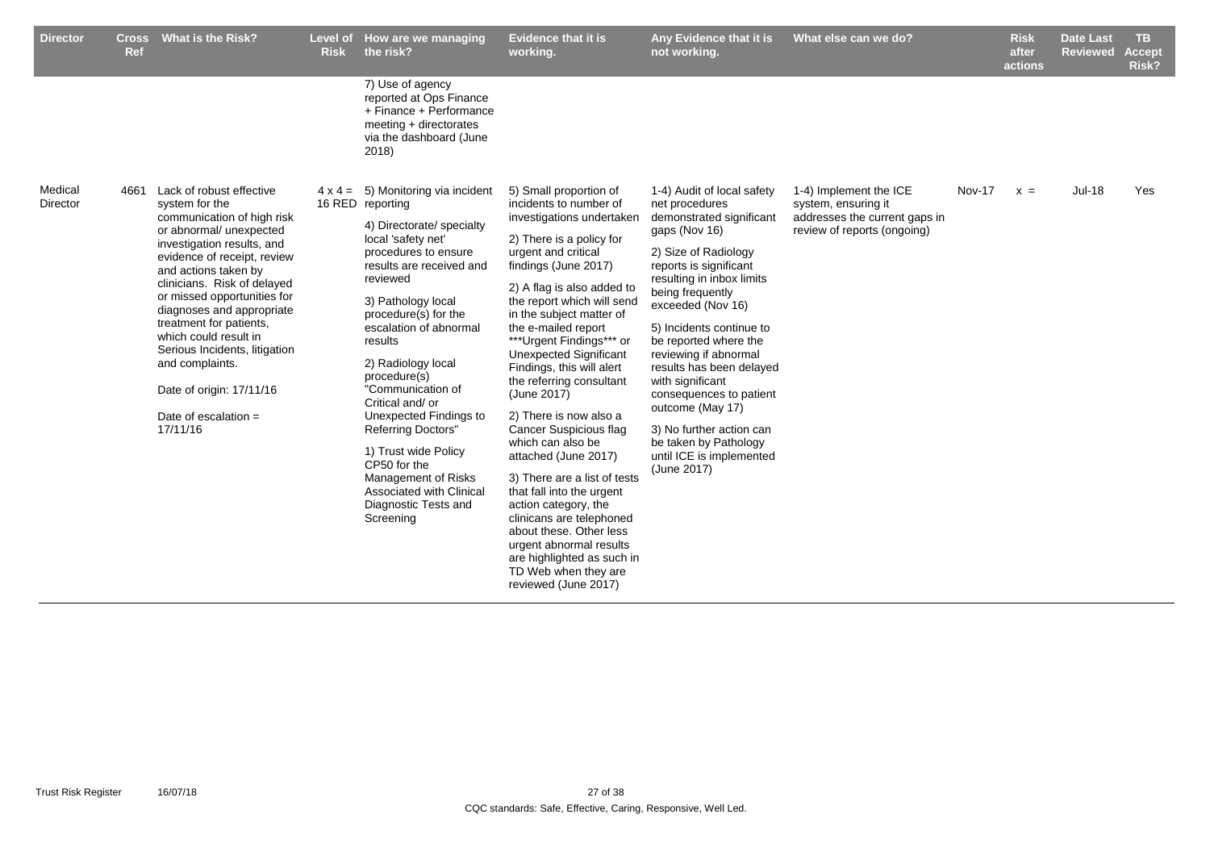| Director | Cross Ref | What is the Risk? | Level of Risk | How are we managing the risk? | Evidence that it is working. | Any Evidence that it is not working. | What else can we do? | | Risk after actions | Date Last Reviewed | TB Accept Risk? |
|---|---|---|---|---|---|---|---|---|---|---|---|
| | | | | 7) Use of agency reported at Ops Finance + Finance + Performance meeting + directorates via the dashboard (June 2018) | | | | | | | |
| Medical Director | 4661 | Lack of robust effective system for the communication of high risk or abnormal/ unexpected investigation results, and evidence of receipt, review and actions taken by clinicians. Risk of delayed or missed opportunities for diagnoses and appropriate treatment for patients, which could result in Serious Incidents, litigation and complaints.<br><br>Date of origin: 17/11/16<br><br>Date of escalation = 17/11/16 | 4 x 4 = 16 RED | 5) Monitoring via incident reporting<br><br>4) Directorate/ specialty local 'safety net' procedures to ensure results are received and reviewed<br><br>3) Pathology local procedure(s) for the escalation of abnormal results<br><br>2) Radiology local procedure(s) "Communication of Critical and/ or Unexpected Findings to Referring Doctors"<br><br>1) Trust wide Policy CP50 for the Management of Risks Associated with Clinical Diagnostic Tests and Screening | 5) Small proportion of incidents to number of investigations undertaken<br><br>2) There is a policy for urgent and critical findings (June 2017)<br><br>2) A flag is also added to the report which will send in the subject matter of the e-mailed report ***Urgent Findings*** or Unexpected Significant Findings, this will alert the referring consultant (June 2017)<br><br>2) There is now also a Cancer Suspicious flag which can also be attached (June 2017)<br><br>3) There are a list of tests that fall into the urgent action category, the clinicans are telephoned about these. Other less urgent abnormal results are highlighted as such in TD Web when they are reviewed (June 2017) | 1-4) Audit of local safety net procedures demonstrated significant gaps (Nov 16)<br><br>2) Size of Radiology reports is significant resulting in inbox limits being frequently exceeded (Nov 16)<br><br>5) Incidents continue to be reported where the reviewing if abnormal results has been delayed with significant consequences to patient outcome (May 17)<br><br>3) No further action can be taken by Pathology until ICE is implemented (June 2017) | 1-4) Implement the ICE system, ensuring it addresses the current gaps in review of reports (ongoing) | Nov-17 | x = | Jul-18 | Yes |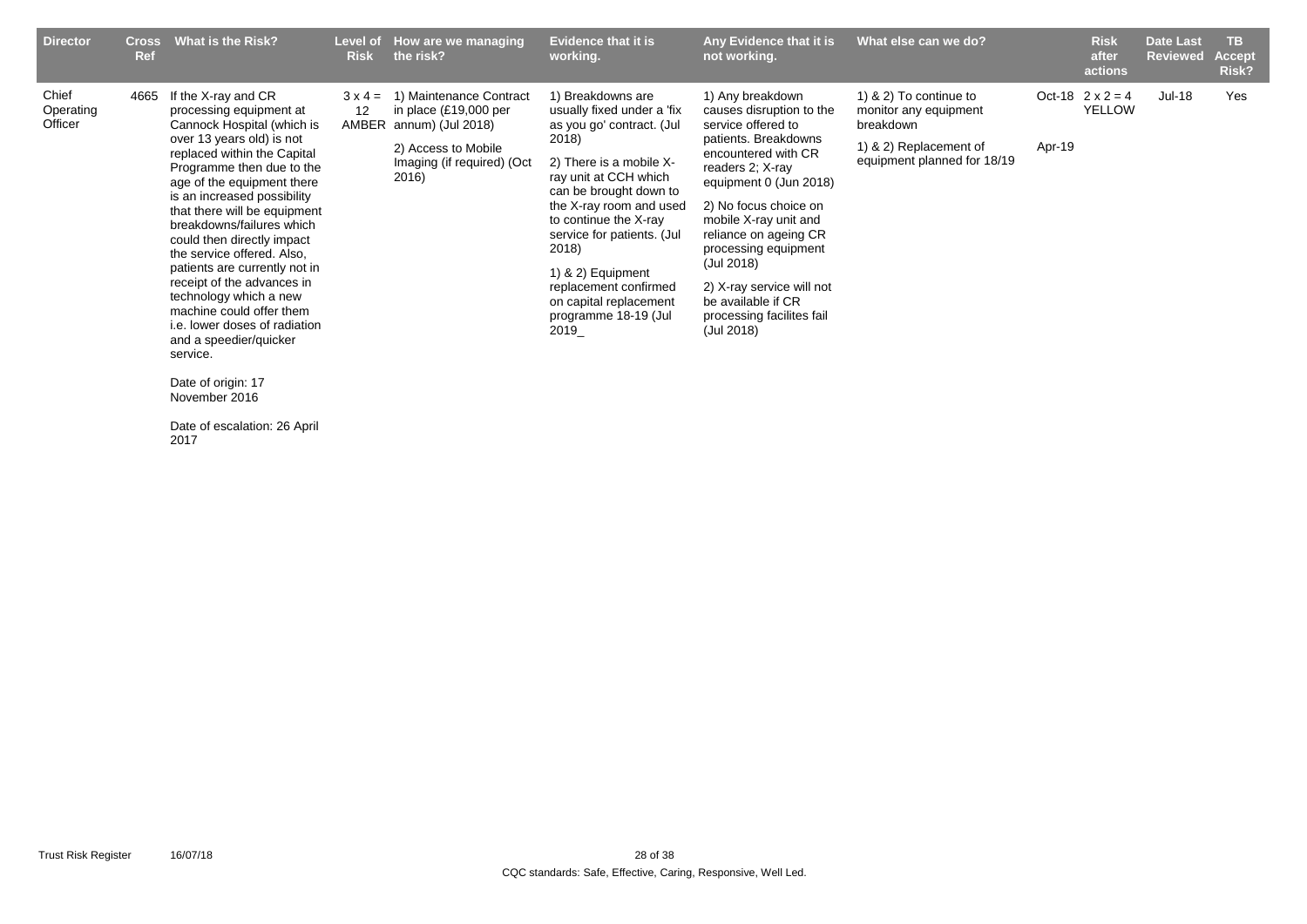| Director | Cross Ref | What is the Risk? | Level of Risk | How are we managing the risk? | Evidence that it is working. | Any Evidence that it is not working. | What else can we do? | | Risk after actions | Date Last Reviewed | TB Accept Risk? |
|---|---|---|---|---|---|---|---|---|---|---|---|
| Chief Operating Officer | 4665 | If the X-ray and CR processing equipment at Cannock Hospital (which is over 13 years old) is not replaced within the Capital Programme then due to the age of the equipment there is an increased possibility that there will be equipment breakdowns/failures which could then directly impact the service offered. Also, patients are currently not in receipt of the advances in technology which a new machine could offer them i.e. lower doses of radiation and a speedier/quicker service.<br><br>Date of origin: 17 November 2016<br><br>Date of escalation: 26 April 2017 | 3 x 4 = 12 AMBER | 1) Maintenance Contract in place (£19,000 per annum) (Jul 2018)<br><br>2) Access to Mobile Imaging (if required) (Oct 2016) | 1) Breakdowns are usually fixed under a 'fix as you go' contract. (Jul 2018)<br><br>2) There is a mobile X-ray unit at CCH which can be brought down to the X-ray room and used to continue the X-ray service for patients. (Jul 2018)<br><br>1) & 2) Equipment replacement confirmed on capital replacement programme 18-19 (Jul 2019_ | 1) Any breakdown causes disruption to the service offered to patients. Breakdowns encountered with CR readers 2; X-ray equipment 0 (Jun 2018)<br><br>2) No focus choice on mobile X-ray unit and reliance on ageing CR processing equipment (Jul 2018)<br><br>2) X-ray service will not be available if CR processing facilites fail (Jul 2018) | 1) & 2) To continue to monitor any equipment breakdown<br><br>1) & 2) Replacement of equipment planned for 18/19 | Oct-18<br><br>Apr-19 | 2 x 2 = 4 YELLOW | Jul-18 | Yes |

CQC standards: Safe, Effective, Caring, Responsive, Well Led.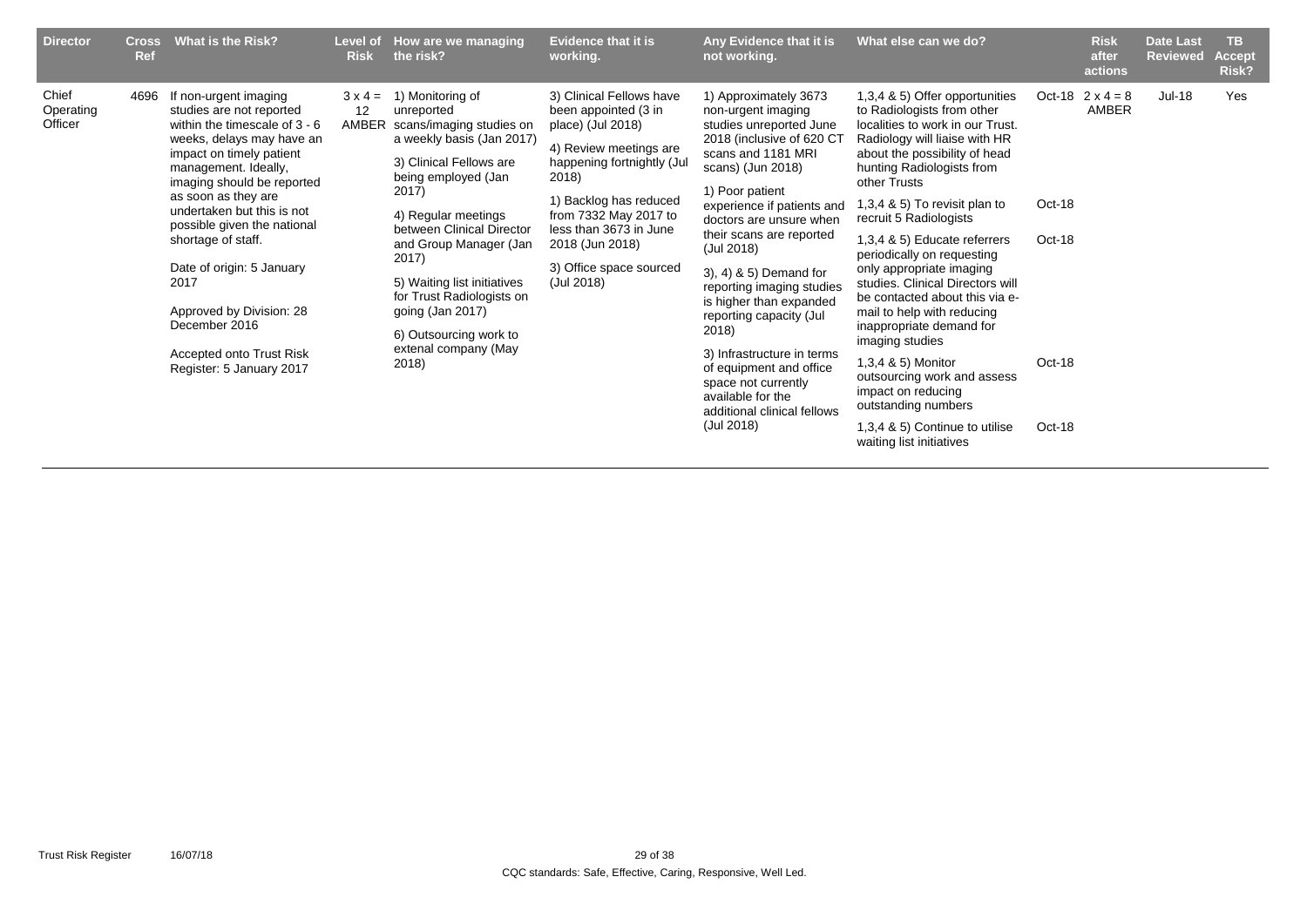| Director | Cross Ref | What is the Risk? | Level of Risk | How are we managing the risk? | Evidence that it is working. | Any Evidence that it is not working. | What else can we do? | | Risk after actions | Date Last Reviewed | TB Accept Risk? |
|---|---|---|---|---|---|---|---|---|---|---|---|
| Chief Operating Officer | 4696 | If non-urgent imaging studies are not reported within the timescale of 3 - 6 weeks, delays may have an impact on timely patient management. Ideally, imaging should be reported as soon as they are undertaken but this is not possible given the national shortage of staff.<br><br>Date of origin: 5 January 2017<br><br>Approved by Division: 28 December 2016<br><br>Accepted onto Trust Risk Register: 5 January 2017 | 3 x 4 = 12 AMBER | 1) Monitoring of unreported scans/imaging studies on a weekly basis (Jan 2017)<br><br>3) Clinical Fellows are being employed (Jan 2017)<br><br>4) Regular meetings between Clinical Director and Group Manager (Jan 2017)<br><br>5) Waiting list initiatives for Trust Radiologists on going (Jan 2017)<br><br>6) Outsourcing work to extenal company (May 2018) | 3) Clinical Fellows have been appointed (3 in place) (Jul 2018)<br><br>4) Review meetings are happening fortnightly (Jul 2018)<br><br>1) Backlog has reduced from 7332 May 2017 to less than 3673 in June 2018 (Jun 2018)<br><br>3) Office space sourced (Jul 2018) | 1) Approximately 3673 non-urgent imaging studies unreported June 2018 (inclusive of 620 CT scans and 1181 MRI scans) (Jun 2018)<br><br>1) Poor patient experience if patients and doctors are unsure when their scans are reported (Jul 2018)<br><br>3), 4) & 5) Demand for reporting imaging studies is higher than expanded reporting capacity (Jul 2018)<br><br>3) Infrastructure in terms of equipment and office space not currently available for the additional clinical fellows (Jul 2018) | 1,3,4 & 5) Offer opportunities to Radiologists from other localities to work in our Trust. Radiology will liaise with HR about the possibility of head hunting Radiologists from other Trusts<br><br>1,3,4 & 5) To revisit plan to recruit 5 Radiologists<br><br>1,3,4 & 5) Educate referrers periodically on requesting only appropriate imaging studies. Clinical Directors will be contacted about this via e-mail to help with reducing inappropriate demand for imaging studies<br><br>1,3,4 & 5) Monitor outsourcing work and assess impact on reducing outstanding numbers<br><br>1,3,4 & 5) Continue to utilise waiting list initiatives | Oct-18<br><br>Oct-18<br><br>Oct-18<br><br>Oct-18<br><br>Oct-18 | 2 x 4 = 8 AMBER | Jul-18 | Yes |

CQC standards: Safe, Effective, Caring, Responsive, Well Led.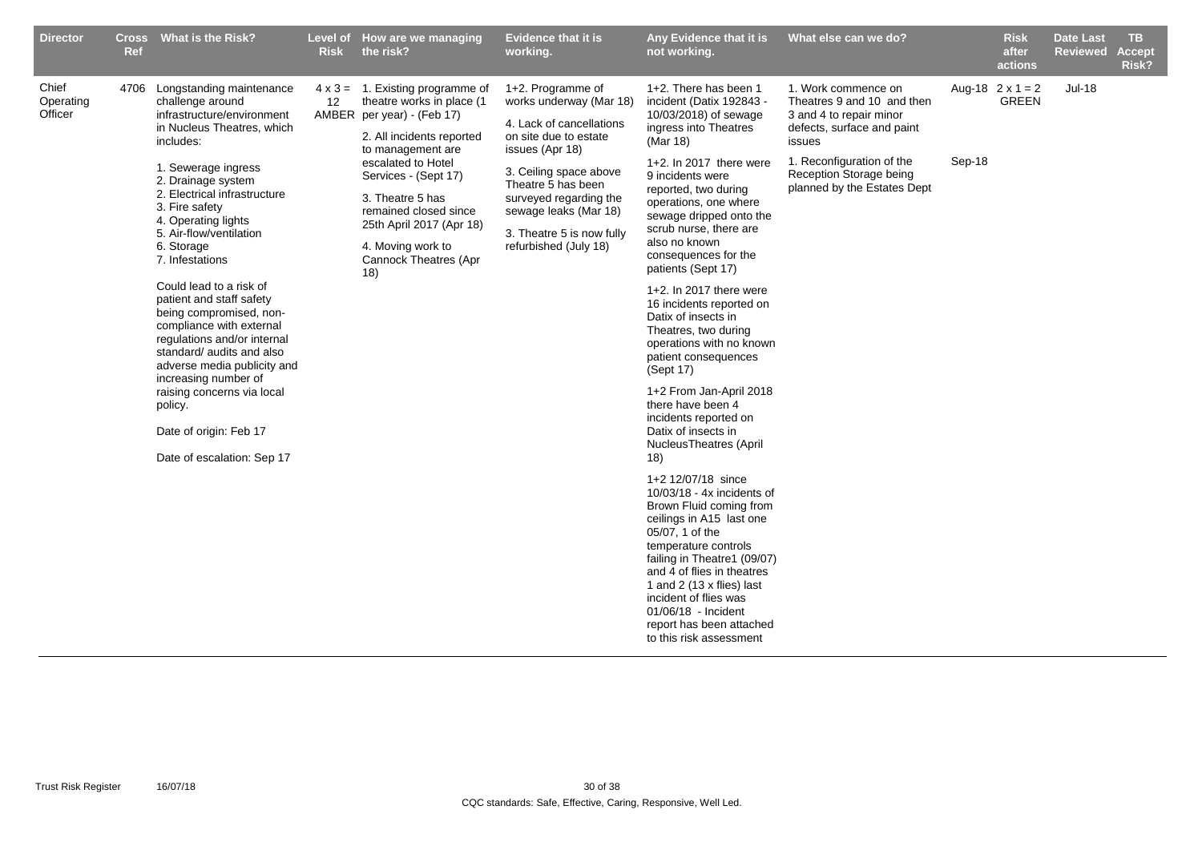| Director | Cross Ref | What is the Risk? | Level of Risk | How are we managing the risk? | Evidence that it is working. | Any Evidence that it is not working. | What else can we do? | | Risk after actions | Date Last Reviewed | TB Accept Risk? |
|---|---|---|---|---|---|---|---|---|---|---|---|
| Chief Operating Officer | 4706 | Longstanding maintenance challenge around infrastructure/environment in Nucleus Theatres, which includes:<br><br>1. Sewerage ingress<br>2. Drainage system<br>2. Electrical infrastructure<br>3. Fire safety<br>4. Operating lights<br>5. Air-flow/ventilation<br>6. Storage<br>7. Infestations<br><br>Could lead to a risk of patient and staff safety being compromised, non-compliance with external regulations and/or internal standard/ audits and also adverse media publicity and increasing number of raising concerns via local policy.<br><br>Date of origin: Feb 17<br><br>Date of escalation: Sep 17 | 4 x 3 = 12 AMBER | 1. Existing programme of theatre works in place (1 per year) - (Feb 17)<br><br>2. All incidents reported to management are escalated to Hotel Services - (Sept 17)<br><br>3. Theatre 5 has remained closed since 25th April 2017 (Apr 18)<br><br>4. Moving work to Cannock Theatres (Apr 18) | 1+2. Programme of works underway (Mar 18)<br><br>4. Lack of cancellations on site due to estate issues (Apr 18)<br><br>3. Ceiling space above Theatre 5 has been surveyed regarding the sewage leaks (Mar 18)<br><br>3. Theatre 5 is now fully refurbished (July 18) | 1+2. There has been 1 incident (Datix 192843 - 10/03/2018) of sewage ingress into Theatres (Mar 18)<br><br>1+2. In 2017 there were 9 incidents were reported, two during operations, one where sewage dripped onto the scrub nurse, there are also no known consequences for the patients (Sept 17)<br><br>1+2. In 2017 there were 16 incidents reported on Datix of insects in Theatres, two during operations with no known patient consequences (Sept 17)<br><br>1+2 From Jan-April 2018 there have been 4 incidents reported on Datix of insects in NucleusTheatres (April 18)<br><br>1+2 12/07/18 since 10/03/18 - 4x incidents of Brown Fluid coming from ceilings in A15 last one 05/07, 1 of the temperature controls failing in Theatre1 (09/07) and 4 of flies in theatres 1 and 2 (13 x flies) last incident of flies was 01/06/18 - Incident report has been attached to this risk assessment | 1. Work commence on Theatres 9 and 10 and then 3 and 4 to repair minor defects, surface and paint issues<br><br>1. Reconfiguration of the Reception Storage being planned by the Estates Dept | Aug-18<br><br><br><br><br>Sep-18 | 2 x 1 = 2 GREEN | Jul-18 | |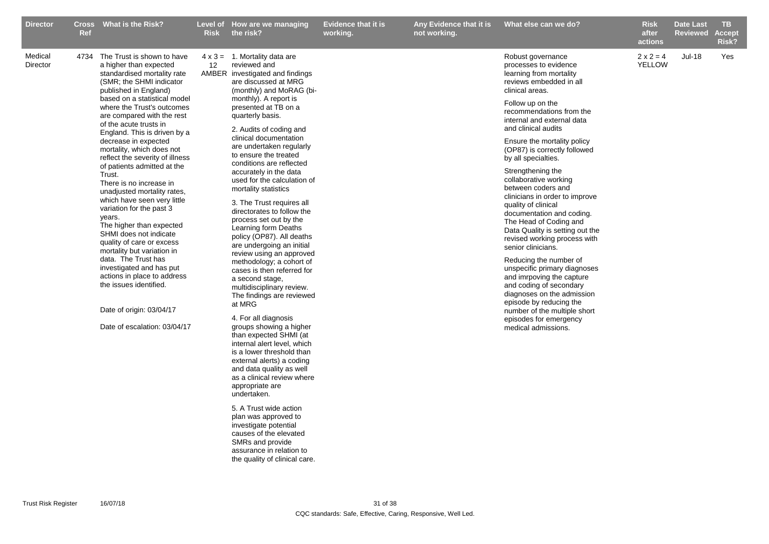| Director | Cross Ref | What is the Risk? | Level of Risk | How are we managing the risk? | Evidence that it is working. | Any Evidence that it is not working. | What else can we do? | Risk after actions | Date Last Reviewed | TB Accept Risk? |
|---|---|---|---|---|---|---|---|---|---|---|
| Medical Director | 4734 | The Trust is shown to have a higher than expected standardised mortality rate (SMR; the SHMI indicator published in England) based on a statistical model where the Trust's outcomes are compared with the rest of the acute trusts in England. This is driven by a decrease in expected mortality, which does not reflect the severity of illness of patients admitted at the Trust.<br>There is no increase in unadjusted mortality rates, which have seen very little variation for the past 3 years.<br>The higher than expected SHMI does not indicate quality of care or excess mortality but variation in data. The Trust has investigated and has put actions in place to address the issues identified.<br><br>Date of origin: 03/04/17<br><br>Date of escalation: 03/04/17 | 4 x 3 = 12 AMBER | 1. Mortality data are reviewed and investigated and findings are discussed at MRG (monthly) and MoRAG (bi-monthly). A report is presented at TB on a quarterly basis.<br><br>2. Audits of coding and clinical documentation are undertaken regularly to ensure the treated conditions are reflected accurately in the data used for the calculation of mortality statistics<br><br>3. The Trust requires all directorates to follow the process set out by the Learning form Deaths policy (OP87). All deaths are undergoing an initial review using an approved methodology; a cohort of cases is then referred for a second stage, multidisciplinary review. The findings are reviewed at MRG<br><br>4. For all diagnosis groups showing a higher than expected SHMI (at internal alert level, which is a lower threshold than external alerts) a coding and data quality as well as a clinical review where appropriate are undertaken.<br><br>5. A Trust wide action plan was approved to investigate potential causes of the elevated SMRs and provide assurance in relation to the quality of clinical care. | | | Robust governance processes to evidence learning from mortality reviews embedded in all clinical areas.<br><br>Follow up on the recommendations from the internal and external data and clinical audits<br><br>Ensure the mortality policy (OP87) is correctly followed by all specialties.<br><br>Strengthening the collaborative working between coders and clinicians in order to improve quality of clinical documentation and coding. The Head of Coding and Data Quality is setting out the revised working process with senior clinicians.<br><br>Reducing the number of unspecific primary diagnoses and imrpoving the capture and coding of secondary diagnoses on the admission episode by reducing the number of the multiple short episodes for emergency medical admissions. | 2 x 2 = 4 YELLOW | Jul-18 | Yes |

CQC standards: Safe, Effective, Caring, Responsive, Well Led.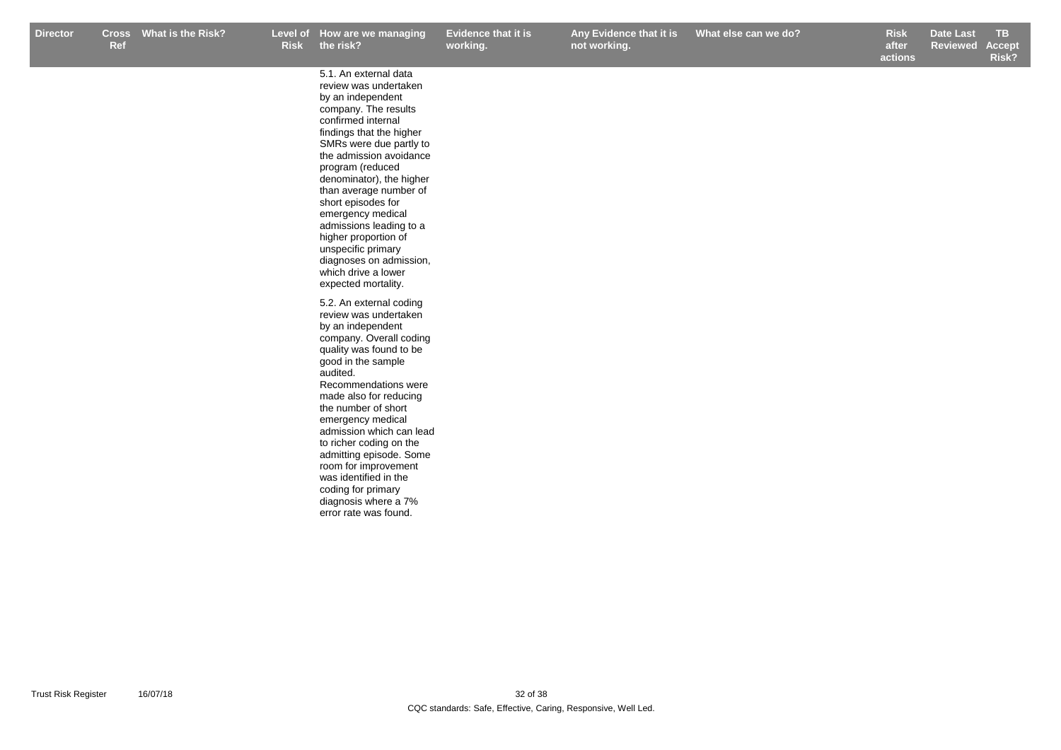| Director | Cross Ref | What is the Risk? | Level of Risk | How are we managing the risk? | Evidence that it is working. | Any Evidence that it is not working. | What else can we do? | Risk after actions | Date Last Reviewed | TB Accept Risk? |
|---|---|---|---|---|---|---|---|---|---|---|
| | | | | 5.1. An external data review was undertaken by an independent company. The results confirmed internal findings that the higher SMRs were due partly to the admission avoidance program (reduced denominator), the higher than average number of short episodes for emergency medical admissions leading to a higher proportion of unspecific primary diagnoses on admission, which drive a lower expected mortality.<br><br>5.2. An external coding review was undertaken by an independent company. Overall coding quality was found to be good in the sample audited. Recommendations were made also for reducing the number of short emergency medical admission which can lead to richer coding on the admitting episode. Some room for improvement was identified in the coding for primary diagnosis where a 7% error rate was found. | | | | | | |

Trust Risk Register 16/07/18

CQC standards: Safe, Effective, Caring, Responsive, Well Led.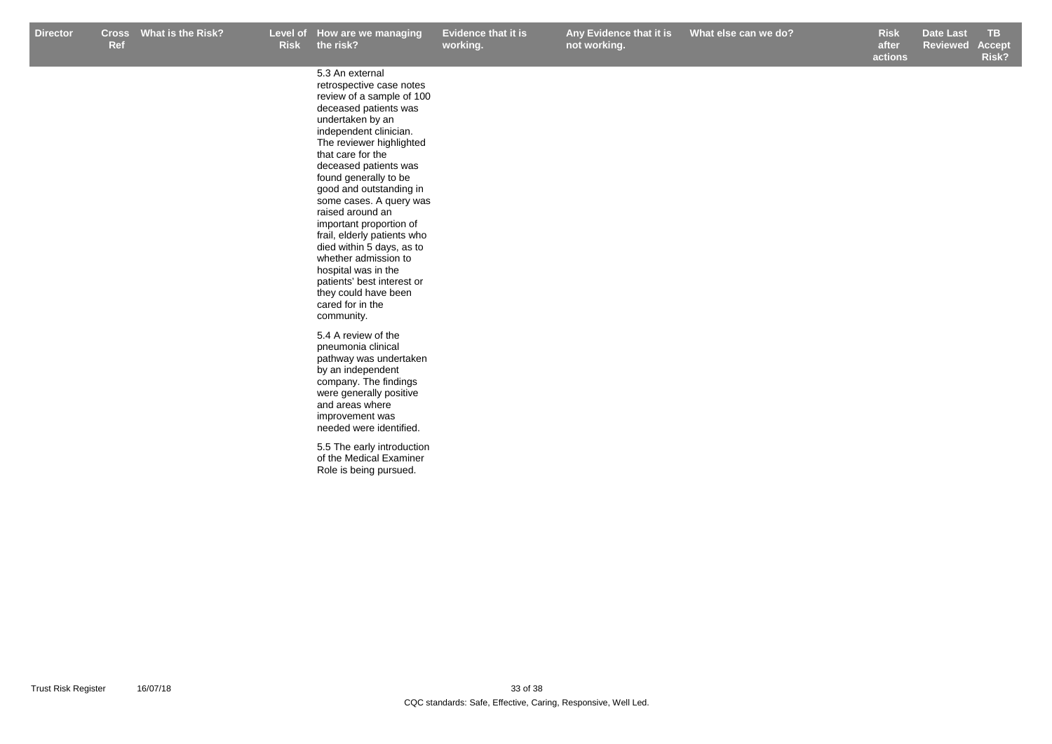| Director | Cross Ref | What is the Risk? | Level of Risk | How are we managing the risk? | Evidence that it is working. | Any Evidence that it is not working. | What else can we do? | Risk after actions | Date Last Reviewed | TB Accept Risk? |
|---|---|---|---|---|---|---|---|---|---|---|
| | | | | 5.3 An external retrospective case notes review of a sample of 100 deceased patients was undertaken by an independent clinician. The reviewer highlighted that care for the deceased patients was found generally to be good and outstanding in some cases. A query was raised around an important proportion of frail, elderly patients who died within 5 days, as to whether admission to hospital was in the patients' best interest or they could have been cared for in the community.<br><br>5.4 A review of the pneumonia clinical pathway was undertaken by an independent company. The findings were generally positive and areas where improvement was needed were identified.<br><br>5.5 The early introduction of the Medical Examiner Role is being pursued. | | | | | | |

CQC standards: Safe, Effective, Caring, Responsive, Well Led.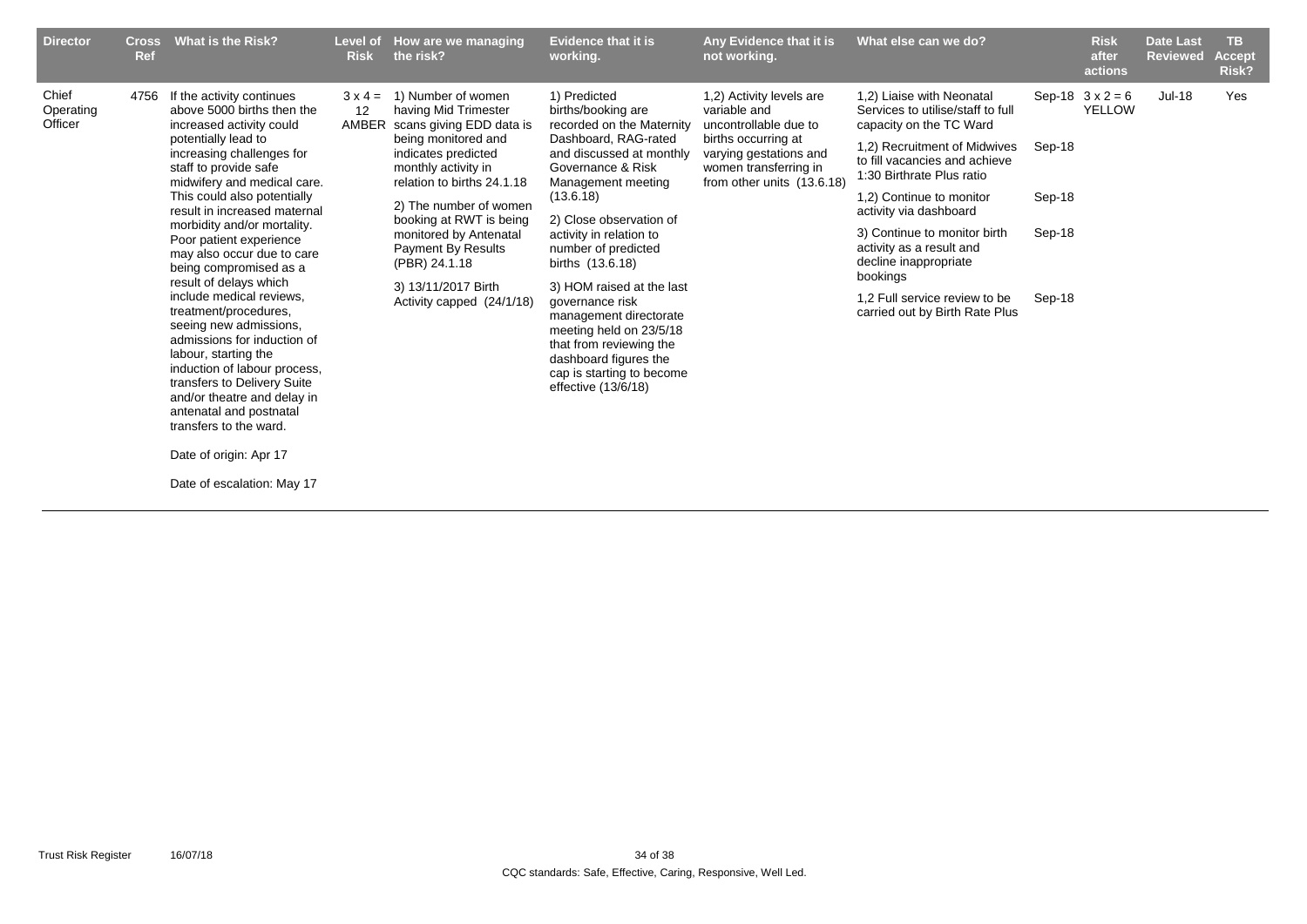| Director | Cross Ref | What is the Risk? | Level of Risk | How are we managing the risk? | Evidence that it is working. | Any Evidence that it is not working. | What else can we do? | | Risk after actions | Date Last Reviewed | TB Accept Risk? |
|---|---|---|---|---|---|---|---|---|---|---|---|
| Chief Operating Officer | 4756 | If the activity continues above 5000 births then the increased activity could potentially lead to increasing challenges for staff to provide safe midwifery and medical care. This could also potentially result in increased maternal morbidity and/or mortality. Poor patient experience may also occur due to care being compromised as a result of delays which include medical reviews, treatment/procedures, seeing new admissions, admissions for induction of labour, starting the induction of labour process, transfers to Delivery Suite and/or theatre and delay in antenatal and postnatal transfers to the ward.<br><br>Date of origin: Apr 17<br><br>Date of escalation: May 17 | 3 x 4 = 12 AMBER | 1) Number of women having Mid Trimester scans giving EDD data is being monitored and indicates predicted monthly activity in relation to births 24.1.18<br><br>2) The number of women booking at RWT is being monitored by Antenatal Payment By Results (PBR) 24.1.18<br><br>3) 13/11/2017 Birth Activity capped (24/1/18) | 1) Predicted births/booking are recorded on the Maternity Dashboard, RAG-rated and discussed at monthly Governance & Risk Management meeting (13.6.18)<br><br>2) Close observation of activity in relation to number of predicted births (13.6.18)<br><br>3) HOM raised at the last governance risk management directorate meeting held on 23/5/18 that from reviewing the dashboard figures the cap is starting to become effective (13/6/18) | 1,2) Activity levels are variable and uncontrollable due to births occurring at varying gestations and women transferring in from other units (13.6.18) | 1,2) Liaise with Neonatal Services to utilise/staff to full capacity on the TC Ward<br><br>1,2) Recruitment of Midwives to fill vacancies and achieve 1:30 Birthrate Plus ratio<br><br>1,2) Continue to monitor activity via dashboard<br><br>3) Continue to monitor birth activity as a result and decline inappropriate bookings<br><br>1,2 Full service review to be carried out by Birth Rate Plus | Sep-18<br><br>Sep-18<br><br>Sep-18<br><br>Sep-18<br><br>Sep-18 | 3 x 2 = 6 YELLOW | Jul-18 | Yes |

CQC standards: Safe, Effective, Caring, Responsive, Well Led.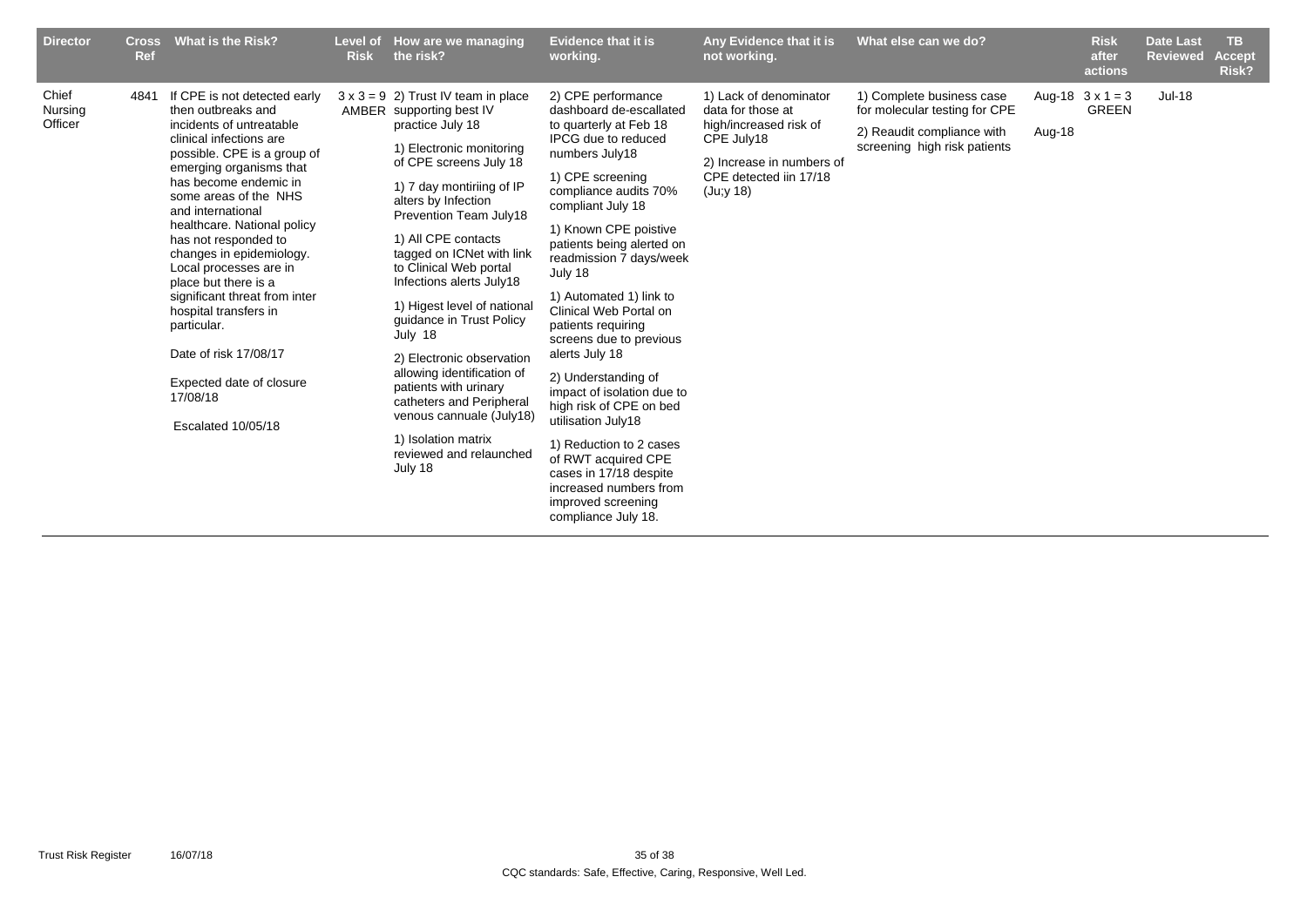| Director | Cross Ref | What is the Risk? | Level of Risk | How are we managing the risk? | Evidence that it is working. | Any Evidence that it is not working. | What else can we do? | | Risk after actions | Date Last Reviewed | TB Accept Risk? |
|---|---|---|---|---|---|---|---|---|---|---|---|
| Chief Nursing Officer | 4841 | If CPE is not detected early then outbreaks and incidents of untreatable clinical infections are possible. CPE is a group of emerging organisms that has become endemic in some areas of the NHS and international healthcare. National policy has not responded to changes in epidemiology. Local processes are in place but there is a significant threat from inter hospital transfers in particular.<br><br>Date of risk 17/08/17<br><br>Expected date of closure 17/08/18<br><br>Escalated 10/05/18 | 3 x 3 = 9 AMBER | 2) Trust IV team in place supporting best IV practice July 18<br><br>1) Electronic monitoring of CPE screens July 18<br><br>1) 7 day montiriing of IP alters by Infection Prevention Team July18<br><br>1) All CPE contacts tagged on ICNet with link to Clinical Web portal Infections alerts July18<br><br>1) Higest level of national guidance in Trust Policy July 18<br><br>2) Electronic observation allowing identification of patients with urinary catheters and Peripheral venous cannuale (July18)<br><br>1) Isolation matrix reviewed and relaunched July 18 | 2) CPE performance dashboard de-escallated to quarterly at Feb 18 IPCG due to reduced numbers July18<br><br>1) CPE screening compliance audits 70% compliant July 18<br><br>1) Known CPE poistive patients being alerted on readmission 7 days/week July 18<br><br>1) Automated 1) link to Clinical Web Portal on patients requiring screens due to previous alerts July 18<br><br>2) Understanding of impact of isolation due to high risk of CPE on bed utilisation July18<br><br>1) Reduction to 2 cases of RWT acquired CPE cases in 17/18 despite increased numbers from improved screening compliance July 18. | 1) Lack of denominator data for those at high/increased risk of CPE July18<br><br>2) Increase in numbers of CPE detected iin 17/18 (Ju;y 18) | 1) Complete business case for molecular testing for CPE<br><br>2) Reaudit compliance with screening high risk patients | Aug-18<br><br>Aug-18 | 3 x 1 = 3 GREEN | Jul-18 | |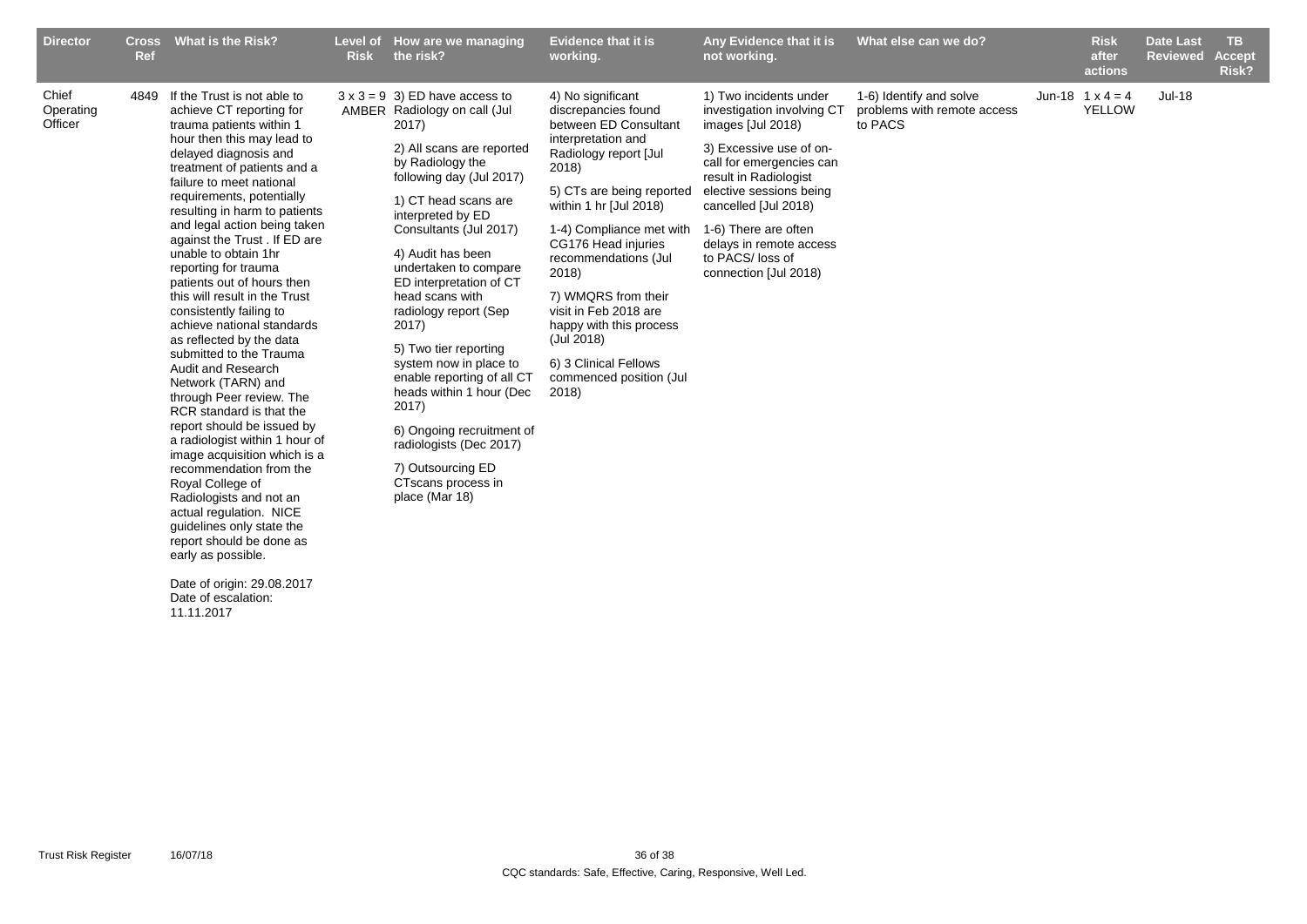| Director | Cross Ref | What is the Risk? | Level of Risk | How are we managing the risk? | Evidence that it is working. | Any Evidence that it is not working. | What else can we do? | | Risk after actions | Date Last Reviewed | TB Accept Risk? |
|---|---|---|---|---|---|---|---|---|---|---|---|
| Chief Operating Officer | 4849 | If the Trust is not able to achieve CT reporting for trauma patients within 1 hour then this may lead to delayed diagnosis and treatment of patients and a failure to meet national requirements, potentially resulting in harm to patients and legal action being taken against the Trust . If ED are unable to obtain 1hr reporting for trauma patients out of hours then this will result in the Trust consistently failing to achieve national standards as reflected by the data submitted to the Trauma Audit and Research Network (TARN) and through Peer review. The RCR standard is that the report should be issued by a radiologist within 1 hour of image acquisition which is a recommendation from the Royal College of Radiologists and not an actual regulation. NICE guidelines only state the report should be done as early as possible.<br><br>Date of origin: 29.08.2017<br>Date of escalation: 11.11.2017 | 3 x 3 = 9 AMBER | 3) ED have access to Radiology on call (Jul 2017)<br><br>2) All scans are reported by Radiology the following day (Jul 2017)<br><br>1) CT head scans are interpreted by ED Consultants (Jul 2017)<br><br>4) Audit has been undertaken to compare ED interpretation of CT head scans with radiology report (Sep 2017)<br><br>5) Two tier reporting system now in place to enable reporting of all CT heads within 1 hour (Dec 2017)<br><br>6) Ongoing recruitment of radiologists (Dec 2017)<br><br>7) Outsourcing ED CTscans process in place (Mar 18) | 4) No significant discrepancies found between ED Consultant interpretation and Radiology report [Jul 2018)<br><br>5) CTs are being reported within 1 hr [Jul 2018)<br><br>1-4) Compliance met with CG176 Head injuries recommendations (Jul 2018)<br><br>7) WMQRS from their visit in Feb 2018 are happy with this process (Jul 2018)<br><br>6) 3 Clinical Fellows commenced position (Jul 2018) | 1) Two incidents under investigation involving CT images [Jul 2018)<br><br>3) Excessive use of on-call for emergencies can result in Radiologist elective sessions being cancelled [Jul 2018)<br><br>1-6) There are often delays in remote access to PACS/ loss of connection [Jul 2018) | 1-6) Identify and solve problems with remote access to PACS | Jun-18 | 1 x 4 = 4 YELLOW | Jul-18 | |

CQC standards: Safe, Effective, Caring, Responsive, Well Led.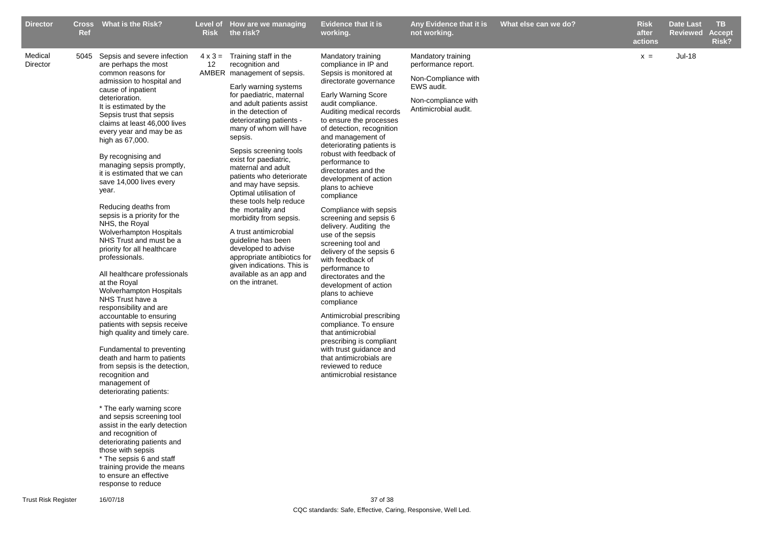| Director | Cross Ref | What is the Risk? | Level of Risk | How are we managing the risk? | Evidence that it is working. | Any Evidence that it is not working. | What else can we do? | Risk after actions | Date Last Reviewed | TB Accept Risk? |
|---|---|---|---|---|---|---|---|---|---|---|
| Medical Director | 5045 | Sepsis and severe infection are perhaps the most common reasons for admission to hospital and cause of inpatient deterioration.<br>It is estimated by the Sepsis trust that sepsis claims at least 46,000 lives every year and may be as high as 67,000.<br><br>By recognising and managing sepsis promptly, it is estimated that we can save 14,000 lives every year.<br><br>Reducing deaths from sepsis is a priority for the NHS, the Royal Wolverhampton Hospitals NHS Trust and must be a priority for all healthcare professionals.<br><br>All healthcare professionals at the Royal Wolverhampton Hospitals NHS Trust have a responsibility and are accountable to ensuring patients with sepsis receive high quality and timely care.<br><br>Fundamental to preventing death and harm to patients from sepsis is the detection, recognition and management of deteriorating patients:<br><br>* The early warning score and sepsis screening tool assist in the early detection and recognition of deteriorating patients and those with sepsis<br>* The sepsis 6 and staff training provide the means to ensure an effective response to reduce | 4 x 3 = 12 AMBER | Training staff in the recognition and management of sepsis.<br><br>Early warning systems for paediatric, maternal and adult patients assist in the detection of deteriorating patients - many of whom will have sepsis.<br><br>Sepsis screening tools exist for paediatric, maternal and adult patients who deteriorate and may have sepsis. Optimal utilisation of these tools help reduce the mortality and morbidity from sepsis.<br><br>A trust antimicrobial guideline has been developed to advise appropriate antibiotics for given indications. This is available as an app and on the intranet. | Mandatory training compliance in IP and Sepsis is monitored at directorate governance<br><br>Early Warning Score audit compliance. Auditing medical records to ensure the processes of detection, recognition and management of deteriorating patients is robust with feedback of performance to directorates and the development of action plans to achieve compliance<br><br>Compliance with sepsis screening and sepsis 6 delivery. Auditing the use of the sepsis screening tool and delivery of the sepsis 6 with feedback of performance to directorates and the development of action plans to achieve compliance<br><br>Antimicrobial prescribing compliance. To ensure that antimicrobial prescribing is compliant with trust guidance and that antimicrobials are reviewed to reduce antimicrobial resistance | Mandatory training performance report.<br><br>Non-Compliance with EWS audit.<br><br>Non-compliance with Antimicrobial audit. | | x = | Jul-18 | |

CQC standards: Safe, Effective, Caring, Responsive, Well Led.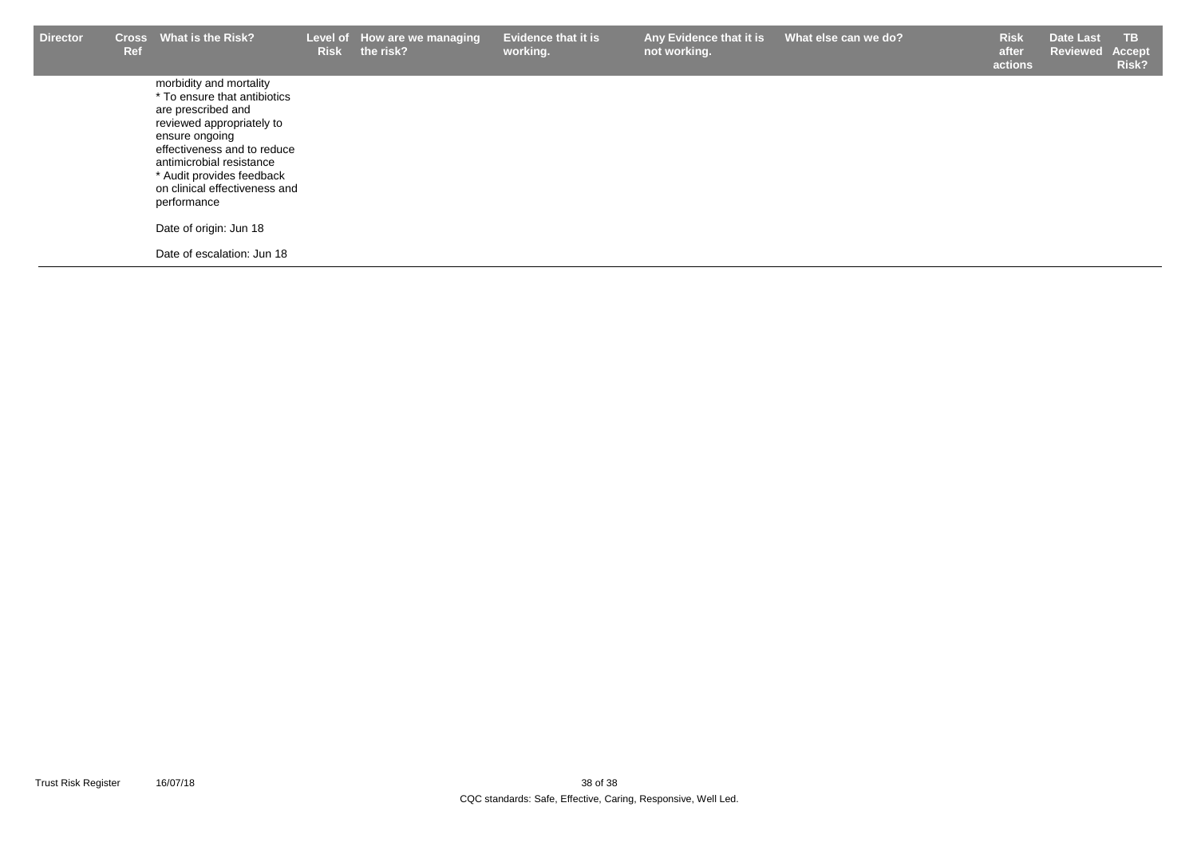| Director | Cross Ref | What is the Risk? | Level of Risk | How are we managing the risk? | Evidence that it is working. | Any Evidence that it is not working. | What else can we do? | Risk after actions | Date Last Reviewed | TB Accept Risk? |
|---|---|---|---|---|---|---|---|---|---|---|
| | | morbidity and mortality<br>* To ensure that antibiotics are prescribed and reviewed appropriately to ensure ongoing effectiveness and to reduce antimicrobial resistance<br>* Audit provides feedback on clinical effectiveness and performance<br><br>Date of origin: Jun 18<br><br>Date of escalation: Jun 18 | | | | | | | | |

Trust Risk Register 16/07/18

CQC standards: Safe, Effective, Caring, Responsive, Well Led.